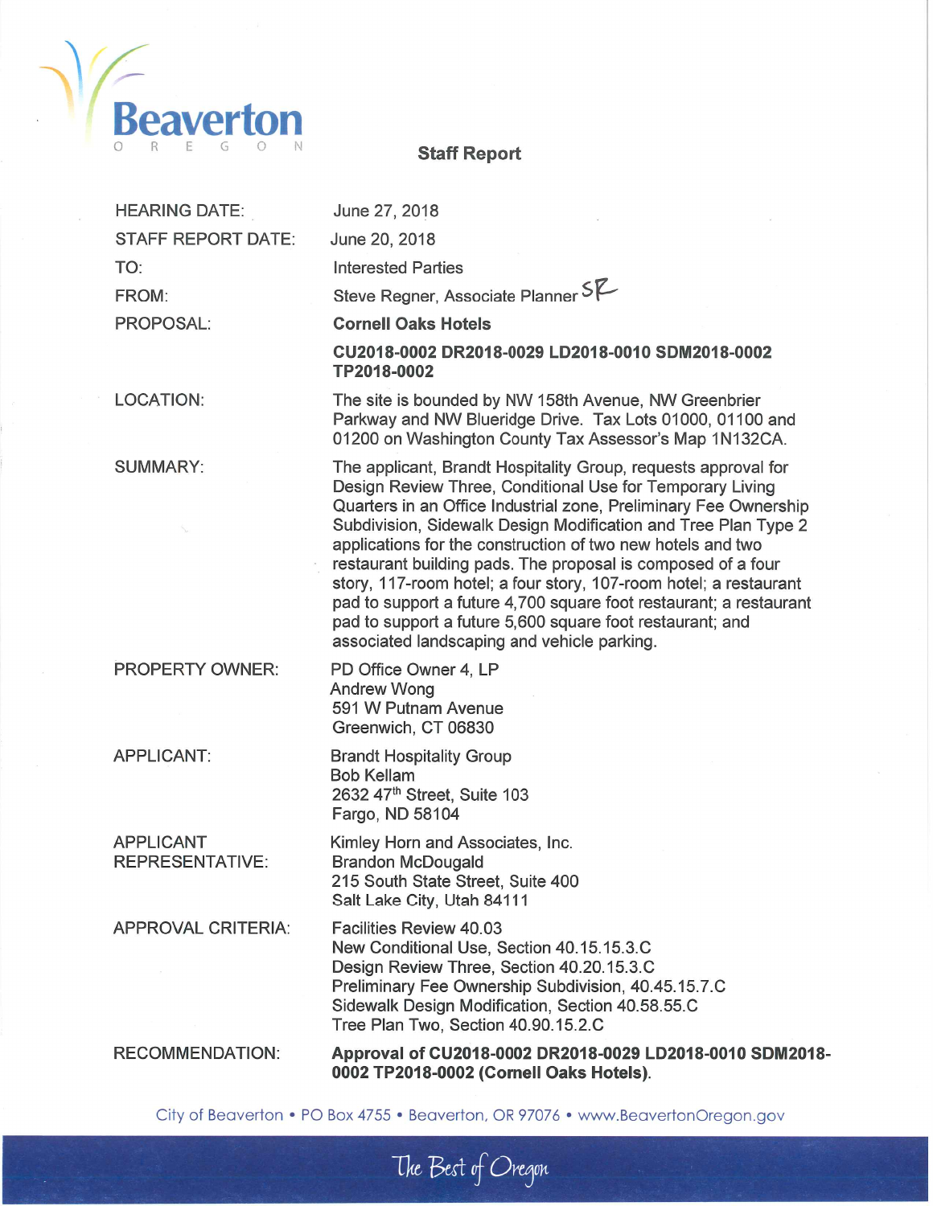Beaverton
OREGON

# Staff Report

| | |
|---|---|
| HEARING DATE: | June 27, 2018 |
| STAFF REPORT DATE: | June 20, 2018 |
| TO: | Interested Parties |
| FROM: | Steve Regner, Associate Planner SR |
| PROPOSAL: | **Cornell Oaks Hotels**<br>**CU2018-0002 DR2018-0029 LD2018-0010 SDM2018-0002 TP2018-0002** |
| LOCATION: | The site is bounded by NW 158th Avenue, NW Greenbrier Parkway and NW Blueridge Drive. Tax Lots 01000, 01100 and 01200 on Washington County Tax Assessor's Map 1N132CA. |
| SUMMARY: | The applicant, Brandt Hospitality Group, requests approval for Design Review Three, Conditional Use for Temporary Living Quarters in an Office Industrial zone, Preliminary Fee Ownership Subdivision, Sidewalk Design Modification and Tree Plan Type 2 applications for the construction of two new hotels and two restaurant building pads. The proposal is composed of a four story, 117-room hotel; a four story, 107-room hotel; a restaurant pad to support a future 4,700 square foot restaurant; a restaurant pad to support a future 5,600 square foot restaurant; and associated landscaping and vehicle parking. |
| PROPERTY OWNER: | PD Office Owner 4, LP<br>Andrew Wong<br>591 W Putnam Avenue<br>Greenwich, CT 06830 |
| APPLICANT: | Brandt Hospitality Group<br>Bob Kellam<br>2632 47th Street, Suite 103<br>Fargo, ND 58104 |
| APPLICANT REPRESENTATIVE: | Kimley Horn and Associates, Inc.<br>Brandon McDougald<br>215 South State Street, Suite 400<br>Salt Lake City, Utah 84111 |
| APPROVAL CRITERIA: | Facilities Review 40.03<br>New Conditional Use, Section 40.15.15.3.C<br>Design Review Three, Section 40.20.15.3.C<br>Preliminary Fee Ownership Subdivision, 40.45.15.7.C<br>Sidewalk Design Modification, Section 40.58.55.C<br>Tree Plan Two, Section 40.90.15.2.C |
| RECOMMENDATION: | **Approval of CU2018-0002 DR2018-0029 LD2018-0010 SDM2018-0002 TP2018-0002 (Cornell Oaks Hotels).** |

City of Beaverton • PO Box 4755 • Beaverton, OR 97076 • www.BeavertonOregon.gov

The Best of Oregon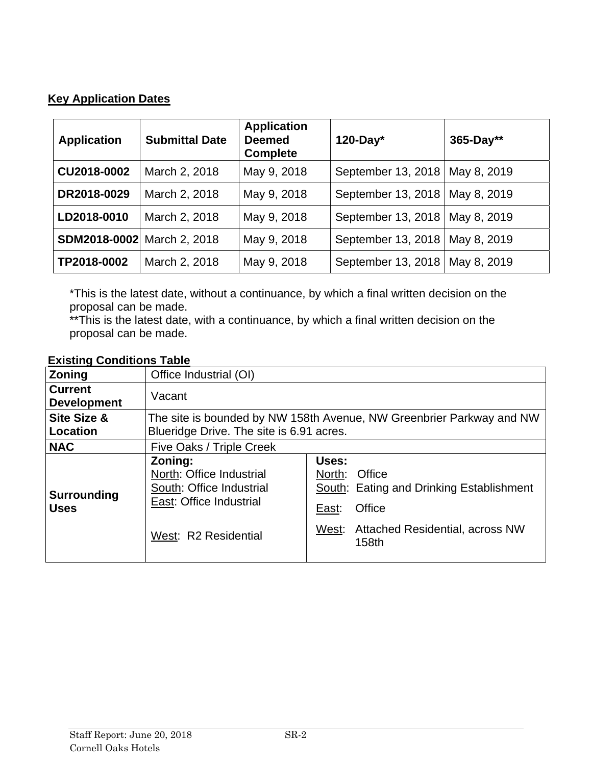**Key Application Dates**

| Application | Submittal Date | Application Deemed Complete | 120-Day* | 365-Day** |
|---|---|---|---|---|
| **CU2018-0002** | March 2, 2018 | May 9, 2018 | September 13, 2018 | May 8, 2019 |
| **DR2018-0029** | March 2, 2018 | May 9, 2018 | September 13, 2018 | May 8, 2019 |
| **LD2018-0010** | March 2, 2018 | May 9, 2018 | September 13, 2018 | May 8, 2019 |
| **SDM2018-0002** | March 2, 2018 | May 9, 2018 | September 13, 2018 | May 8, 2019 |
| **TP2018-0002** | March 2, 2018 | May 9, 2018 | September 13, 2018 | May 8, 2019 |

*This is the latest date, without a continuance, by which a final written decision on the proposal can be made.
**This is the latest date, with a continuance, by which a final written decision on the proposal can be made.

**Existing Conditions Table**

| | | |
|---|---|---|
| **Zoning** | Office Industrial (OI) | |
| **Current Development** | Vacant | |
| **Site Size & Location** | The site is bounded by NW 158th Avenue, NW Greenbrier Parkway and NW Blueridge Drive. The site is 6.91 acres. | |
| **NAC** | Five Oaks / Triple Creek | |
| **Surrounding Uses** | **Zoning:**<br>North: Office Industrial<br>South: Office Industrial<br>East: Office Industrial<br>West: R2 Residential | **Uses:**<br>North: Office<br>South: Eating and Drinking Establishment<br>East: Office<br>West: Attached Residential, across NW 158th |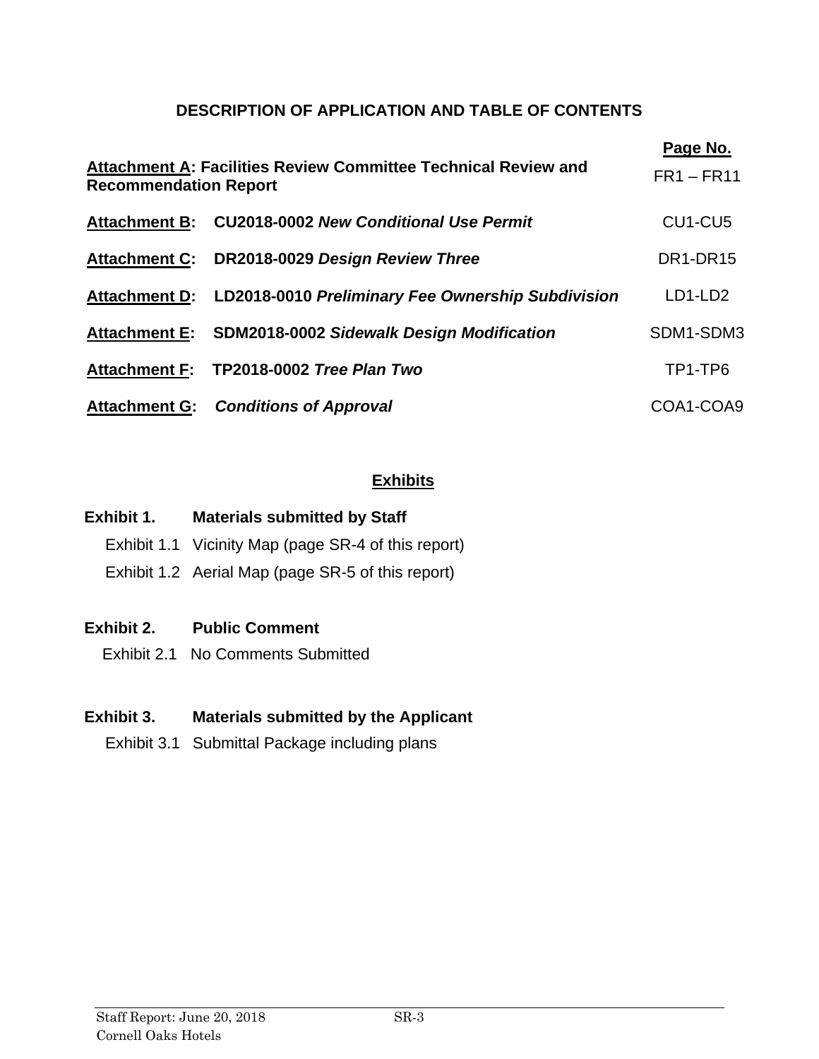## DESCRIPTION OF APPLICATION AND TABLE OF CONTENTS

| | | Page No. |
|---|---|---|
| **Attachment A: Facilities Review Committee Technical Review and Recommendation Report** | | FR1 – FR11 |
| **Attachment B:** | **CU2018-0002 *New Conditional Use Permit*** | CU1-CU5 |
| **Attachment C:** | **DR2018-0029 *Design Review Three*** | DR1-DR15 |
| **Attachment D:** | **LD2018-0010 *Preliminary Fee Ownership Subdivision*** | LD1-LD2 |
| **Attachment E:** | **SDM2018-0002 *Sidewalk Design Modification*** | SDM1-SDM3 |
| **Attachment F:** | **TP2018-0002 *Tree Plan Two*** | TP1-TP6 |
| **Attachment G:** | ***Conditions of Approval*** | COA1-COA9 |

## Exhibits

**Exhibit 1. Materials submitted by Staff**

Exhibit 1.1 Vicinity Map (page SR-4 of this report)

Exhibit 1.2 Aerial Map (page SR-5 of this report)

**Exhibit 2. Public Comment**

Exhibit 2.1 No Comments Submitted

**Exhibit 3. Materials submitted by the Applicant**

Exhibit 3.1 Submittal Package including plans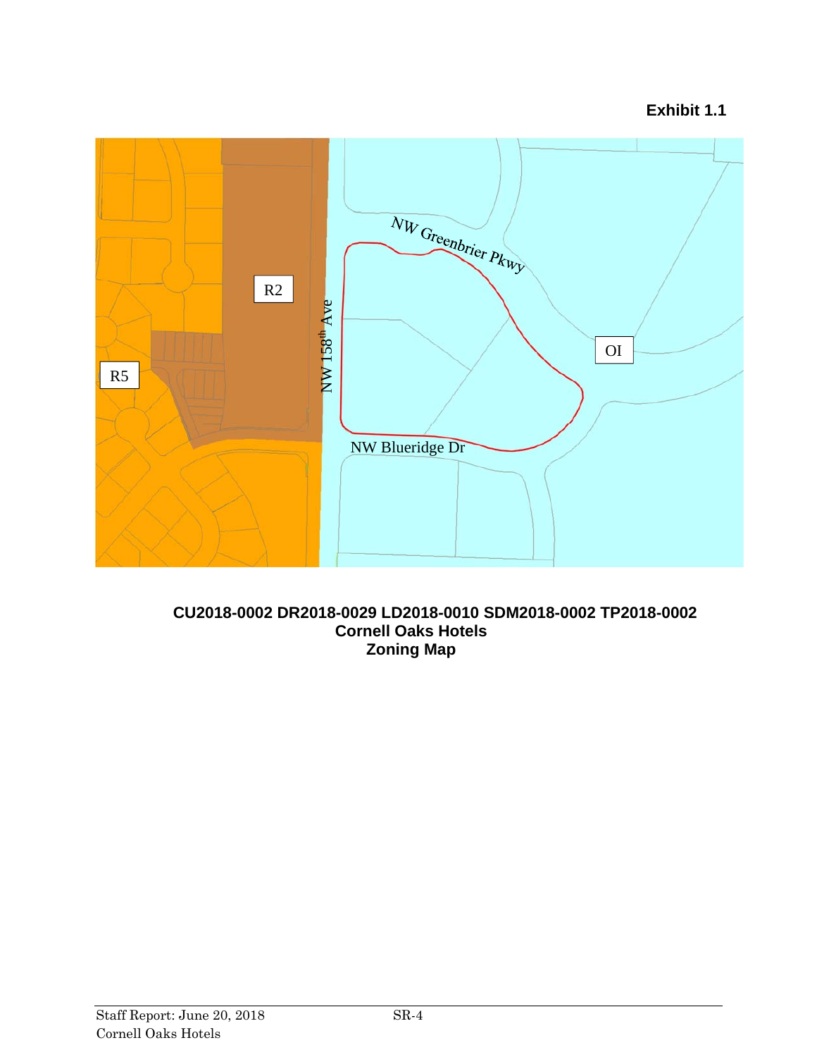**Exhibit 1.1**

R2

R5

NW 158th Ave

NW Greenbrier Pkwy

OI

NW Blueridge Dr

**CU2018-0002 DR2018-0029 LD2018-0010 SDM2018-0002 TP2018-0002**
**Cornell Oaks Hotels**
**Zoning Map**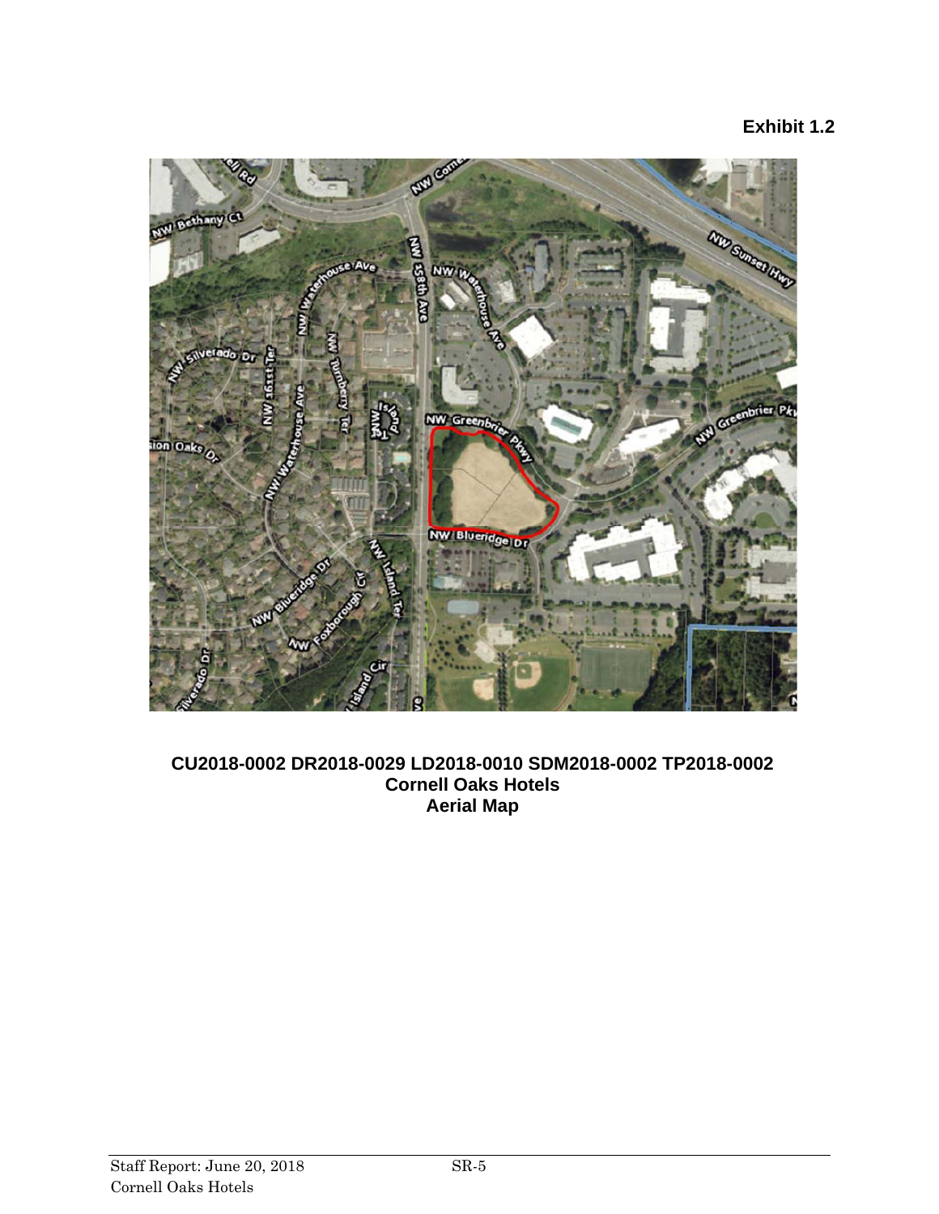**Exhibit 1.2**

**CU2018-0002 DR2018-0029 LD2018-0010 SDM2018-0002 TP2018-0002**
**Cornell Oaks Hotels**
**Aerial Map**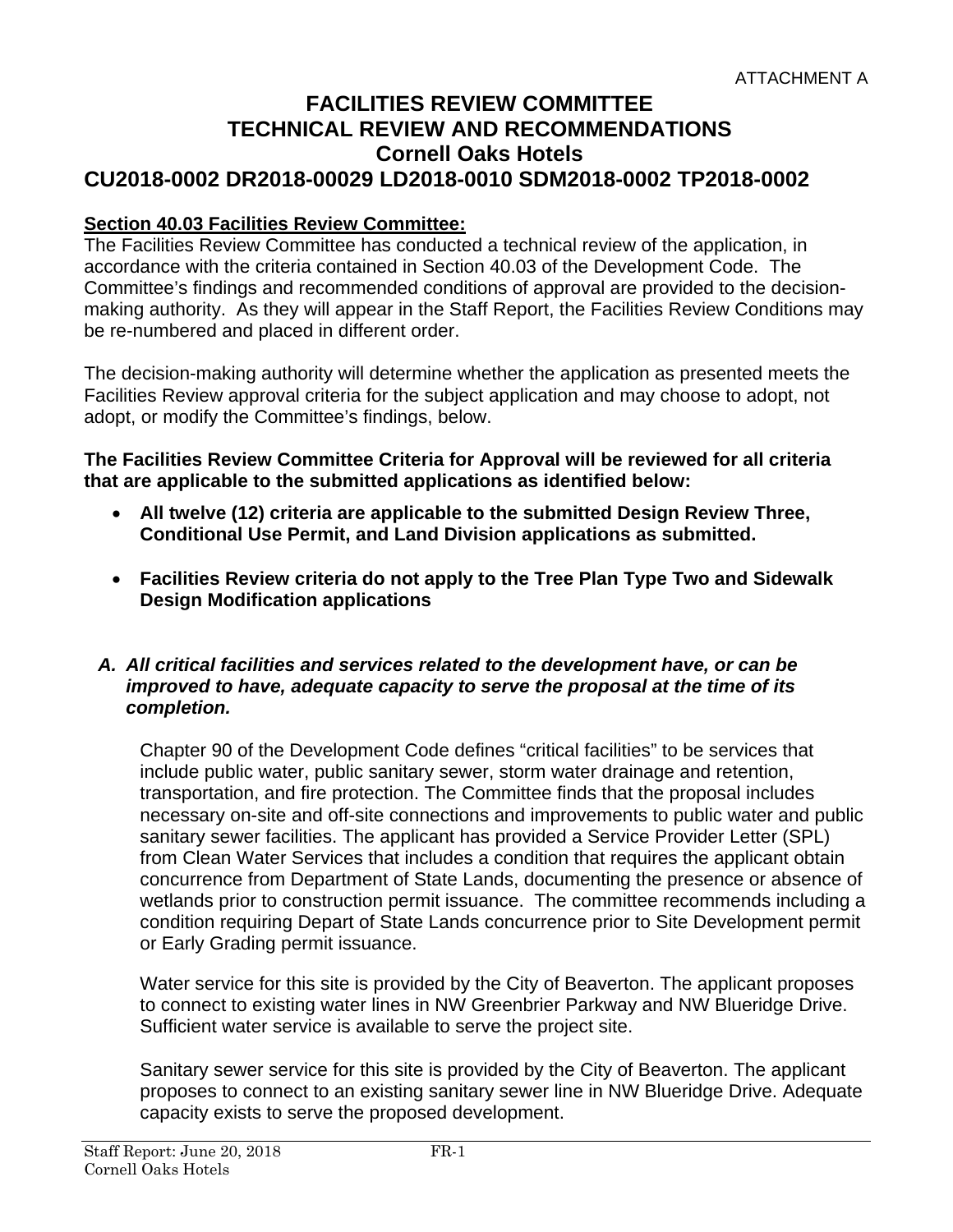ATTACHMENT A

# FACILITIES REVIEW COMMITTEE
# TECHNICAL REVIEW AND RECOMMENDATIONS
# Cornell Oaks Hotels
# CU2018-0002 DR2018-00029 LD2018-0010 SDM2018-0002 TP2018-0002

**Section 40.03 Facilities Review Committee:**

The Facilities Review Committee has conducted a technical review of the application, in accordance with the criteria contained in Section 40.03 of the Development Code. The Committee's findings and recommended conditions of approval are provided to the decision-making authority. As they will appear in the Staff Report, the Facilities Review Conditions may be re-numbered and placed in different order.

The decision-making authority will determine whether the application as presented meets the Facilities Review approval criteria for the subject application and may choose to adopt, not adopt, or modify the Committee's findings, below.

**The Facilities Review Committee Criteria for Approval will be reviewed for all criteria that are applicable to the submitted applications as identified below:**

- **All twelve (12) criteria are applicable to the submitted Design Review Three, Conditional Use Permit, and Land Division applications as submitted.**
- **Facilities Review criteria do not apply to the Tree Plan Type Two and Sidewalk Design Modification applications**

***A. All critical facilities and services related to the development have, or can be improved to have, adequate capacity to serve the proposal at the time of its completion.***

Chapter 90 of the Development Code defines "critical facilities" to be services that include public water, public sanitary sewer, storm water drainage and retention, transportation, and fire protection. The Committee finds that the proposal includes necessary on-site and off-site connections and improvements to public water and public sanitary sewer facilities. The applicant has provided a Service Provider Letter (SPL) from Clean Water Services that includes a condition that requires the applicant obtain concurrence from Department of State Lands, documenting the presence or absence of wetlands prior to construction permit issuance. The committee recommends including a condition requiring Depart of State Lands concurrence prior to Site Development permit or Early Grading permit issuance.

Water service for this site is provided by the City of Beaverton. The applicant proposes to connect to existing water lines in NW Greenbrier Parkway and NW Blueridge Drive. Sufficient water service is available to serve the project site.

Sanitary sewer service for this site is provided by the City of Beaverton. The applicant proposes to connect to an existing sanitary sewer line in NW Blueridge Drive. Adequate capacity exists to serve the proposed development.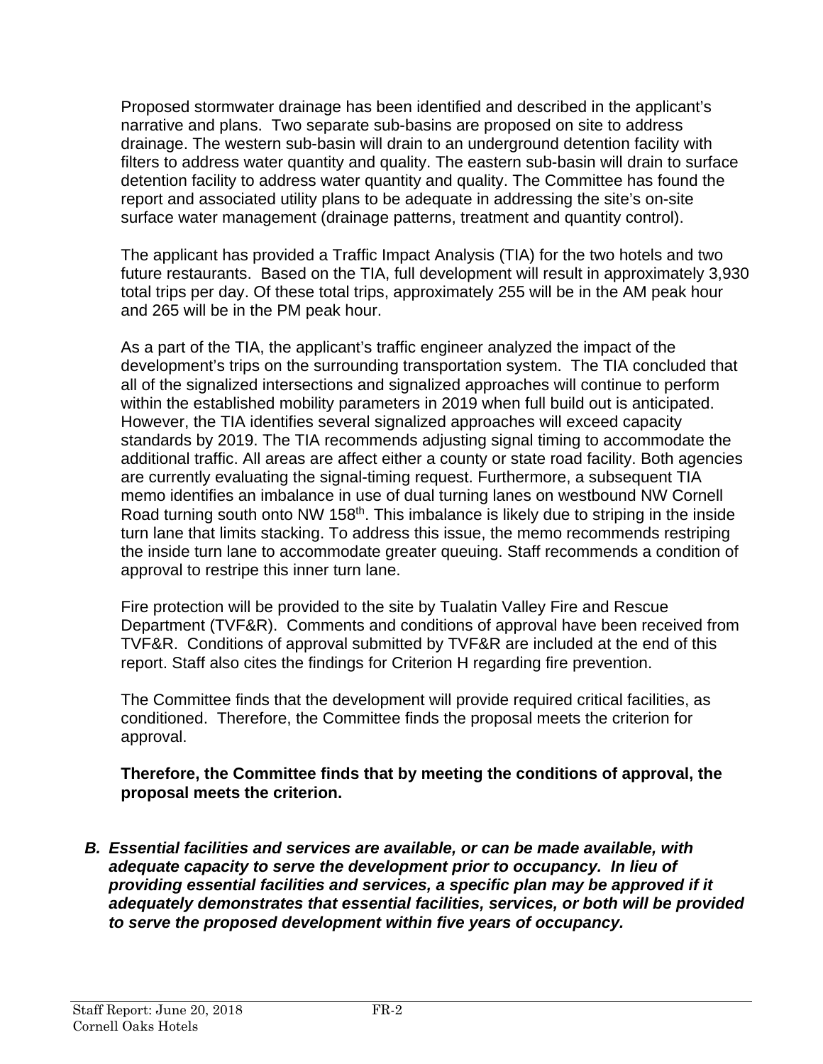Proposed stormwater drainage has been identified and described in the applicant's narrative and plans. Two separate sub-basins are proposed on site to address drainage. The western sub-basin will drain to an underground detention facility with filters to address water quantity and quality. The eastern sub-basin will drain to surface detention facility to address water quantity and quality. The Committee has found the report and associated utility plans to be adequate in addressing the site's on-site surface water management (drainage patterns, treatment and quantity control).

The applicant has provided a Traffic Impact Analysis (TIA) for the two hotels and two future restaurants. Based on the TIA, full development will result in approximately 3,930 total trips per day. Of these total trips, approximately 255 will be in the AM peak hour and 265 will be in the PM peak hour.

As a part of the TIA, the applicant's traffic engineer analyzed the impact of the development's trips on the surrounding transportation system. The TIA concluded that all of the signalized intersections and signalized approaches will continue to perform within the established mobility parameters in 2019 when full build out is anticipated. However, the TIA identifies several signalized approaches will exceed capacity standards by 2019. The TIA recommends adjusting signal timing to accommodate the additional traffic. All areas are affect either a county or state road facility. Both agencies are currently evaluating the signal-timing request. Furthermore, a subsequent TIA memo identifies an imbalance in use of dual turning lanes on westbound NW Cornell Road turning south onto NW 158th. This imbalance is likely due to striping in the inside turn lane that limits stacking. To address this issue, the memo recommends restriping the inside turn lane to accommodate greater queuing. Staff recommends a condition of approval to restripe this inner turn lane.

Fire protection will be provided to the site by Tualatin Valley Fire and Rescue Department (TVF&R). Comments and conditions of approval have been received from TVF&R. Conditions of approval submitted by TVF&R are included at the end of this report. Staff also cites the findings for Criterion H regarding fire prevention.

The Committee finds that the development will provide required critical facilities, as conditioned. Therefore, the Committee finds the proposal meets the criterion for approval.

**Therefore, the Committee finds that by meeting the conditions of approval, the proposal meets the criterion.**

***B. Essential facilities and services are available, or can be made available, with adequate capacity to serve the development prior to occupancy. In lieu of providing essential facilities and services, a specific plan may be approved if it adequately demonstrates that essential facilities, services, or both will be provided to serve the proposed development within five years of occupancy.***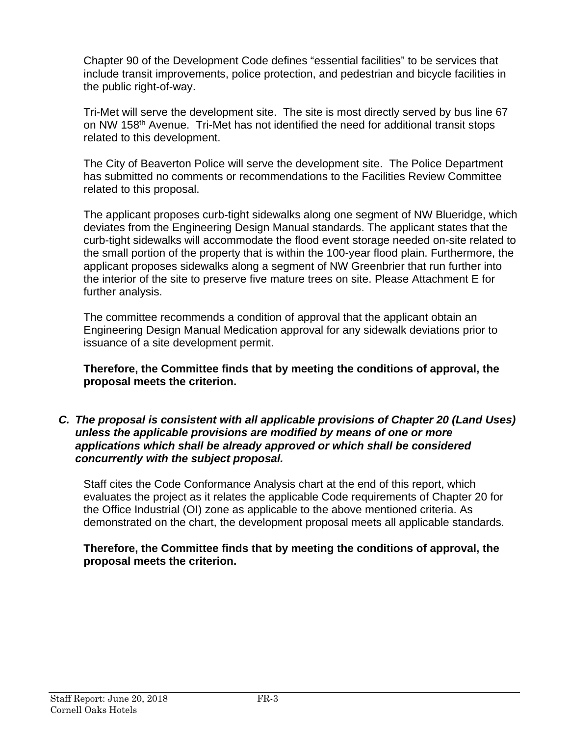Chapter 90 of the Development Code defines “essential facilities” to be services that include transit improvements, police protection, and pedestrian and bicycle facilities in the public right-of-way.

Tri-Met will serve the development site. The site is most directly served by bus line 67 on NW 158th Avenue. Tri-Met has not identified the need for additional transit stops related to this development.

The City of Beaverton Police will serve the development site. The Police Department has submitted no comments or recommendations to the Facilities Review Committee related to this proposal.

The applicant proposes curb-tight sidewalks along one segment of NW Blueridge, which deviates from the Engineering Design Manual standards. The applicant states that the curb-tight sidewalks will accommodate the flood event storage needed on-site related to the small portion of the property that is within the 100-year flood plain. Furthermore, the applicant proposes sidewalks along a segment of NW Greenbrier that run further into the interior of the site to preserve five mature trees on site. Please Attachment E for further analysis.

The committee recommends a condition of approval that the applicant obtain an Engineering Design Manual Medication approval for any sidewalk deviations prior to issuance of a site development permit.

**Therefore, the Committee finds that by meeting the conditions of approval, the proposal meets the criterion.**

***C. The proposal is consistent with all applicable provisions of Chapter 20 (Land Uses) unless the applicable provisions are modified by means of one or more applications which shall be already approved or which shall be considered concurrently with the subject proposal.***

Staff cites the Code Conformance Analysis chart at the end of this report, which evaluates the project as it relates the applicable Code requirements of Chapter 20 for the Office Industrial (OI) zone as applicable to the above mentioned criteria. As demonstrated on the chart, the development proposal meets all applicable standards.

**Therefore, the Committee finds that by meeting the conditions of approval, the proposal meets the criterion.**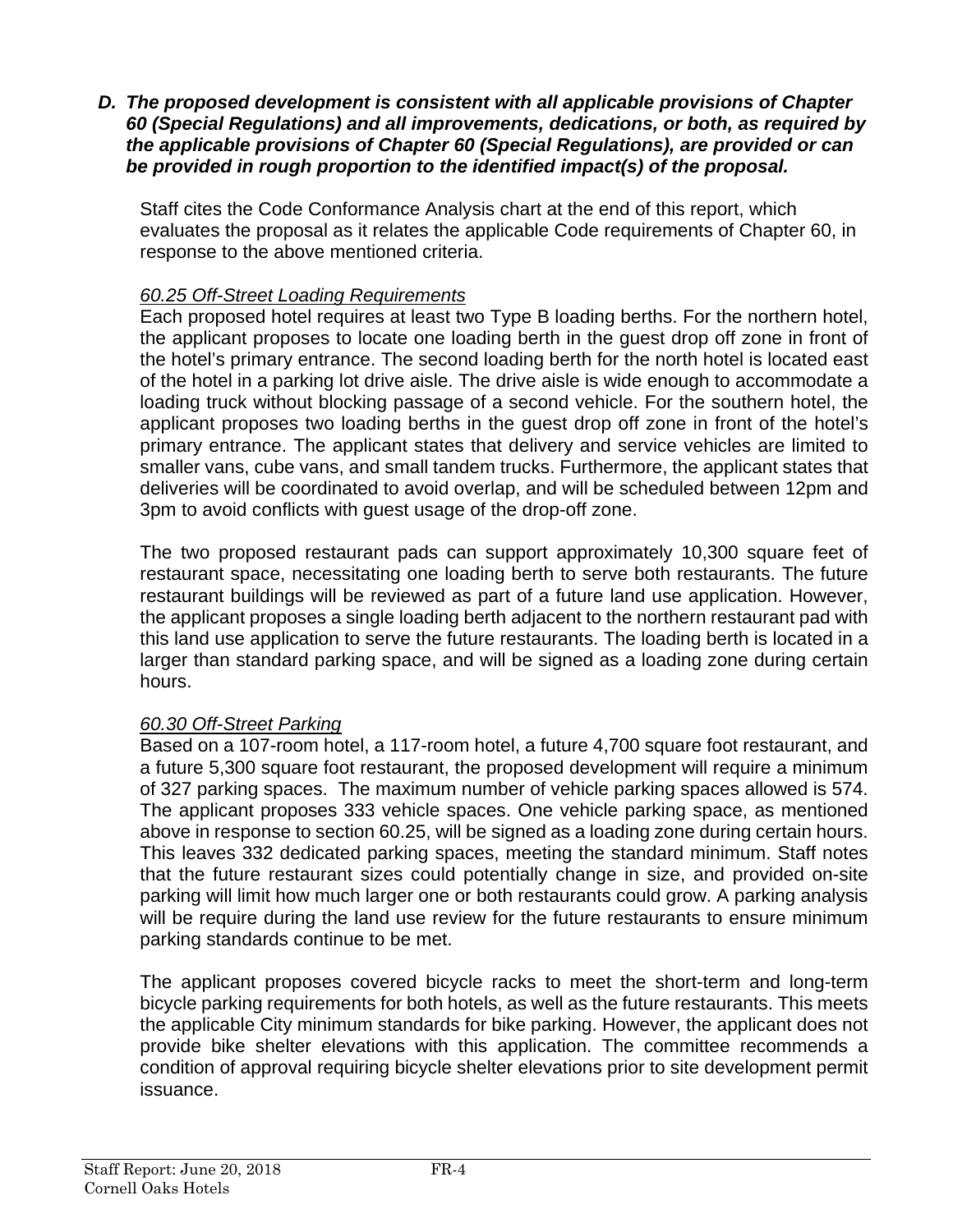***D. The proposed development is consistent with all applicable provisions of Chapter 60 (Special Regulations) and all improvements, dedications, or both, as required by the applicable provisions of Chapter 60 (Special Regulations), are provided or can be provided in rough proportion to the identified impact(s) of the proposal.***

Staff cites the Code Conformance Analysis chart at the end of this report, which evaluates the proposal as it relates the applicable Code requirements of Chapter 60, in response to the above mentioned criteria.

*60.25 Off-Street Loading Requirements*

Each proposed hotel requires at least two Type B loading berths. For the northern hotel, the applicant proposes to locate one loading berth in the guest drop off zone in front of the hotel's primary entrance. The second loading berth for the north hotel is located east of the hotel in a parking lot drive aisle. The drive aisle is wide enough to accommodate a loading truck without blocking passage of a second vehicle. For the southern hotel, the applicant proposes two loading berths in the guest drop off zone in front of the hotel's primary entrance. The applicant states that delivery and service vehicles are limited to smaller vans, cube vans, and small tandem trucks. Furthermore, the applicant states that deliveries will be coordinated to avoid overlap, and will be scheduled between 12pm and 3pm to avoid conflicts with guest usage of the drop-off zone.

The two proposed restaurant pads can support approximately 10,300 square feet of restaurant space, necessitating one loading berth to serve both restaurants. The future restaurant buildings will be reviewed as part of a future land use application. However, the applicant proposes a single loading berth adjacent to the northern restaurant pad with this land use application to serve the future restaurants. The loading berth is located in a larger than standard parking space, and will be signed as a loading zone during certain hours.

*60.30 Off-Street Parking*

Based on a 107-room hotel, a 117-room hotel, a future 4,700 square foot restaurant, and a future 5,300 square foot restaurant, the proposed development will require a minimum of 327 parking spaces. The maximum number of vehicle parking spaces allowed is 574. The applicant proposes 333 vehicle spaces. One vehicle parking space, as mentioned above in response to section 60.25, will be signed as a loading zone during certain hours. This leaves 332 dedicated parking spaces, meeting the standard minimum. Staff notes that the future restaurant sizes could potentially change in size, and provided on-site parking will limit how much larger one or both restaurants could grow. A parking analysis will be require during the land use review for the future restaurants to ensure minimum parking standards continue to be met.

The applicant proposes covered bicycle racks to meet the short-term and long-term bicycle parking requirements for both hotels, as well as the future restaurants. This meets the applicable City minimum standards for bike parking. However, the applicant does not provide bike shelter elevations with this application. The committee recommends a condition of approval requiring bicycle shelter elevations prior to site development permit issuance.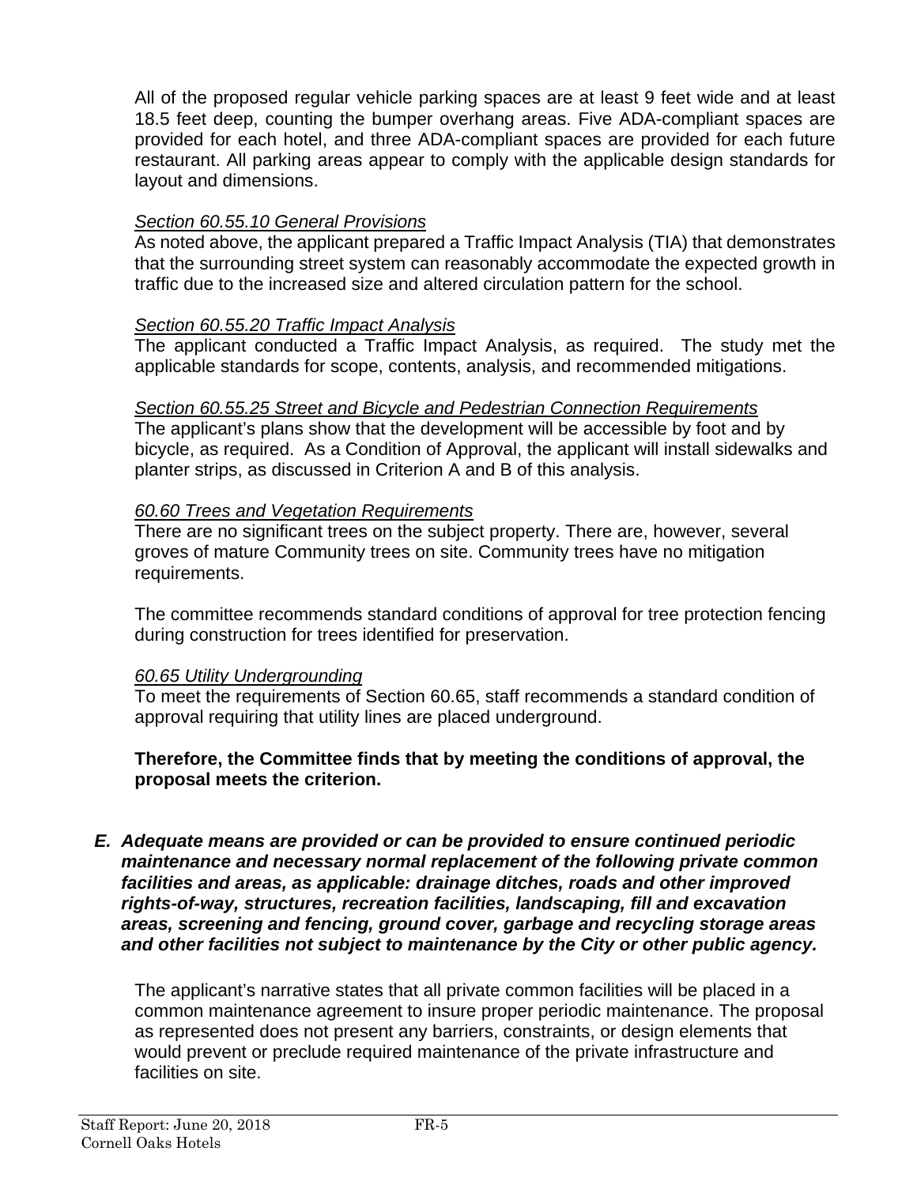All of the proposed regular vehicle parking spaces are at least 9 feet wide and at least 18.5 feet deep, counting the bumper overhang areas. Five ADA-compliant spaces are provided for each hotel, and three ADA-compliant spaces are provided for each future restaurant. All parking areas appear to comply with the applicable design standards for layout and dimensions.

*Section 60.55.10 General Provisions*

As noted above, the applicant prepared a Traffic Impact Analysis (TIA) that demonstrates that the surrounding street system can reasonably accommodate the expected growth in traffic due to the increased size and altered circulation pattern for the school.

*Section 60.55.20 Traffic Impact Analysis*

The applicant conducted a Traffic Impact Analysis, as required. The study met the applicable standards for scope, contents, analysis, and recommended mitigations.

*Section 60.55.25 Street and Bicycle and Pedestrian Connection Requirements*

The applicant's plans show that the development will be accessible by foot and by bicycle, as required. As a Condition of Approval, the applicant will install sidewalks and planter strips, as discussed in Criterion A and B of this analysis.

*60.60 Trees and Vegetation Requirements*

There are no significant trees on the subject property. There are, however, several groves of mature Community trees on site. Community trees have no mitigation requirements.

The committee recommends standard conditions of approval for tree protection fencing during construction for trees identified for preservation.

*60.65 Utility Undergrounding*

To meet the requirements of Section 60.65, staff recommends a standard condition of approval requiring that utility lines are placed underground.

**Therefore, the Committee finds that by meeting the conditions of approval, the proposal meets the criterion.**

***E. Adequate means are provided or can be provided to ensure continued periodic maintenance and necessary normal replacement of the following private common facilities and areas, as applicable: drainage ditches, roads and other improved rights-of-way, structures, recreation facilities, landscaping, fill and excavation areas, screening and fencing, ground cover, garbage and recycling storage areas and other facilities not subject to maintenance by the City or other public agency.***

The applicant's narrative states that all private common facilities will be placed in a common maintenance agreement to insure proper periodic maintenance. The proposal as represented does not present any barriers, constraints, or design elements that would prevent or preclude required maintenance of the private infrastructure and facilities on site.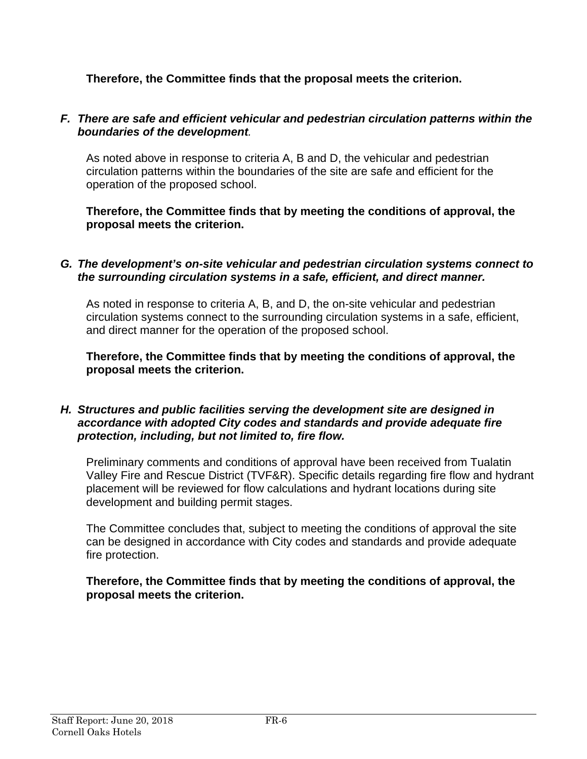**Therefore, the Committee finds that the proposal meets the criterion.**

***F. There are safe and efficient vehicular and pedestrian circulation patterns within the boundaries of the development.***

As noted above in response to criteria A, B and D, the vehicular and pedestrian circulation patterns within the boundaries of the site are safe and efficient for the operation of the proposed school.

**Therefore, the Committee finds that by meeting the conditions of approval, the proposal meets the criterion.**

***G. The development's on-site vehicular and pedestrian circulation systems connect to the surrounding circulation systems in a safe, efficient, and direct manner.***

As noted in response to criteria A, B, and D, the on-site vehicular and pedestrian circulation systems connect to the surrounding circulation systems in a safe, efficient, and direct manner for the operation of the proposed school.

**Therefore, the Committee finds that by meeting the conditions of approval, the proposal meets the criterion.**

***H. Structures and public facilities serving the development site are designed in accordance with adopted City codes and standards and provide adequate fire protection, including, but not limited to, fire flow.***

Preliminary comments and conditions of approval have been received from Tualatin Valley Fire and Rescue District (TVF&R). Specific details regarding fire flow and hydrant placement will be reviewed for flow calculations and hydrant locations during site development and building permit stages.

The Committee concludes that, subject to meeting the conditions of approval the site can be designed in accordance with City codes and standards and provide adequate fire protection.

**Therefore, the Committee finds that by meeting the conditions of approval, the proposal meets the criterion.**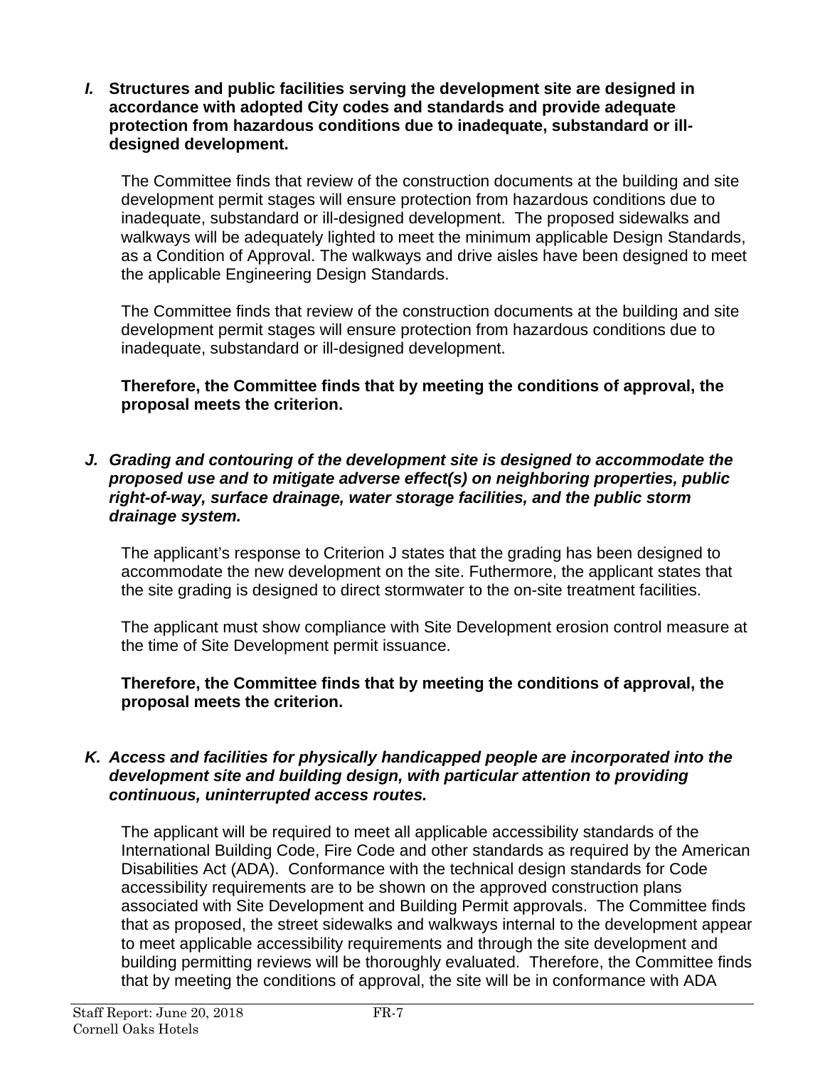***I.*** **Structures and public facilities serving the development site are designed in accordance with adopted City codes and standards and provide adequate protection from hazardous conditions due to inadequate, substandard or ill-designed development.**

The Committee finds that review of the construction documents at the building and site development permit stages will ensure protection from hazardous conditions due to inadequate, substandard or ill-designed development. The proposed sidewalks and walkways will be adequately lighted to meet the minimum applicable Design Standards, as a Condition of Approval. The walkways and drive aisles have been designed to meet the applicable Engineering Design Standards.

The Committee finds that review of the construction documents at the building and site development permit stages will ensure protection from hazardous conditions due to inadequate, substandard or ill-designed development.

**Therefore, the Committee finds that by meeting the conditions of approval, the proposal meets the criterion.**

***J. Grading and contouring of the development site is designed to accommodate the proposed use and to mitigate adverse effect(s) on neighboring properties, public right-of-way, surface drainage, water storage facilities, and the public storm drainage system.***

The applicant's response to Criterion J states that the grading has been designed to accommodate the new development on the site. Futhermore, the applicant states that the site grading is designed to direct stormwater to the on-site treatment facilities.

The applicant must show compliance with Site Development erosion control measure at the time of Site Development permit issuance.

**Therefore, the Committee finds that by meeting the conditions of approval, the proposal meets the criterion.**

***K. Access and facilities for physically handicapped people are incorporated into the development site and building design, with particular attention to providing continuous, uninterrupted access routes.***

The applicant will be required to meet all applicable accessibility standards of the International Building Code, Fire Code and other standards as required by the American Disabilities Act (ADA). Conformance with the technical design standards for Code accessibility requirements are to be shown on the approved construction plans associated with Site Development and Building Permit approvals. The Committee finds that as proposed, the street sidewalks and walkways internal to the development appear to meet applicable accessibility requirements and through the site development and building permitting reviews will be thoroughly evaluated. Therefore, the Committee finds that by meeting the conditions of approval, the site will be in conformance with ADA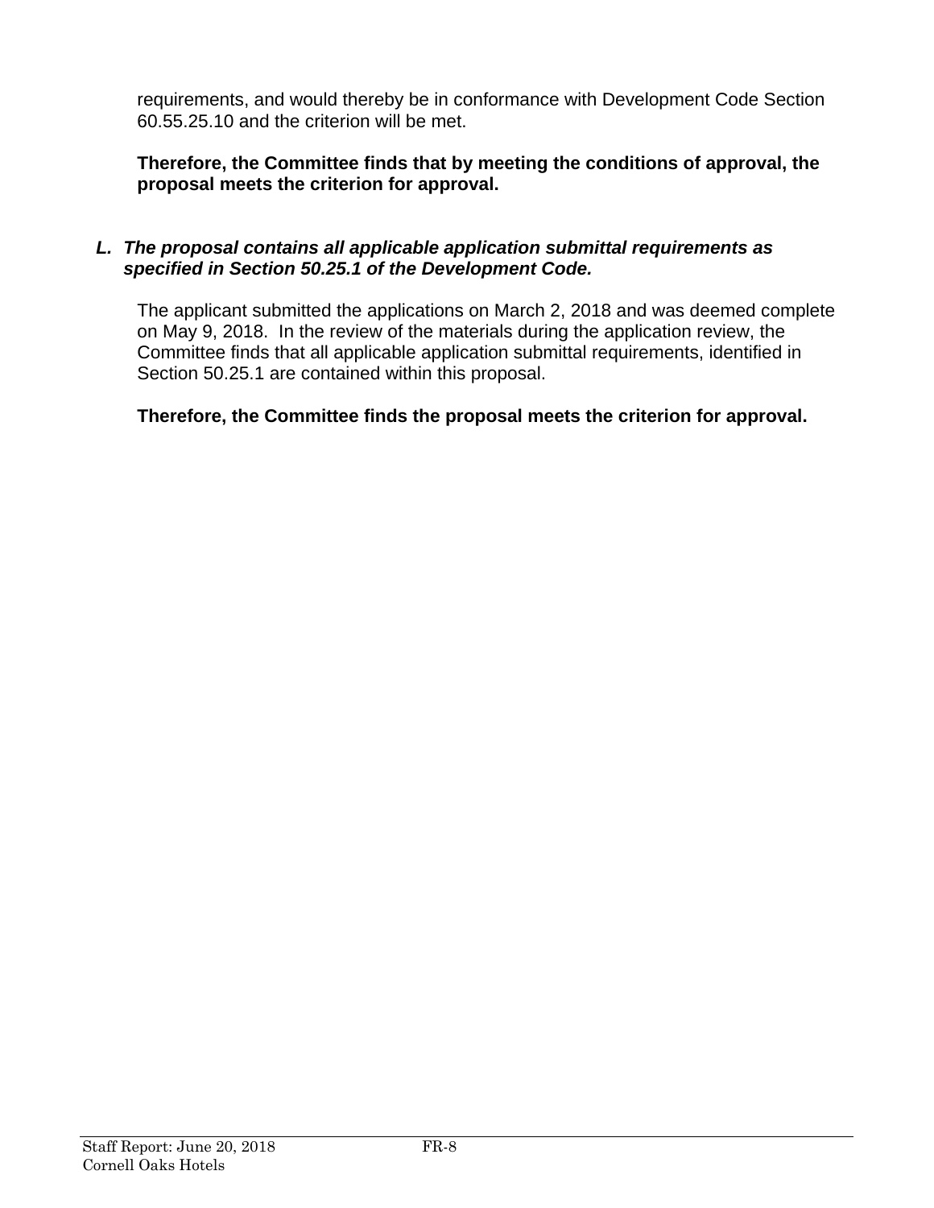requirements, and would thereby be in conformance with Development Code Section 60.55.25.10 and the criterion will be met.

**Therefore, the Committee finds that by meeting the conditions of approval, the proposal meets the criterion for approval.**

**L. *The proposal contains all applicable application submittal requirements as specified in Section 50.25.1 of the Development Code.***

The applicant submitted the applications on March 2, 2018 and was deemed complete on May 9, 2018. In the review of the materials during the application review, the Committee finds that all applicable application submittal requirements, identified in Section 50.25.1 are contained within this proposal.

**Therefore, the Committee finds the proposal meets the criterion for approval.**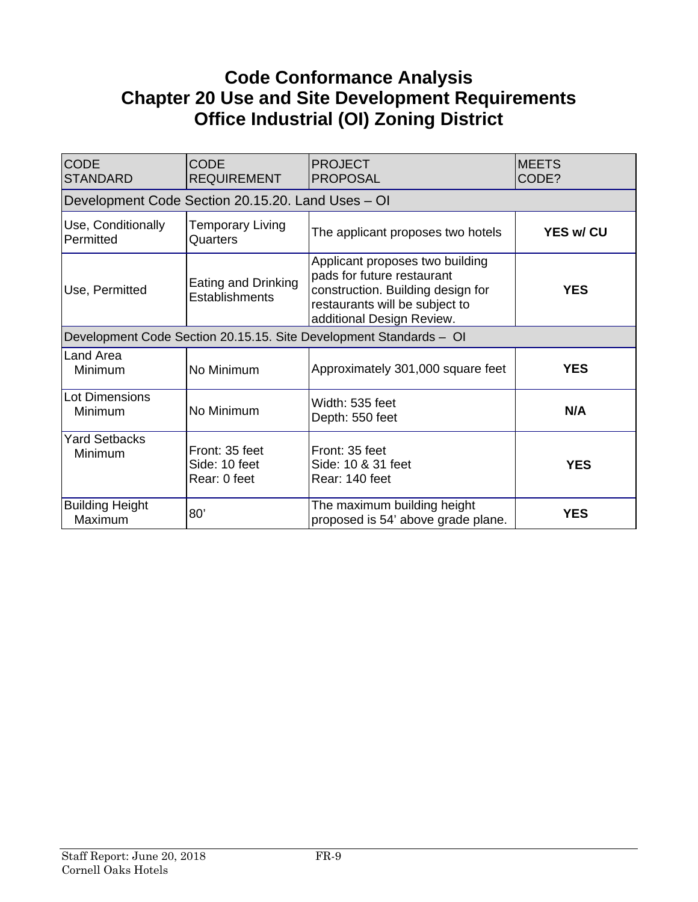# Code Conformance Analysis
# Chapter 20 Use and Site Development Requirements
# Office Industrial (OI) Zoning District

| CODE STANDARD | CODE REQUIREMENT | PROJECT PROPOSAL | MEETS CODE? |
|---|---|---|---|
| Development Code Section 20.15.20. Land Uses – OI | | | |
| Use, Conditionally Permitted | Temporary Living Quarters | The applicant proposes two hotels | **YES w/ CU** |
| Use, Permitted | Eating and Drinking Establishments | Applicant proposes two building pads for future restaurant construction. Building design for restaurants will be subject to additional Design Review. | **YES** |
| Development Code Section 20.15.15. Site Development Standards – OI | | | |
| Land Area Minimum | No Minimum | Approximately 301,000 square feet | **YES** |
| Lot Dimensions Minimum | No Minimum | Width: 535 feet<br>Depth: 550 feet | **N/A** |
| Yard Setbacks Minimum | Front: 35 feet<br>Side: 10 feet<br>Rear: 0 feet | Front: 35 feet<br>Side: 10 & 31 feet<br>Rear: 140 feet | **YES** |
| Building Height Maximum | 80' | The maximum building height proposed is 54' above grade plane. | **YES** |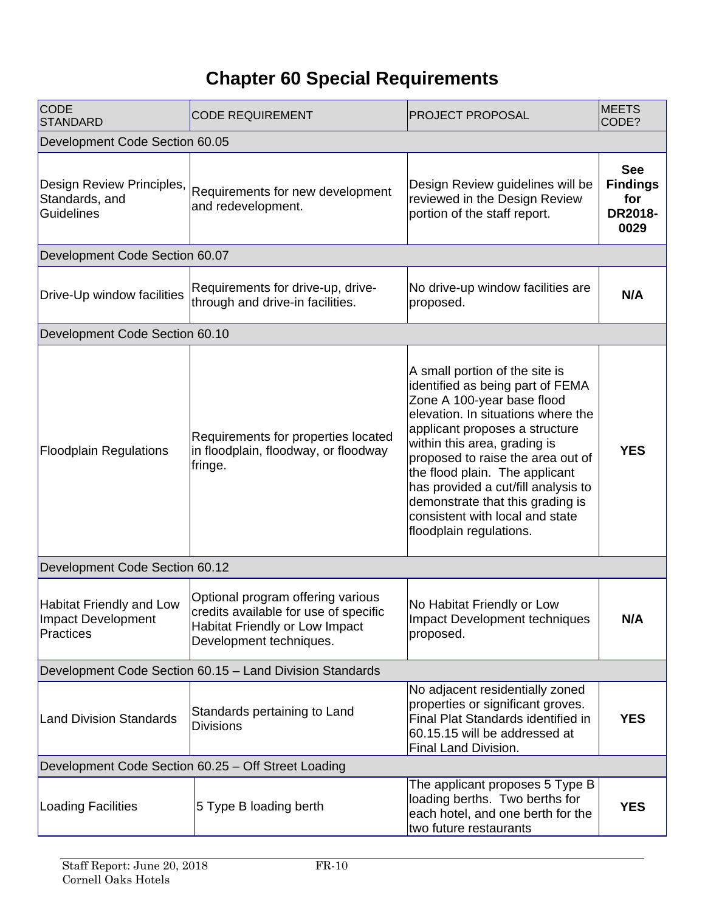# Chapter 60 Special Requirements

| CODE STANDARD | CODE REQUIREMENT | PROJECT PROPOSAL | MEETS CODE? |
|---|---|---|---|
| Development Code Section 60.05 | | | |
| Design Review Principles, Standards, and Guidelines | Requirements for new development and redevelopment. | Design Review guidelines will be reviewed in the Design Review portion of the staff report. | **See Findings for DR2018-0029** |
| Development Code Section 60.07 | | | |
| Drive-Up window facilities | Requirements for drive-up, drive-through and drive-in facilities. | No drive-up window facilities are proposed. | **N/A** |
| Development Code Section 60.10 | | | |
| Floodplain Regulations | Requirements for properties located in floodplain, floodway, or floodway fringe. | A small portion of the site is identified as being part of FEMA Zone A 100-year base flood elevation. In situations where the applicant proposes a structure within this area, grading is proposed to raise the area out of the flood plain. The applicant has provided a cut/fill analysis to demonstrate that this grading is consistent with local and state floodplain regulations. | **YES** |
| Development Code Section 60.12 | | | |
| Habitat Friendly and Low Impact Development Practices | Optional program offering various credits available for use of specific Habitat Friendly or Low Impact Development techniques. | No Habitat Friendly or Low Impact Development techniques proposed. | **N/A** |
| Development Code Section 60.15 – Land Division Standards | | | |
| Land Division Standards | Standards pertaining to Land Divisions | No adjacent residentially zoned properties or significant groves. Final Plat Standards identified in 60.15.15 will be addressed at Final Land Division. | **YES** |
| Development Code Section 60.25 – Off Street Loading | | | |
| Loading Facilities | 5 Type B loading berth | The applicant proposes 5 Type B loading berths. Two berths for each hotel, and one berth for the two future restaurants | **YES** |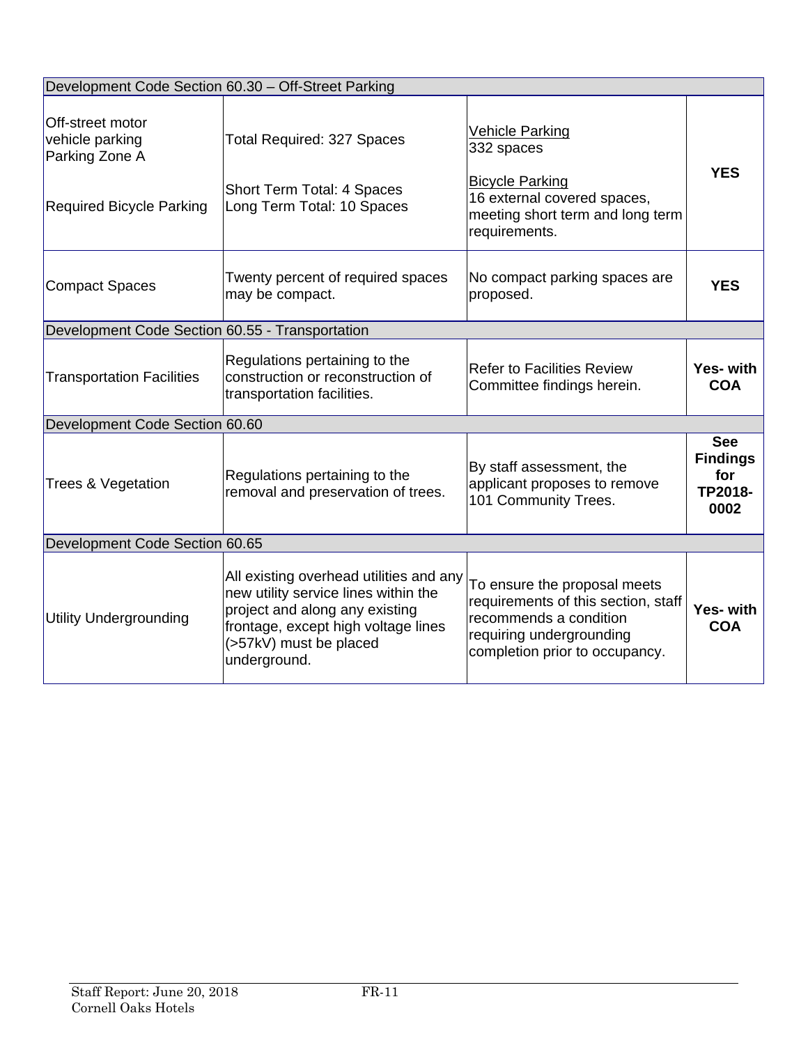| | | | |
|---|---|---|---|
| **Development Code Section 60.30 – Off-Street Parking** | | | |
| Off-street motor vehicle parking Parking Zone A<br><br>Required Bicycle Parking | Total Required: 327 Spaces<br><br>Short Term Total: 4 Spaces<br>Long Term Total: 10 Spaces | Vehicle Parking<br>332 spaces<br><br>Bicycle Parking<br>16 external covered spaces, meeting short term and long term requirements. | **YES** |
| Compact Spaces | Twenty percent of required spaces may be compact. | No compact parking spaces are proposed. | **YES** |
| **Development Code Section 60.55 - Transportation** | | | |
| Transportation Facilities | Regulations pertaining to the construction or reconstruction of transportation facilities. | Refer to Facilities Review Committee findings herein. | **Yes- with COA** |
| **Development Code Section 60.60** | | | |
| Trees & Vegetation | Regulations pertaining to the removal and preservation of trees. | By staff assessment, the applicant proposes to remove 101 Community Trees. | **See Findings for TP2018-0002** |
| **Development Code Section 60.65** | | | |
| Utility Undergrounding | All existing overhead utilities and any new utility service lines within the project and along any existing frontage, except high voltage lines (>57kV) must be placed underground. | To ensure the proposal meets requirements of this section, staff recommends a condition requiring undergrounding completion prior to occupancy. | **Yes- with COA** |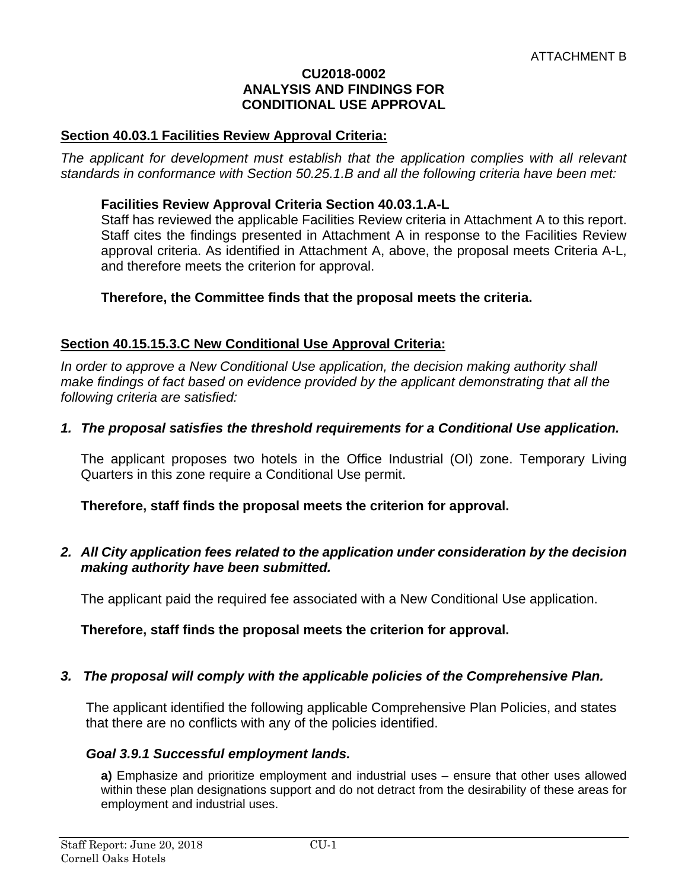ATTACHMENT B

**CU2018-0002**
**ANALYSIS AND FINDINGS FOR**
**CONDITIONAL USE APPROVAL**

## Section 40.03.1 Facilities Review Approval Criteria:

*The applicant for development must establish that the application complies with all relevant standards in conformance with Section 50.25.1.B and all the following criteria have been met:*

**Facilities Review Approval Criteria Section 40.03.1.A-L**
Staff has reviewed the applicable Facilities Review criteria in Attachment A to this report. Staff cites the findings presented in Attachment A in response to the Facilities Review approval criteria. As identified in Attachment A, above, the proposal meets Criteria A-L, and therefore meets the criterion for approval.

**Therefore, the Committee finds that the proposal meets the criteria.**

## Section 40.15.15.3.C New Conditional Use Approval Criteria:

*In order to approve a New Conditional Use application, the decision making authority shall make findings of fact based on evidence provided by the applicant demonstrating that all the following criteria are satisfied:*

***1. The proposal satisfies the threshold requirements for a Conditional Use application.***

The applicant proposes two hotels in the Office Industrial (OI) zone. Temporary Living Quarters in this zone require a Conditional Use permit.

**Therefore, staff finds the proposal meets the criterion for approval.**

***2. All City application fees related to the application under consideration by the decision making authority have been submitted.***

The applicant paid the required fee associated with a New Conditional Use application.

**Therefore, staff finds the proposal meets the criterion for approval.**

***3. The proposal will comply with the applicable policies of the Comprehensive Plan.***

The applicant identified the following applicable Comprehensive Plan Policies, and states that there are no conflicts with any of the policies identified.

***Goal 3.9.1 Successful employment lands.***

**a)** Emphasize and prioritize employment and industrial uses – ensure that other uses allowed within these plan designations support and do not detract from the desirability of these areas for employment and industrial uses.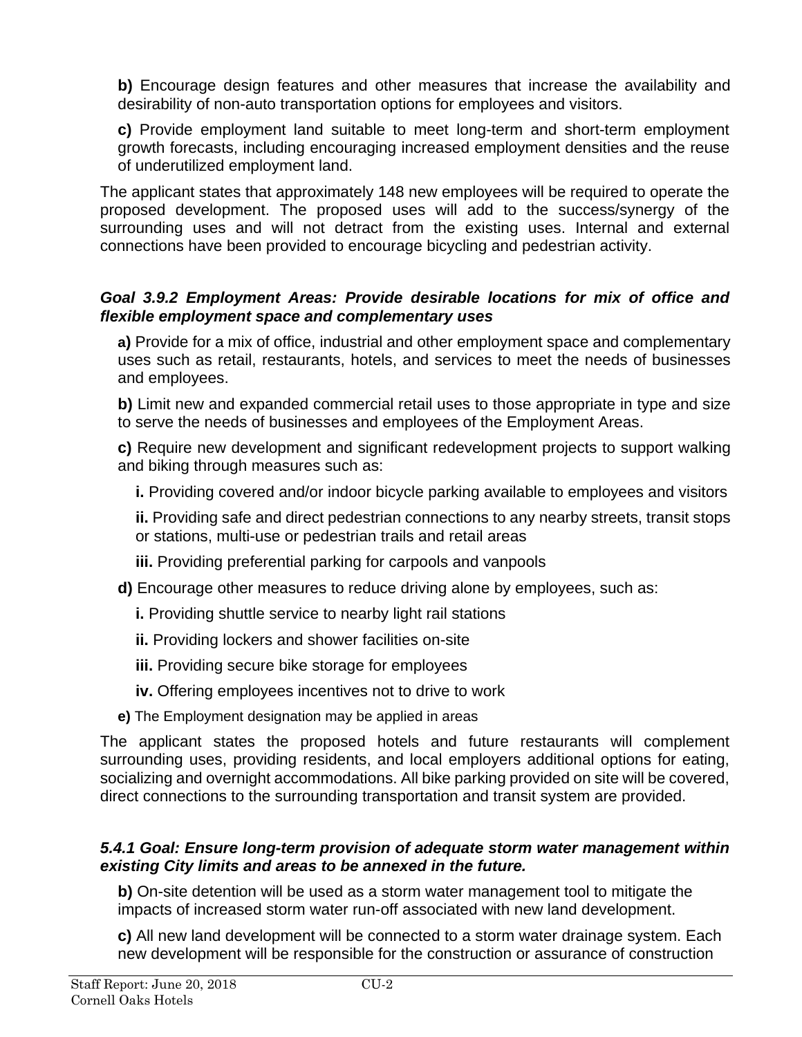**b)** Encourage design features and other measures that increase the availability and desirability of non-auto transportation options for employees and visitors.

**c)** Provide employment land suitable to meet long-term and short-term employment growth forecasts, including encouraging increased employment densities and the reuse of underutilized employment land.

The applicant states that approximately 148 new employees will be required to operate the proposed development. The proposed uses will add to the success/synergy of the surrounding uses and will not detract from the existing uses. Internal and external connections have been provided to encourage bicycling and pedestrian activity.

***Goal 3.9.2 Employment Areas: Provide desirable locations for mix of office and flexible employment space and complementary uses***

**a)** Provide for a mix of office, industrial and other employment space and complementary uses such as retail, restaurants, hotels, and services to meet the needs of businesses and employees.

**b)** Limit new and expanded commercial retail uses to those appropriate in type and size to serve the needs of businesses and employees of the Employment Areas.

**c)** Require new development and significant redevelopment projects to support walking and biking through measures such as:

**i.** Providing covered and/or indoor bicycle parking available to employees and visitors

**ii.** Providing safe and direct pedestrian connections to any nearby streets, transit stops or stations, multi-use or pedestrian trails and retail areas

**iii.** Providing preferential parking for carpools and vanpools

**d)** Encourage other measures to reduce driving alone by employees, such as:

**i.** Providing shuttle service to nearby light rail stations

**ii.** Providing lockers and shower facilities on-site

**iii.** Providing secure bike storage for employees

**iv.** Offering employees incentives not to drive to work

**e)** The Employment designation may be applied in areas

The applicant states the proposed hotels and future restaurants will complement surrounding uses, providing residents, and local employers additional options for eating, socializing and overnight accommodations. All bike parking provided on site will be covered, direct connections to the surrounding transportation and transit system are provided.

***5.4.1 Goal: Ensure long-term provision of adequate storm water management within existing City limits and areas to be annexed in the future.***

**b)** On-site detention will be used as a storm water management tool to mitigate the impacts of increased storm water run-off associated with new land development.

**c)** All new land development will be connected to a storm water drainage system. Each new development will be responsible for the construction or assurance of construction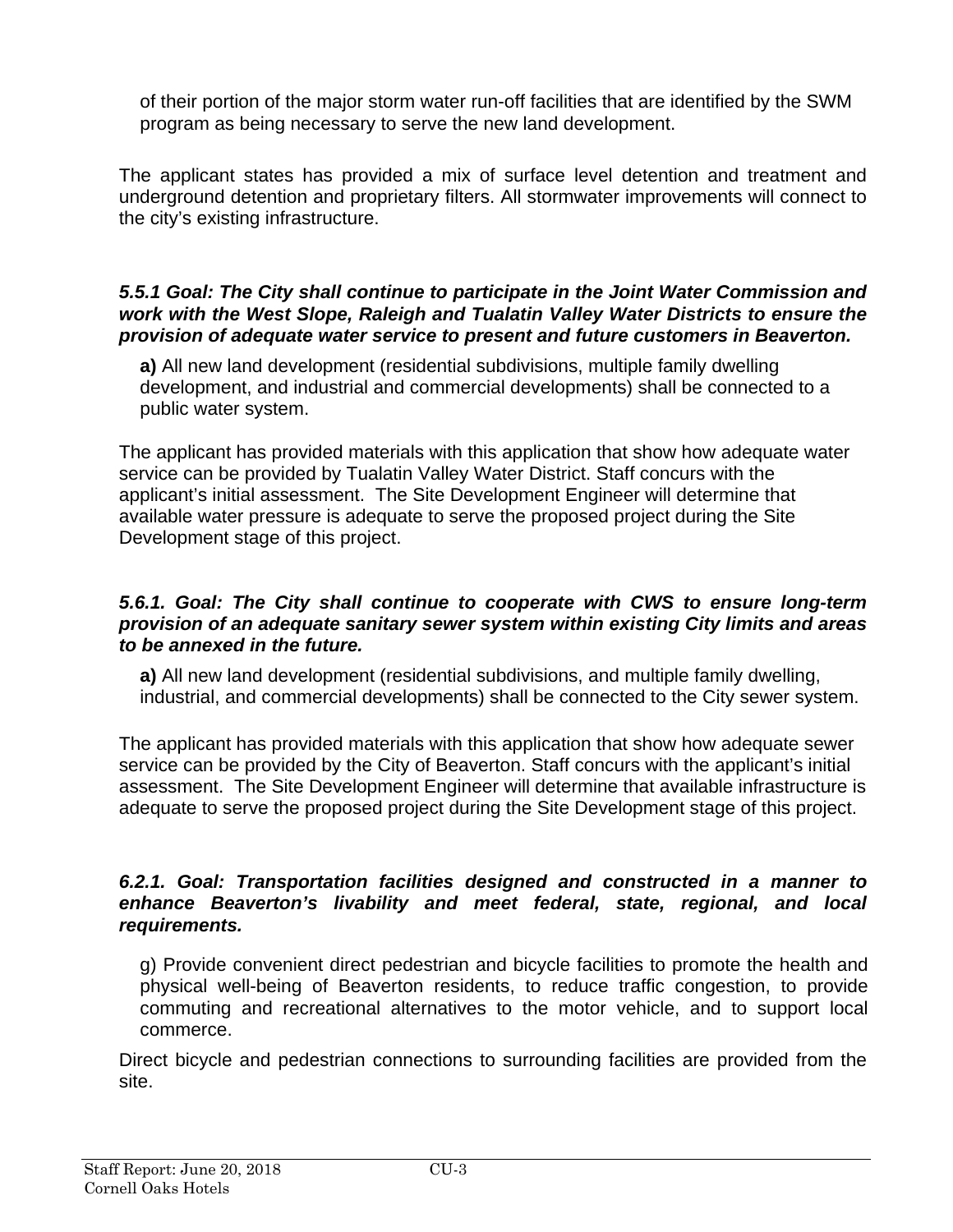of their portion of the major storm water run-off facilities that are identified by the SWM program as being necessary to serve the new land development.

The applicant states has provided a mix of surface level detention and treatment and underground detention and proprietary filters. All stormwater improvements will connect to the city's existing infrastructure.

***5.5.1 Goal: The City shall continue to participate in the Joint Water Commission and work with the West Slope, Raleigh and Tualatin Valley Water Districts to ensure the provision of adequate water service to present and future customers in Beaverton.***

**a)** All new land development (residential subdivisions, multiple family dwelling development, and industrial and commercial developments) shall be connected to a public water system.

The applicant has provided materials with this application that show how adequate water service can be provided by Tualatin Valley Water District. Staff concurs with the applicant's initial assessment. The Site Development Engineer will determine that available water pressure is adequate to serve the proposed project during the Site Development stage of this project.

***5.6.1. Goal: The City shall continue to cooperate with CWS to ensure long-term provision of an adequate sanitary sewer system within existing City limits and areas to be annexed in the future.***

**a)** All new land development (residential subdivisions, and multiple family dwelling, industrial, and commercial developments) shall be connected to the City sewer system.

The applicant has provided materials with this application that show how adequate sewer service can be provided by the City of Beaverton. Staff concurs with the applicant's initial assessment. The Site Development Engineer will determine that available infrastructure is adequate to serve the proposed project during the Site Development stage of this project.

***6.2.1. Goal: Transportation facilities designed and constructed in a manner to enhance Beaverton's livability and meet federal, state, regional, and local requirements.***

g) Provide convenient direct pedestrian and bicycle facilities to promote the health and physical well-being of Beaverton residents, to reduce traffic congestion, to provide commuting and recreational alternatives to the motor vehicle, and to support local commerce.

Direct bicycle and pedestrian connections to surrounding facilities are provided from the site.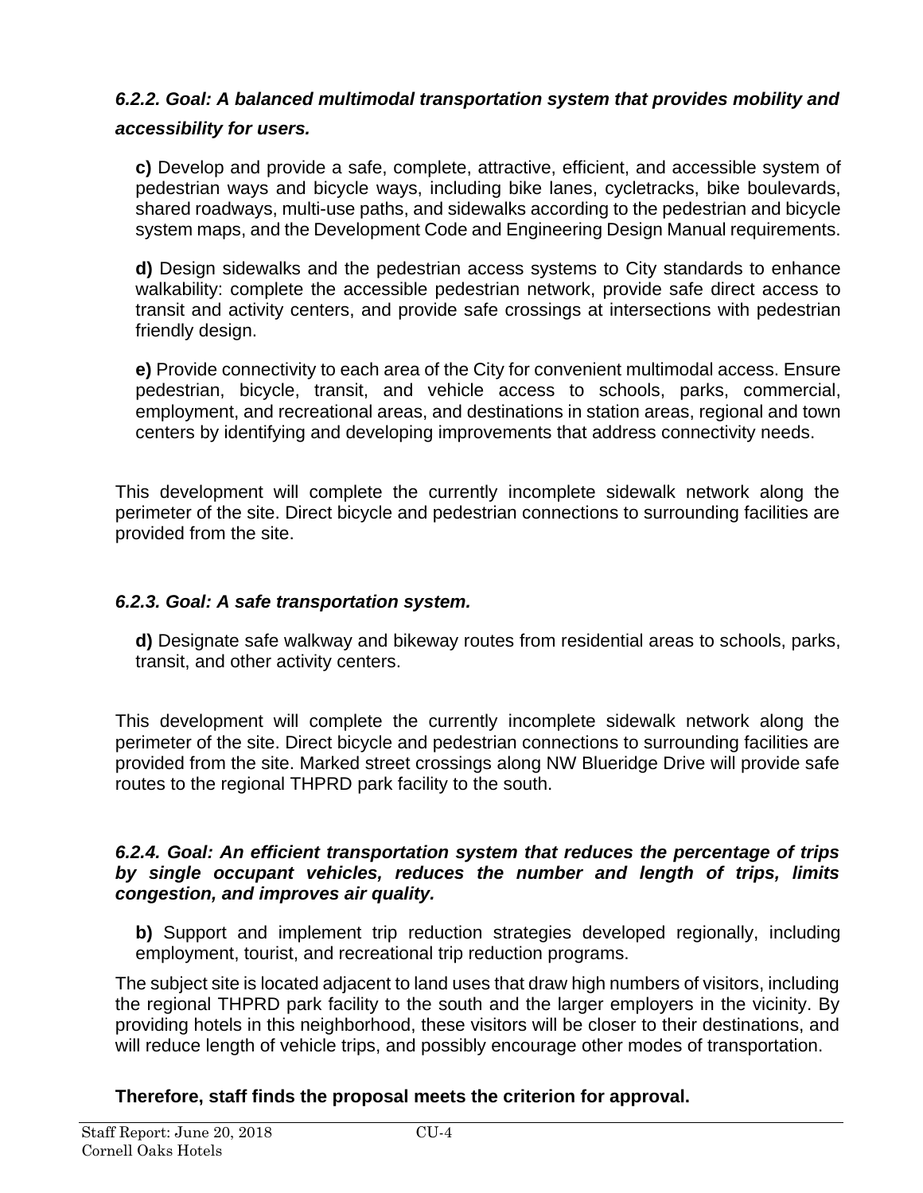***6.2.2. Goal: A balanced multimodal transportation system that provides mobility and accessibility for users.***

**c)** Develop and provide a safe, complete, attractive, efficient, and accessible system of pedestrian ways and bicycle ways, including bike lanes, cycletracks, bike boulevards, shared roadways, multi-use paths, and sidewalks according to the pedestrian and bicycle system maps, and the Development Code and Engineering Design Manual requirements.

**d)** Design sidewalks and the pedestrian access systems to City standards to enhance walkability: complete the accessible pedestrian network, provide safe direct access to transit and activity centers, and provide safe crossings at intersections with pedestrian friendly design.

**e)** Provide connectivity to each area of the City for convenient multimodal access. Ensure pedestrian, bicycle, transit, and vehicle access to schools, parks, commercial, employment, and recreational areas, and destinations in station areas, regional and town centers by identifying and developing improvements that address connectivity needs.

This development will complete the currently incomplete sidewalk network along the perimeter of the site. Direct bicycle and pedestrian connections to surrounding facilities are provided from the site.

***6.2.3. Goal: A safe transportation system.***

**d)** Designate safe walkway and bikeway routes from residential areas to schools, parks, transit, and other activity centers.

This development will complete the currently incomplete sidewalk network along the perimeter of the site. Direct bicycle and pedestrian connections to surrounding facilities are provided from the site. Marked street crossings along NW Blueridge Drive will provide safe routes to the regional THPRD park facility to the south.

***6.2.4. Goal: An efficient transportation system that reduces the percentage of trips by single occupant vehicles, reduces the number and length of trips, limits congestion, and improves air quality.***

**b)** Support and implement trip reduction strategies developed regionally, including employment, tourist, and recreational trip reduction programs.

The subject site is located adjacent to land uses that draw high numbers of visitors, including the regional THPRD park facility to the south and the larger employers in the vicinity. By providing hotels in this neighborhood, these visitors will be closer to their destinations, and will reduce length of vehicle trips, and possibly encourage other modes of transportation.

**Therefore, staff finds the proposal meets the criterion for approval.**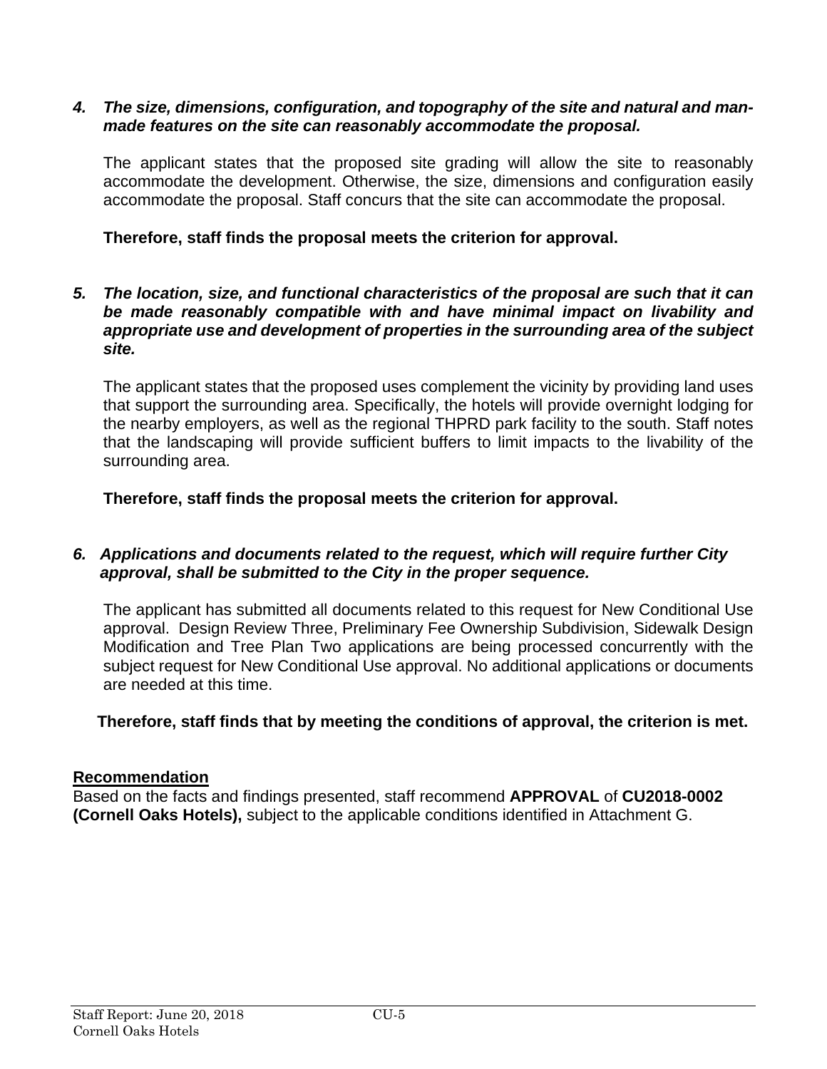4. ***The size, dimensions, configuration, and topography of the site and natural and man-made features on the site can reasonably accommodate the proposal.***

   The applicant states that the proposed site grading will allow the site to reasonably accommodate the development. Otherwise, the size, dimensions and configuration easily accommodate the proposal. Staff concurs that the site can accommodate the proposal.

   **Therefore, staff finds the proposal meets the criterion for approval.**

5. ***The location, size, and functional characteristics of the proposal are such that it can be made reasonably compatible with and have minimal impact on livability and appropriate use and development of properties in the surrounding area of the subject site.***

   The applicant states that the proposed uses complement the vicinity by providing land uses that support the surrounding area. Specifically, the hotels will provide overnight lodging for the nearby employers, as well as the regional THPRD park facility to the south. Staff notes that the landscaping will provide sufficient buffers to limit impacts to the livability of the surrounding area.

   **Therefore, staff finds the proposal meets the criterion for approval.**

6. ***Applications and documents related to the request, which will require further City approval, shall be submitted to the City in the proper sequence.***

   The applicant has submitted all documents related to this request for New Conditional Use approval. Design Review Three, Preliminary Fee Ownership Subdivision, Sidewalk Design Modification and Tree Plan Two applications are being processed concurrently with the subject request for New Conditional Use approval. No additional applications or documents are needed at this time.

   **Therefore, staff finds that by meeting the conditions of approval, the criterion is met.**

**Recommendation**

Based on the facts and findings presented, staff recommend **APPROVAL** of **CU2018-0002 (Cornell Oaks Hotels),** subject to the applicable conditions identified in Attachment G.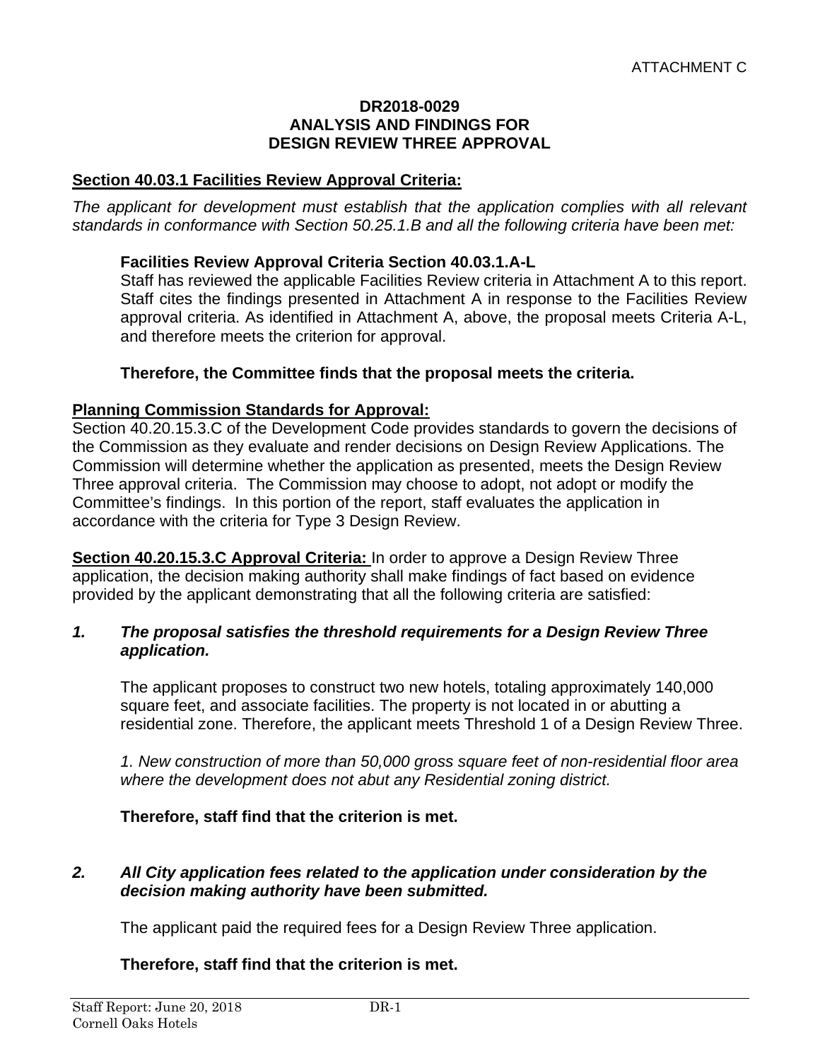ATTACHMENT C

**DR2018-0029**
**ANALYSIS AND FINDINGS FOR**
**DESIGN REVIEW THREE APPROVAL**

**Section 40.03.1 Facilities Review Approval Criteria:**

*The applicant for development must establish that the application complies with all relevant standards in conformance with Section 50.25.1.B and all the following criteria have been met:*

**Facilities Review Approval Criteria Section 40.03.1.A-L**

Staff has reviewed the applicable Facilities Review criteria in Attachment A to this report. Staff cites the findings presented in Attachment A in response to the Facilities Review approval criteria. As identified in Attachment A, above, the proposal meets Criteria A-L, and therefore meets the criterion for approval.

**Therefore, the Committee finds that the proposal meets the criteria.**

**Planning Commission Standards for Approval:**

Section 40.20.15.3.C of the Development Code provides standards to govern the decisions of the Commission as they evaluate and render decisions on Design Review Applications. The Commission will determine whether the application as presented, meets the Design Review Three approval criteria. The Commission may choose to adopt, not adopt or modify the Committee's findings. In this portion of the report, staff evaluates the application in accordance with the criteria for Type 3 Design Review.

**Section 40.20.15.3.C Approval Criteria:** In order to approve a Design Review Three application, the decision making authority shall make findings of fact based on evidence provided by the applicant demonstrating that all the following criteria are satisfied:

***1. The proposal satisfies the threshold requirements for a Design Review Three application.***

The applicant proposes to construct two new hotels, totaling approximately 140,000 square feet, and associate facilities. The property is not located in or abutting a residential zone. Therefore, the applicant meets Threshold 1 of a Design Review Three.

*1. New construction of more than 50,000 gross square feet of non-residential floor area where the development does not abut any Residential zoning district.*

**Therefore, staff find that the criterion is met.**

***2. All City application fees related to the application under consideration by the decision making authority have been submitted.***

The applicant paid the required fees for a Design Review Three application.

**Therefore, staff find that the criterion is met.**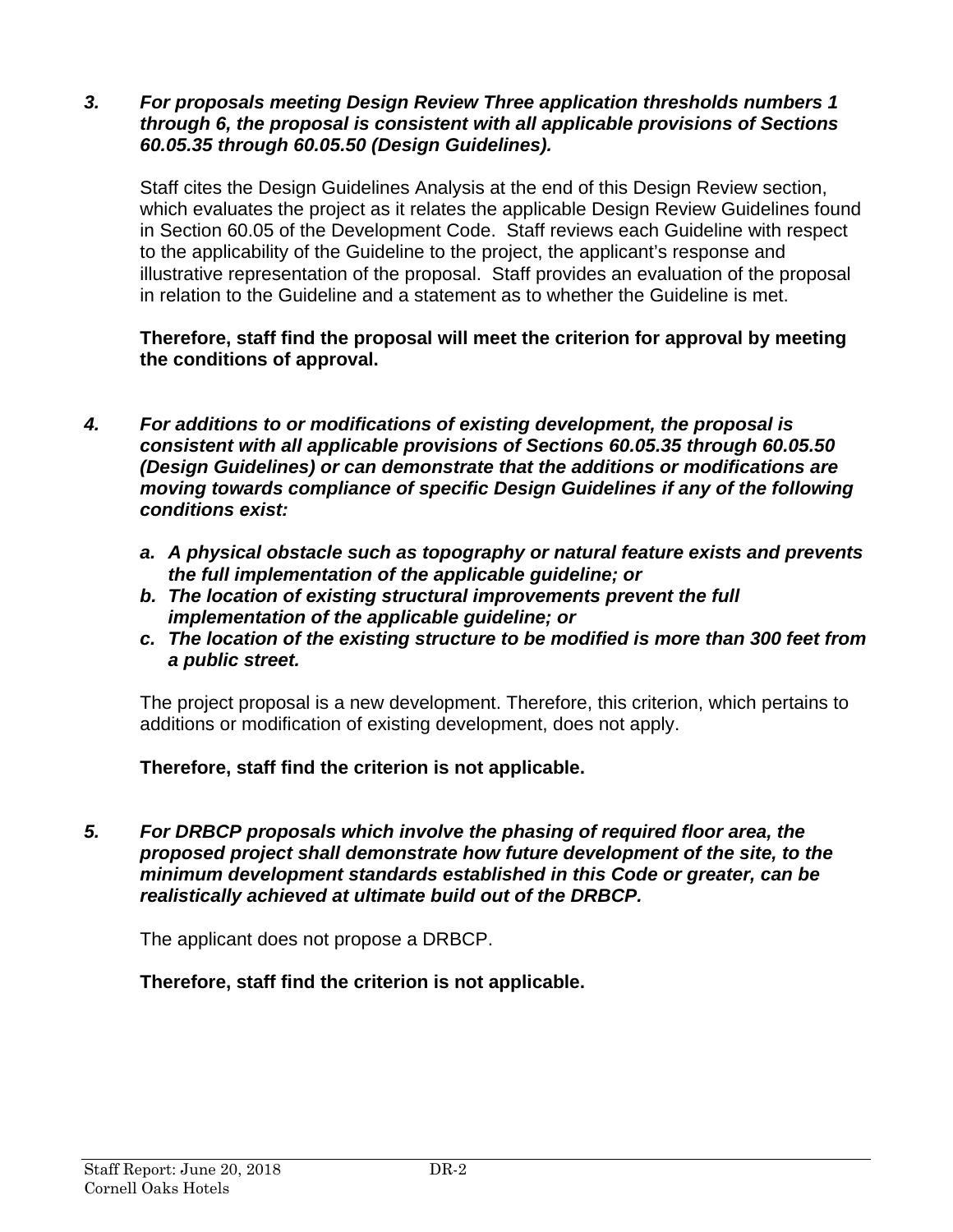3. ***For proposals meeting Design Review Three application thresholds numbers 1 through 6, the proposal is consistent with all applicable provisions of Sections 60.05.35 through 60.05.50 (Design Guidelines).***

   Staff cites the Design Guidelines Analysis at the end of this Design Review section, which evaluates the project as it relates the applicable Design Review Guidelines found in Section 60.05 of the Development Code. Staff reviews each Guideline with respect to the applicability of the Guideline to the project, the applicant's response and illustrative representation of the proposal. Staff provides an evaluation of the proposal in relation to the Guideline and a statement as to whether the Guideline is met.

   **Therefore, staff find the proposal will meet the criterion for approval by meeting the conditions of approval.**

4. ***For additions to or modifications of existing development, the proposal is consistent with all applicable provisions of Sections 60.05.35 through 60.05.50 (Design Guidelines) or can demonstrate that the additions or modifications are moving towards compliance of specific Design Guidelines if any of the following conditions exist:***

   a. ***A physical obstacle such as topography or natural feature exists and prevents the full implementation of the applicable guideline; or***
   b. ***The location of existing structural improvements prevent the full implementation of the applicable guideline; or***
   c. ***The location of the existing structure to be modified is more than 300 feet from a public street.***

   The project proposal is a new development. Therefore, this criterion, which pertains to additions or modification of existing development, does not apply.

   **Therefore, staff find the criterion is not applicable.**

5. ***For DRBCP proposals which involve the phasing of required floor area, the proposed project shall demonstrate how future development of the site, to the minimum development standards established in this Code or greater, can be realistically achieved at ultimate build out of the DRBCP.***

   The applicant does not propose a DRBCP.

   **Therefore, staff find the criterion is not applicable.**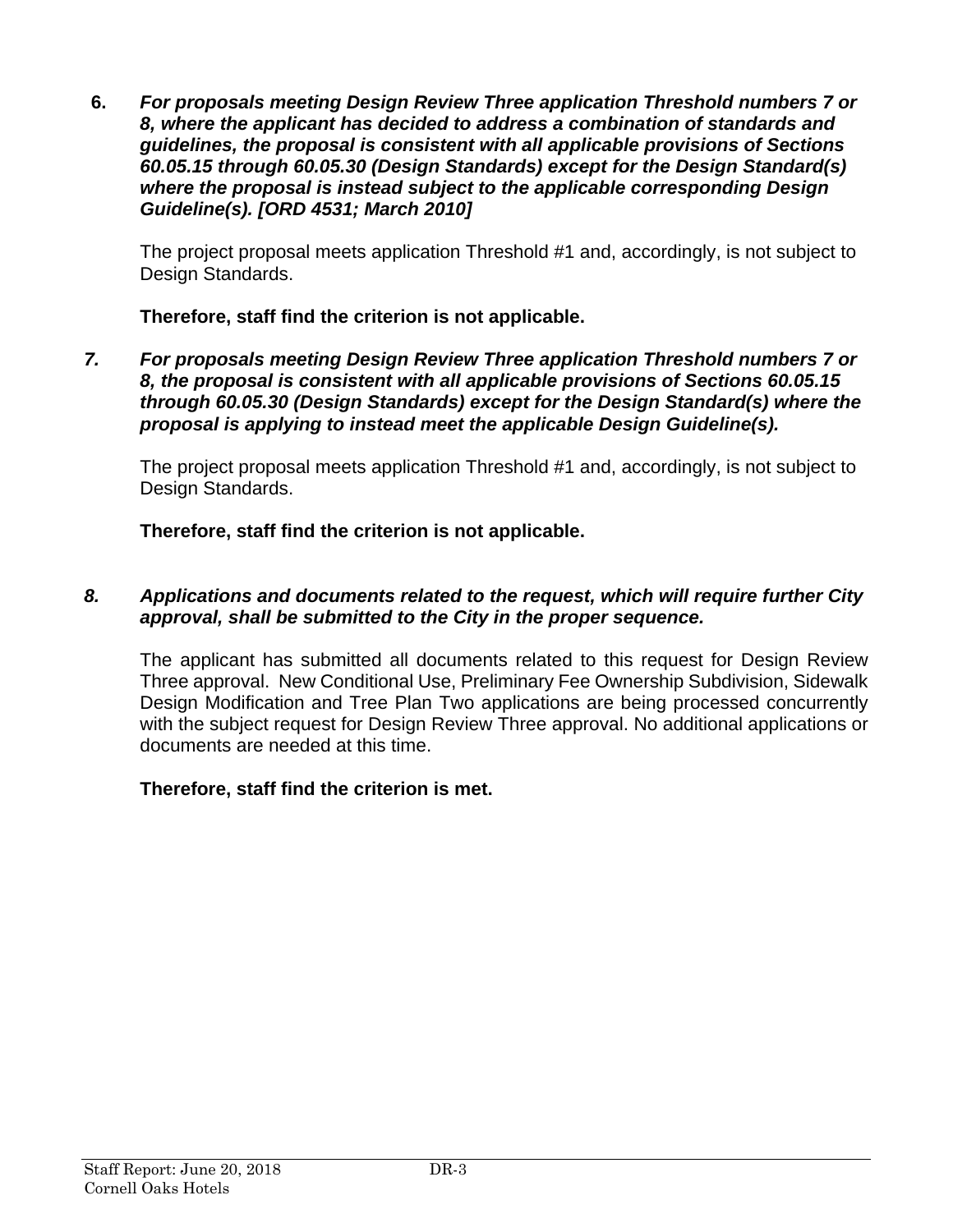**6.** ***For proposals meeting Design Review Three application Threshold numbers 7 or 8, where the applicant has decided to address a combination of standards and guidelines, the proposal is consistent with all applicable provisions of Sections 60.05.15 through 60.05.30 (Design Standards) except for the Design Standard(s) where the proposal is instead subject to the applicable corresponding Design Guideline(s). [ORD 4531; March 2010]***

The project proposal meets application Threshold #1 and, accordingly, is not subject to Design Standards.

**Therefore, staff find the criterion is not applicable.**

***7. For proposals meeting Design Review Three application Threshold numbers 7 or 8, the proposal is consistent with all applicable provisions of Sections 60.05.15 through 60.05.30 (Design Standards) except for the Design Standard(s) where the proposal is applying to instead meet the applicable Design Guideline(s).***

The project proposal meets application Threshold #1 and, accordingly, is not subject to Design Standards.

**Therefore, staff find the criterion is not applicable.**

***8. Applications and documents related to the request, which will require further City approval, shall be submitted to the City in the proper sequence.***

The applicant has submitted all documents related to this request for Design Review Three approval. New Conditional Use, Preliminary Fee Ownership Subdivision, Sidewalk Design Modification and Tree Plan Two applications are being processed concurrently with the subject request for Design Review Three approval. No additional applications or documents are needed at this time.

**Therefore, staff find the criterion is met.**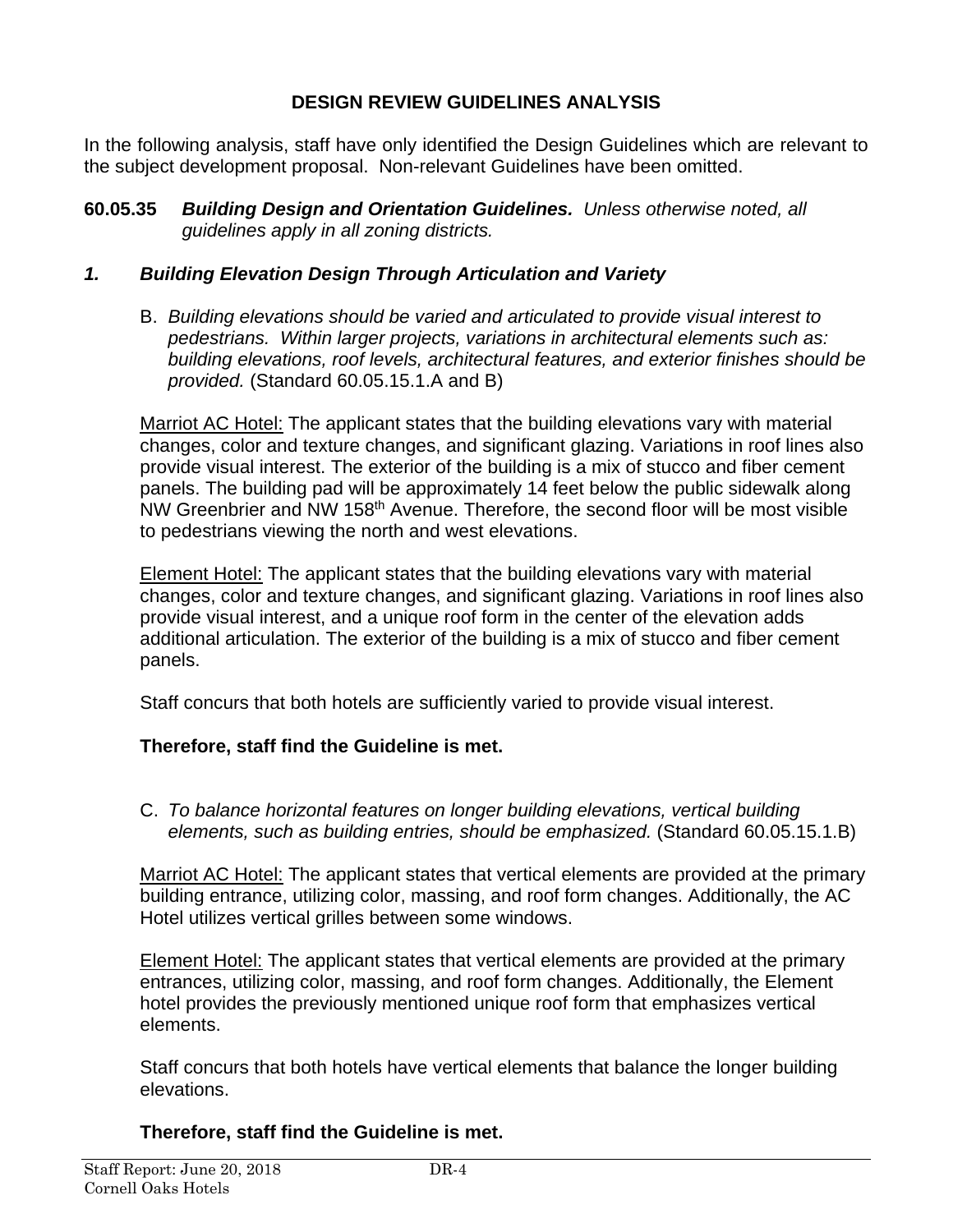## DESIGN REVIEW GUIDELINES ANALYSIS

In the following analysis, staff have only identified the Design Guidelines which are relevant to the subject development proposal. Non-relevant Guidelines have been omitted.

**60.05.35** ***Building Design and Orientation Guidelines.*** *Unless otherwise noted, all guidelines apply in all zoning districts.*

### *1. Building Elevation Design Through Articulation and Variety*

B. *Building elevations should be varied and articulated to provide visual interest to pedestrians. Within larger projects, variations in architectural elements such as: building elevations, roof levels, architectural features, and exterior finishes should be provided.* (Standard 60.05.15.1.A and B)

Marriot AC Hotel: The applicant states that the building elevations vary with material changes, color and texture changes, and significant glazing. Variations in roof lines also provide visual interest. The exterior of the building is a mix of stucco and fiber cement panels. The building pad will be approximately 14 feet below the public sidewalk along NW Greenbrier and NW 158th Avenue. Therefore, the second floor will be most visible to pedestrians viewing the north and west elevations.

Element Hotel: The applicant states that the building elevations vary with material changes, color and texture changes, and significant glazing. Variations in roof lines also provide visual interest, and a unique roof form in the center of the elevation adds additional articulation. The exterior of the building is a mix of stucco and fiber cement panels.

Staff concurs that both hotels are sufficiently varied to provide visual interest.

**Therefore, staff find the Guideline is met.**

C. *To balance horizontal features on longer building elevations, vertical building elements, such as building entries, should be emphasized.* (Standard 60.05.15.1.B)

Marriot AC Hotel: The applicant states that vertical elements are provided at the primary building entrance, utilizing color, massing, and roof form changes. Additionally, the AC Hotel utilizes vertical grilles between some windows.

Element Hotel: The applicant states that vertical elements are provided at the primary entrances, utilizing color, massing, and roof form changes. Additionally, the Element hotel provides the previously mentioned unique roof form that emphasizes vertical elements.

Staff concurs that both hotels have vertical elements that balance the longer building elevations.

**Therefore, staff find the Guideline is met.**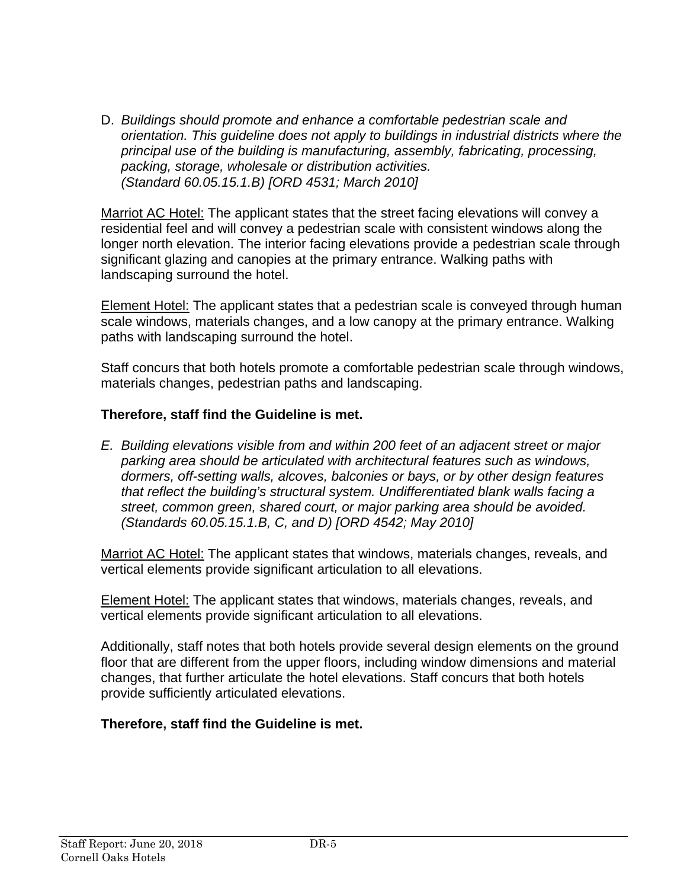D. *Buildings should promote and enhance a comfortable pedestrian scale and orientation. This guideline does not apply to buildings in industrial districts where the principal use of the building is manufacturing, assembly, fabricating, processing, packing, storage, wholesale or distribution activities.*
*(Standard 60.05.15.1.B) [ORD 4531; March 2010]*

Marriot AC Hotel: The applicant states that the street facing elevations will convey a residential feel and will convey a pedestrian scale with consistent windows along the longer north elevation. The interior facing elevations provide a pedestrian scale through significant glazing and canopies at the primary entrance. Walking paths with landscaping surround the hotel.

Element Hotel: The applicant states that a pedestrian scale is conveyed through human scale windows, materials changes, and a low canopy at the primary entrance. Walking paths with landscaping surround the hotel.

Staff concurs that both hotels promote a comfortable pedestrian scale through windows, materials changes, pedestrian paths and landscaping.

**Therefore, staff find the Guideline is met.**

E. *Building elevations visible from and within 200 feet of an adjacent street or major parking area should be articulated with architectural features such as windows, dormers, off-setting walls, alcoves, balconies or bays, or by other design features that reflect the building's structural system. Undifferentiated blank walls facing a street, common green, shared court, or major parking area should be avoided.*
*(Standards 60.05.15.1.B, C, and D) [ORD 4542; May 2010]*

Marriot AC Hotel: The applicant states that windows, materials changes, reveals, and vertical elements provide significant articulation to all elevations.

Element Hotel: The applicant states that windows, materials changes, reveals, and vertical elements provide significant articulation to all elevations.

Additionally, staff notes that both hotels provide several design elements on the ground floor that are different from the upper floors, including window dimensions and material changes, that further articulate the hotel elevations. Staff concurs that both hotels provide sufficiently articulated elevations.

**Therefore, staff find the Guideline is met.**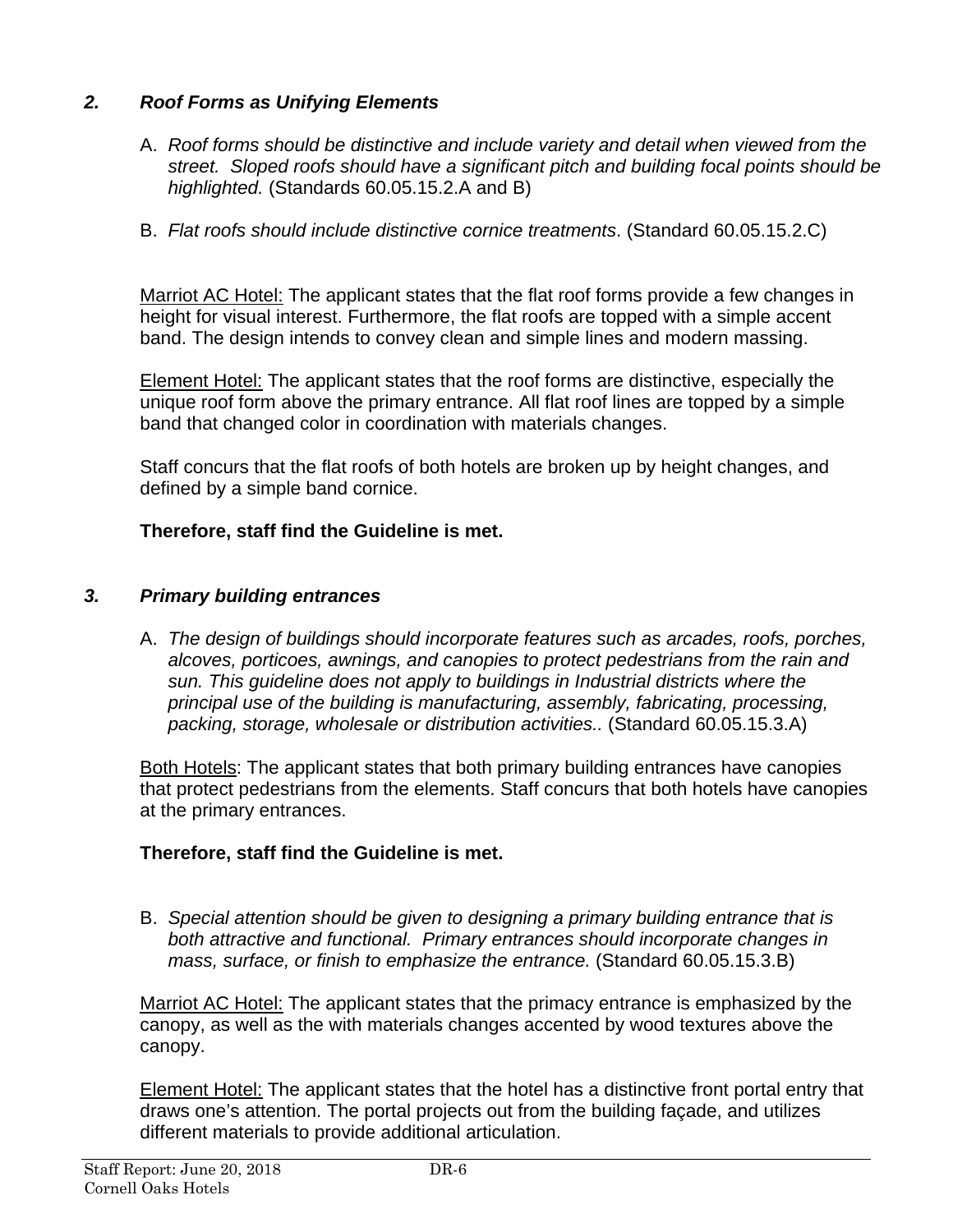## *2. Roof Forms as Unifying Elements*

A. *Roof forms should be distinctive and include variety and detail when viewed from the street. Sloped roofs should have a significant pitch and building focal points should be highlighted.* (Standards 60.05.15.2.A and B)

B. *Flat roofs should include distinctive cornice treatments*. (Standard 60.05.15.2.C)

Marriot AC Hotel: The applicant states that the flat roof forms provide a few changes in height for visual interest. Furthermore, the flat roofs are topped with a simple accent band. The design intends to convey clean and simple lines and modern massing.

Element Hotel: The applicant states that the roof forms are distinctive, especially the unique roof form above the primary entrance. All flat roof lines are topped by a simple band that changed color in coordination with materials changes.

Staff concurs that the flat roofs of both hotels are broken up by height changes, and defined by a simple band cornice.

**Therefore, staff find the Guideline is met.**

## *3. Primary building entrances*

A. *The design of buildings should incorporate features such as arcades, roofs, porches, alcoves, porticoes, awnings, and canopies to protect pedestrians from the rain and sun. This guideline does not apply to buildings in Industrial districts where the principal use of the building is manufacturing, assembly, fabricating, processing, packing, storage, wholesale or distribution activities..* (Standard 60.05.15.3.A)

Both Hotels: The applicant states that both primary building entrances have canopies that protect pedestrians from the elements. Staff concurs that both hotels have canopies at the primary entrances.

**Therefore, staff find the Guideline is met.**

B. *Special attention should be given to designing a primary building entrance that is both attractive and functional. Primary entrances should incorporate changes in mass, surface, or finish to emphasize the entrance.* (Standard 60.05.15.3.B)

Marriot AC Hotel: The applicant states that the primacy entrance is emphasized by the canopy, as well as the with materials changes accented by wood textures above the canopy.

Element Hotel: The applicant states that the hotel has a distinctive front portal entry that draws one's attention. The portal projects out from the building façade, and utilizes different materials to provide additional articulation.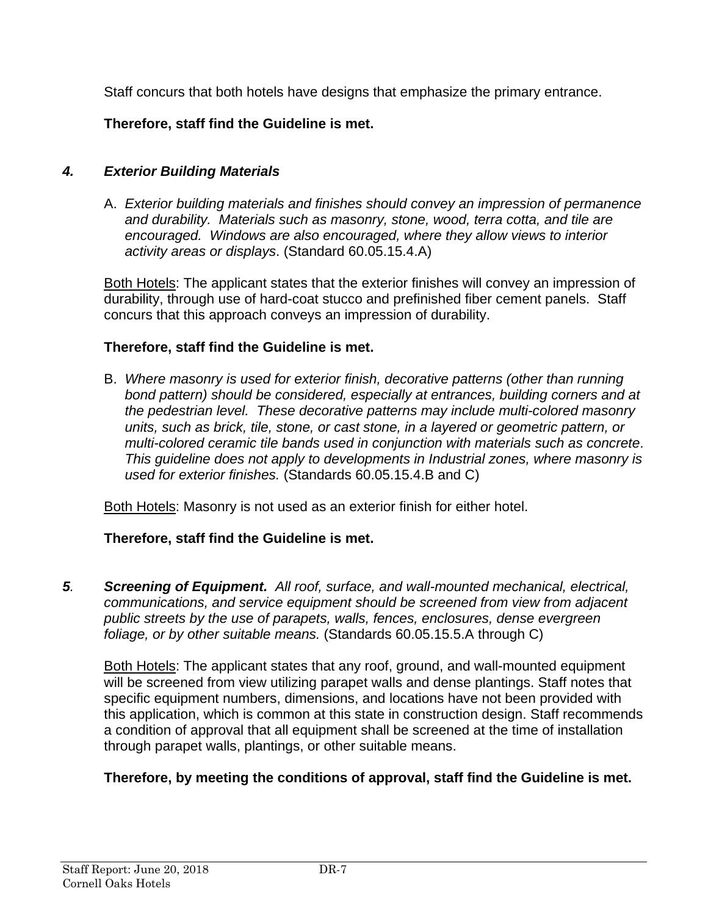Staff concurs that both hotels have designs that emphasize the primary entrance.

**Therefore, staff find the Guideline is met.**

### *4. Exterior Building Materials*

A. *Exterior building materials and finishes should convey an impression of permanence and durability. Materials such as masonry, stone, wood, terra cotta, and tile are encouraged. Windows are also encouraged, where they allow views to interior activity areas or displays*. (Standard 60.05.15.4.A)

Both Hotels: The applicant states that the exterior finishes will convey an impression of durability, through use of hard-coat stucco and prefinished fiber cement panels. Staff concurs that this approach conveys an impression of durability.

**Therefore, staff find the Guideline is met.**

B. *Where masonry is used for exterior finish, decorative patterns (other than running bond pattern) should be considered, especially at entrances, building corners and at the pedestrian level. These decorative patterns may include multi-colored masonry units, such as brick, tile, stone, or cast stone, in a layered or geometric pattern, or multi-colored ceramic tile bands used in conjunction with materials such as concrete. This guideline does not apply to developments in Industrial zones, where masonry is used for exterior finishes.* (Standards 60.05.15.4.B and C)

Both Hotels: Masonry is not used as an exterior finish for either hotel.

**Therefore, staff find the Guideline is met.**

***5. Screening of Equipment.*** *All roof, surface, and wall-mounted mechanical, electrical, communications, and service equipment should be screened from view from adjacent public streets by the use of parapets, walls, fences, enclosures, dense evergreen foliage, or by other suitable means.* (Standards 60.05.15.5.A through C)

Both Hotels: The applicant states that any roof, ground, and wall-mounted equipment will be screened from view utilizing parapet walls and dense plantings. Staff notes that specific equipment numbers, dimensions, and locations have not been provided with this application, which is common at this state in construction design. Staff recommends a condition of approval that all equipment shall be screened at the time of installation through parapet walls, plantings, or other suitable means.

**Therefore, by meeting the conditions of approval, staff find the Guideline is met.**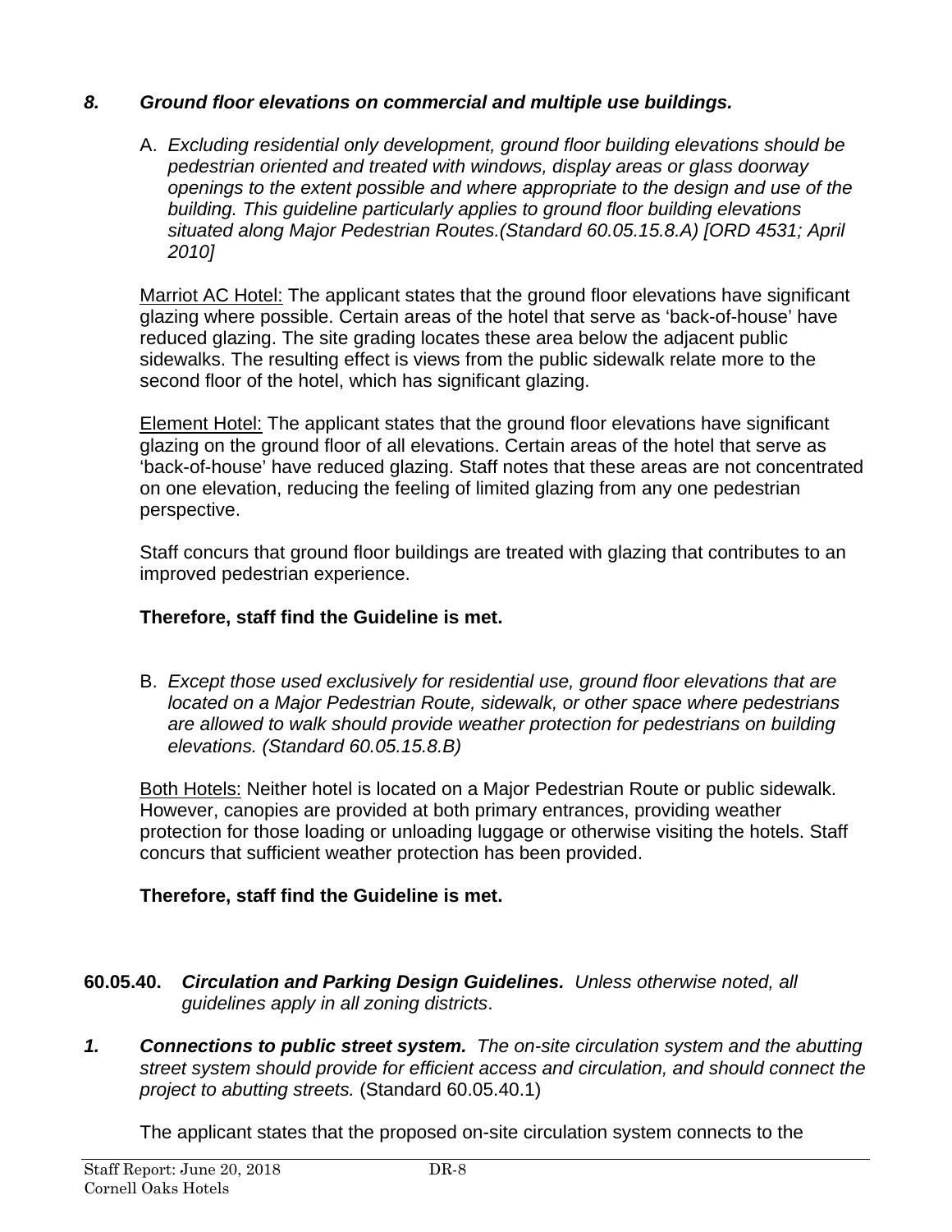***8. Ground floor elevations on commercial and multiple use buildings.***

A. *Excluding residential only development, ground floor building elevations should be pedestrian oriented and treated with windows, display areas or glass doorway openings to the extent possible and where appropriate to the design and use of the building. This guideline particularly applies to ground floor building elevations situated along Major Pedestrian Routes.(Standard 60.05.15.8.A) [ORD 4531; April 2010]*

Marriot AC Hotel: The applicant states that the ground floor elevations have significant glazing where possible. Certain areas of the hotel that serve as 'back-of-house' have reduced glazing. The site grading locates these area below the adjacent public sidewalks. The resulting effect is views from the public sidewalk relate more to the second floor of the hotel, which has significant glazing.

Element Hotel: The applicant states that the ground floor elevations have significant glazing on the ground floor of all elevations. Certain areas of the hotel that serve as 'back-of-house' have reduced glazing. Staff notes that these areas are not concentrated on one elevation, reducing the feeling of limited glazing from any one pedestrian perspective.

Staff concurs that ground floor buildings are treated with glazing that contributes to an improved pedestrian experience.

**Therefore, staff find the Guideline is met.**

B. *Except those used exclusively for residential use, ground floor elevations that are located on a Major Pedestrian Route, sidewalk, or other space where pedestrians are allowed to walk should provide weather protection for pedestrians on building elevations. (Standard 60.05.15.8.B)*

Both Hotels: Neither hotel is located on a Major Pedestrian Route or public sidewalk. However, canopies are provided at both primary entrances, providing weather protection for those loading or unloading luggage or otherwise visiting the hotels. Staff concurs that sufficient weather protection has been provided.

**Therefore, staff find the Guideline is met.**

**60.05.40.** ***Circulation and Parking Design Guidelines.*** *Unless otherwise noted, all guidelines apply in all zoning districts*.

***1. Connections to public street system.*** *The on-site circulation system and the abutting street system should provide for efficient access and circulation, and should connect the project to abutting streets.* (Standard 60.05.40.1)

The applicant states that the proposed on-site circulation system connects to the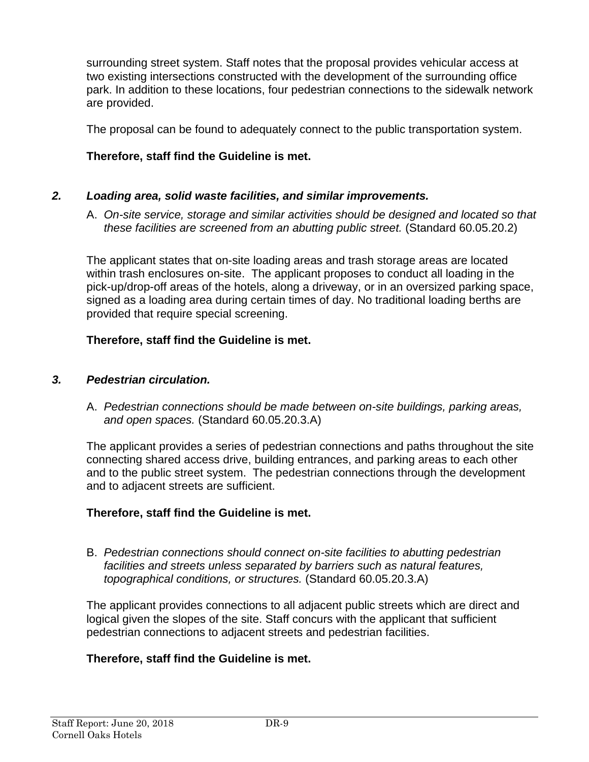surrounding street system. Staff notes that the proposal provides vehicular access at two existing intersections constructed with the development of the surrounding office park. In addition to these locations, four pedestrian connections to the sidewalk network are provided.

The proposal can be found to adequately connect to the public transportation system.

**Therefore, staff find the Guideline is met.**

***2. Loading area, solid waste facilities, and similar improvements.***

A. *On-site service, storage and similar activities should be designed and located so that these facilities are screened from an abutting public street.* (Standard 60.05.20.2)

The applicant states that on-site loading areas and trash storage areas are located within trash enclosures on-site. The applicant proposes to conduct all loading in the pick-up/drop-off areas of the hotels, along a driveway, or in an oversized parking space, signed as a loading area during certain times of day. No traditional loading berths are provided that require special screening.

**Therefore, staff find the Guideline is met.**

***3. Pedestrian circulation.***

A. *Pedestrian connections should be made between on-site buildings, parking areas, and open spaces.* (Standard 60.05.20.3.A)

The applicant provides a series of pedestrian connections and paths throughout the site connecting shared access drive, building entrances, and parking areas to each other and to the public street system. The pedestrian connections through the development and to adjacent streets are sufficient.

**Therefore, staff find the Guideline is met.**

B. *Pedestrian connections should connect on-site facilities to abutting pedestrian facilities and streets unless separated by barriers such as natural features, topographical conditions, or structures.* (Standard 60.05.20.3.A)

The applicant provides connections to all adjacent public streets which are direct and logical given the slopes of the site. Staff concurs with the applicant that sufficient pedestrian connections to adjacent streets and pedestrian facilities.

**Therefore, staff find the Guideline is met.**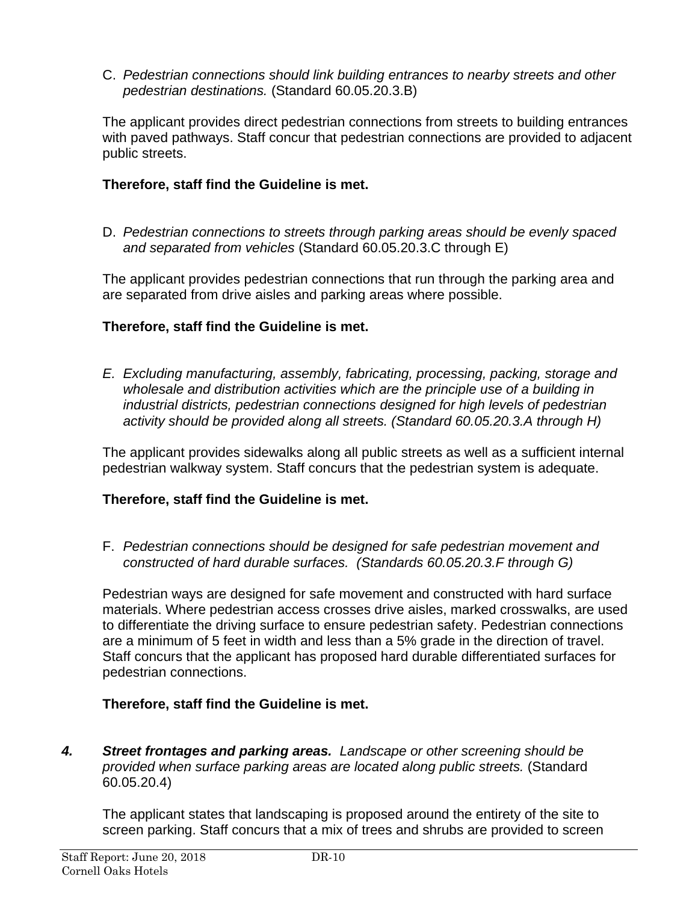C. *Pedestrian connections should link building entrances to nearby streets and other pedestrian destinations.* (Standard 60.05.20.3.B)

The applicant provides direct pedestrian connections from streets to building entrances with paved pathways. Staff concur that pedestrian connections are provided to adjacent public streets.

**Therefore, staff find the Guideline is met.**

D. *Pedestrian connections to streets through parking areas should be evenly spaced and separated from vehicles* (Standard 60.05.20.3.C through E)

The applicant provides pedestrian connections that run through the parking area and are separated from drive aisles and parking areas where possible.

**Therefore, staff find the Guideline is met.**

*E. Excluding manufacturing, assembly, fabricating, processing, packing, storage and wholesale and distribution activities which are the principle use of a building in industrial districts, pedestrian connections designed for high levels of pedestrian activity should be provided along all streets. (Standard 60.05.20.3.A through H)*

The applicant provides sidewalks along all public streets as well as a sufficient internal pedestrian walkway system. Staff concurs that the pedestrian system is adequate.

**Therefore, staff find the Guideline is met.**

F. *Pedestrian connections should be designed for safe pedestrian movement and constructed of hard durable surfaces. (Standards 60.05.20.3.F through G)*

Pedestrian ways are designed for safe movement and constructed with hard surface materials. Where pedestrian access crosses drive aisles, marked crosswalks, are used to differentiate the driving surface to ensure pedestrian safety. Pedestrian connections are a minimum of 5 feet in width and less than a 5% grade in the direction of travel. Staff concurs that the applicant has proposed hard durable differentiated surfaces for pedestrian connections.

**Therefore, staff find the Guideline is met.**

***4. Street frontages and parking areas.*** *Landscape or other screening should be provided when surface parking areas are located along public streets.* (Standard 60.05.20.4)

The applicant states that landscaping is proposed around the entirety of the site to screen parking. Staff concurs that a mix of trees and shrubs are provided to screen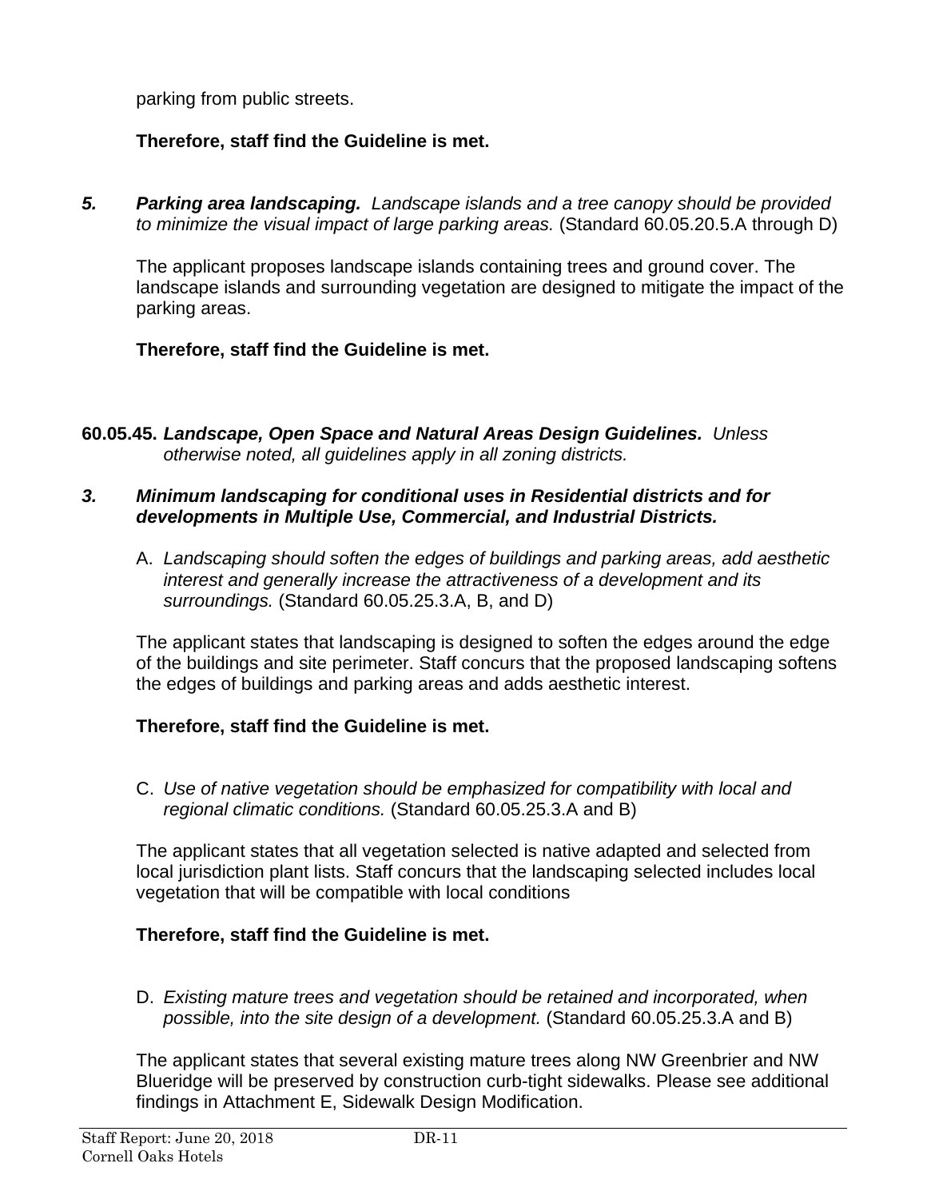parking from public streets.

**Therefore, staff find the Guideline is met.**

***5. Parking area landscaping.*** *Landscape islands and a tree canopy should be provided to minimize the visual impact of large parking areas.* (Standard 60.05.20.5.A through D)

The applicant proposes landscape islands containing trees and ground cover. The landscape islands and surrounding vegetation are designed to mitigate the impact of the parking areas.

**Therefore, staff find the Guideline is met.**

**60.05.45. *Landscape, Open Space and Natural Areas Design Guidelines.*** *Unless otherwise noted, all guidelines apply in all zoning districts.*

***3. Minimum landscaping for conditional uses in Residential districts and for developments in Multiple Use, Commercial, and Industrial Districts.***

A. *Landscaping should soften the edges of buildings and parking areas, add aesthetic interest and generally increase the attractiveness of a development and its surroundings.* (Standard 60.05.25.3.A, B, and D)

The applicant states that landscaping is designed to soften the edges around the edge of the buildings and site perimeter. Staff concurs that the proposed landscaping softens the edges of buildings and parking areas and adds aesthetic interest.

**Therefore, staff find the Guideline is met.**

C. *Use of native vegetation should be emphasized for compatibility with local and regional climatic conditions.* (Standard 60.05.25.3.A and B)

The applicant states that all vegetation selected is native adapted and selected from local jurisdiction plant lists. Staff concurs that the landscaping selected includes local vegetation that will be compatible with local conditions

**Therefore, staff find the Guideline is met.**

D. *Existing mature trees and vegetation should be retained and incorporated, when possible, into the site design of a development.* (Standard 60.05.25.3.A and B)

The applicant states that several existing mature trees along NW Greenbrier and NW Blueridge will be preserved by construction curb-tight sidewalks. Please see additional findings in Attachment E, Sidewalk Design Modification.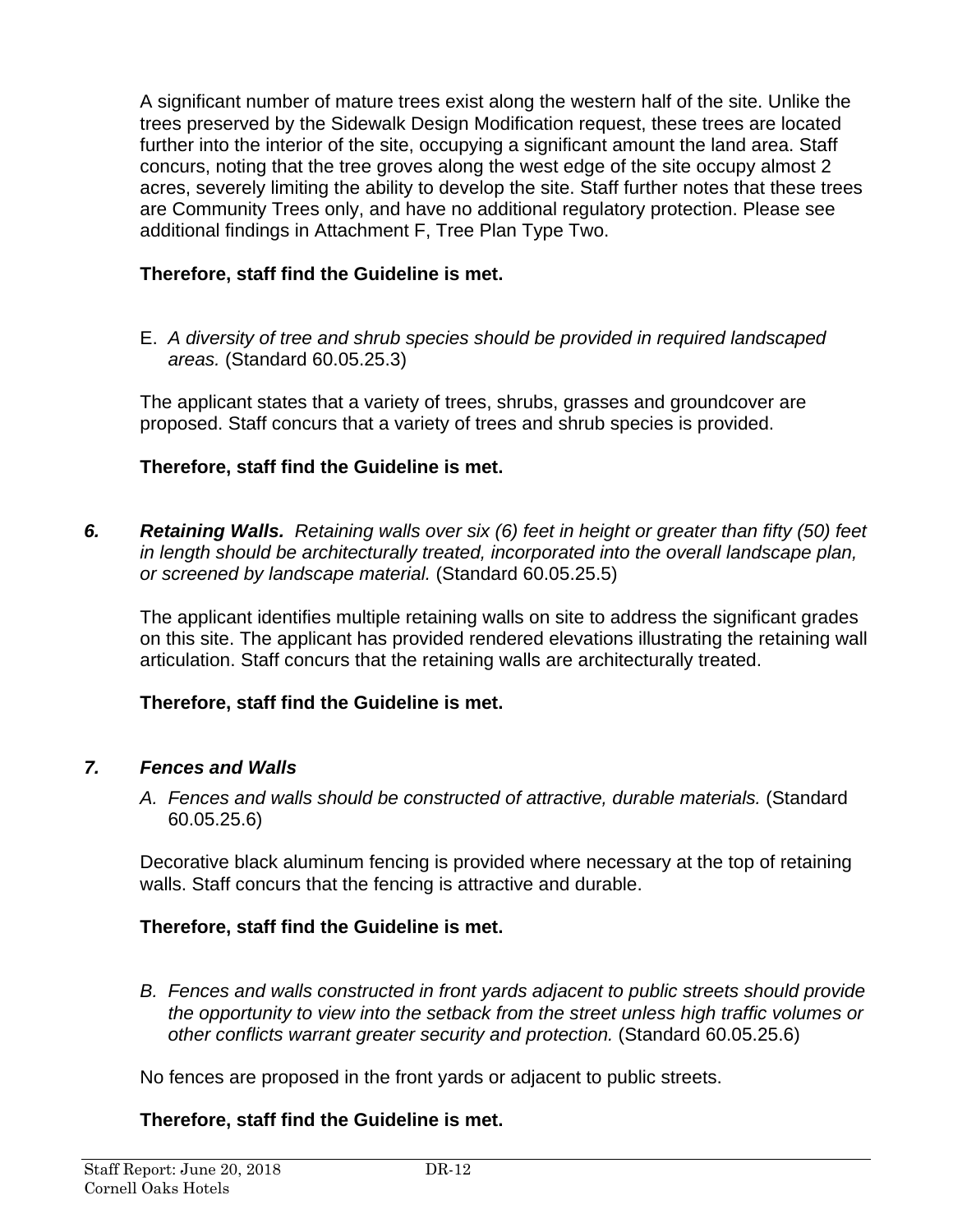A significant number of mature trees exist along the western half of the site. Unlike the trees preserved by the Sidewalk Design Modification request, these trees are located further into the interior of the site, occupying a significant amount the land area. Staff concurs, noting that the tree groves along the west edge of the site occupy almost 2 acres, severely limiting the ability to develop the site. Staff further notes that these trees are Community Trees only, and have no additional regulatory protection. Please see additional findings in Attachment F, Tree Plan Type Two.

**Therefore, staff find the Guideline is met.**

E. *A diversity of tree and shrub species should be provided in required landscaped areas.* (Standard 60.05.25.3)

The applicant states that a variety of trees, shrubs, grasses and groundcover are proposed. Staff concurs that a variety of trees and shrub species is provided.

**Therefore, staff find the Guideline is met.**

***6. Retaining Walls.*** *Retaining walls over six (6) feet in height or greater than fifty (50) feet in length should be architecturally treated, incorporated into the overall landscape plan, or screened by landscape material.* (Standard 60.05.25.5)

The applicant identifies multiple retaining walls on site to address the significant grades on this site. The applicant has provided rendered elevations illustrating the retaining wall articulation. Staff concurs that the retaining walls are architecturally treated.

**Therefore, staff find the Guideline is met.**

***7. Fences and Walls***

A. *Fences and walls should be constructed of attractive, durable materials.* (Standard 60.05.25.6)

Decorative black aluminum fencing is provided where necessary at the top of retaining walls. Staff concurs that the fencing is attractive and durable.

**Therefore, staff find the Guideline is met.**

B. *Fences and walls constructed in front yards adjacent to public streets should provide the opportunity to view into the setback from the street unless high traffic volumes or other conflicts warrant greater security and protection.* (Standard 60.05.25.6)

No fences are proposed in the front yards or adjacent to public streets.

**Therefore, staff find the Guideline is met.**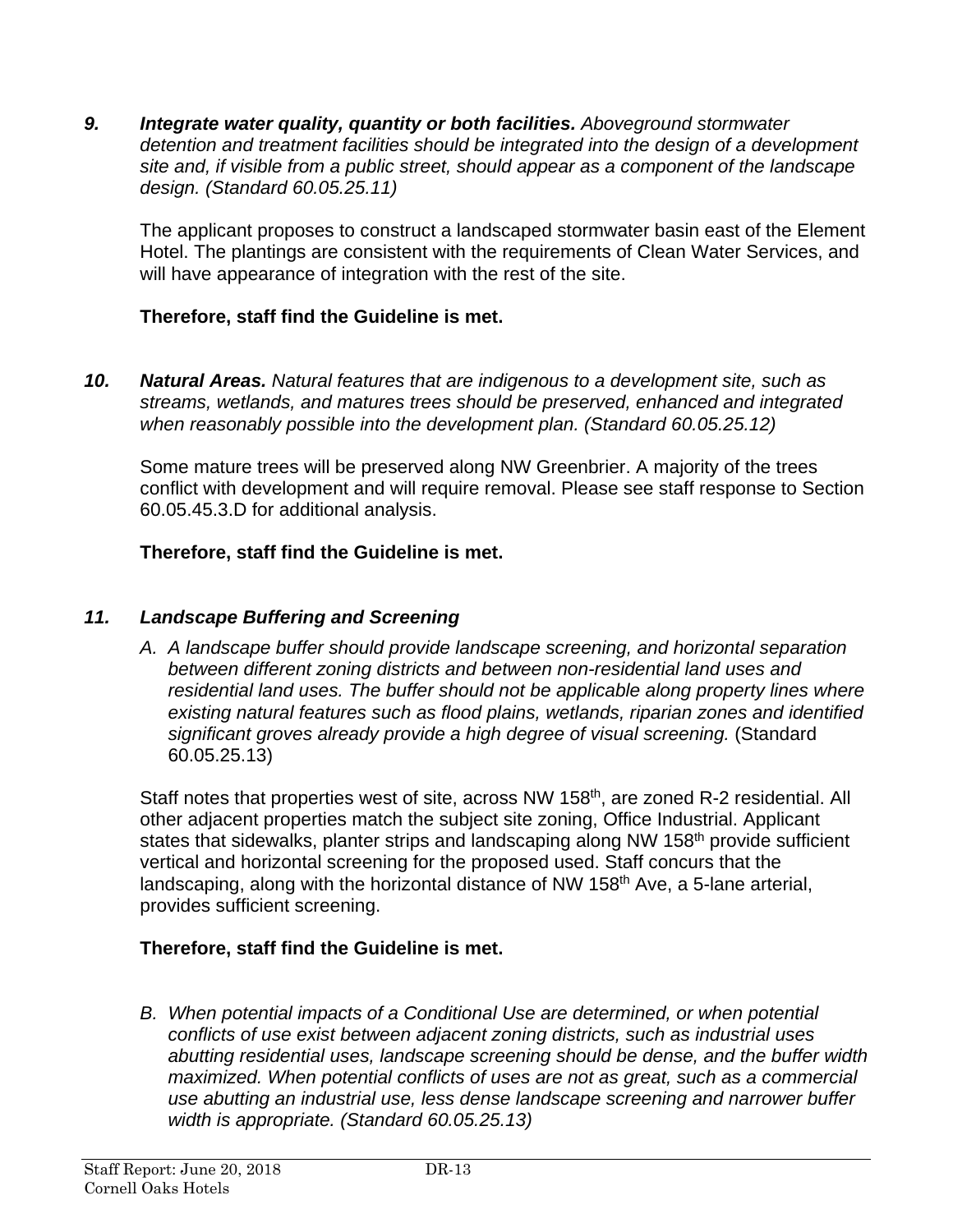***9. Integrate water quality, quantity or both facilities.*** *Aboveground stormwater detention and treatment facilities should be integrated into the design of a development site and, if visible from a public street, should appear as a component of the landscape design. (Standard 60.05.25.11)*

The applicant proposes to construct a landscaped stormwater basin east of the Element Hotel. The plantings are consistent with the requirements of Clean Water Services, and will have appearance of integration with the rest of the site.

**Therefore, staff find the Guideline is met.**

***10. Natural Areas.*** *Natural features that are indigenous to a development site, such as streams, wetlands, and matures trees should be preserved, enhanced and integrated when reasonably possible into the development plan. (Standard 60.05.25.12)*

Some mature trees will be preserved along NW Greenbrier. A majority of the trees conflict with development and will require removal. Please see staff response to Section 60.05.45.3.D for additional analysis.

**Therefore, staff find the Guideline is met.**

***11. Landscape Buffering and Screening***

*A. A landscape buffer should provide landscape screening, and horizontal separation between different zoning districts and between non-residential land uses and residential land uses. The buffer should not be applicable along property lines where existing natural features such as flood plains, wetlands, riparian zones and identified significant groves already provide a high degree of visual screening.* (Standard 60.05.25.13)

Staff notes that properties west of site, across NW 158th, are zoned R-2 residential. All other adjacent properties match the subject site zoning, Office Industrial. Applicant states that sidewalks, planter strips and landscaping along NW 158th provide sufficient vertical and horizontal screening for the proposed used. Staff concurs that the landscaping, along with the horizontal distance of NW 158th Ave, a 5-lane arterial, provides sufficient screening.

**Therefore, staff find the Guideline is met.**

*B. When potential impacts of a Conditional Use are determined, or when potential conflicts of use exist between adjacent zoning districts, such as industrial uses abutting residential uses, landscape screening should be dense, and the buffer width maximized. When potential conflicts of uses are not as great, such as a commercial use abutting an industrial use, less dense landscape screening and narrower buffer width is appropriate. (Standard 60.05.25.13)*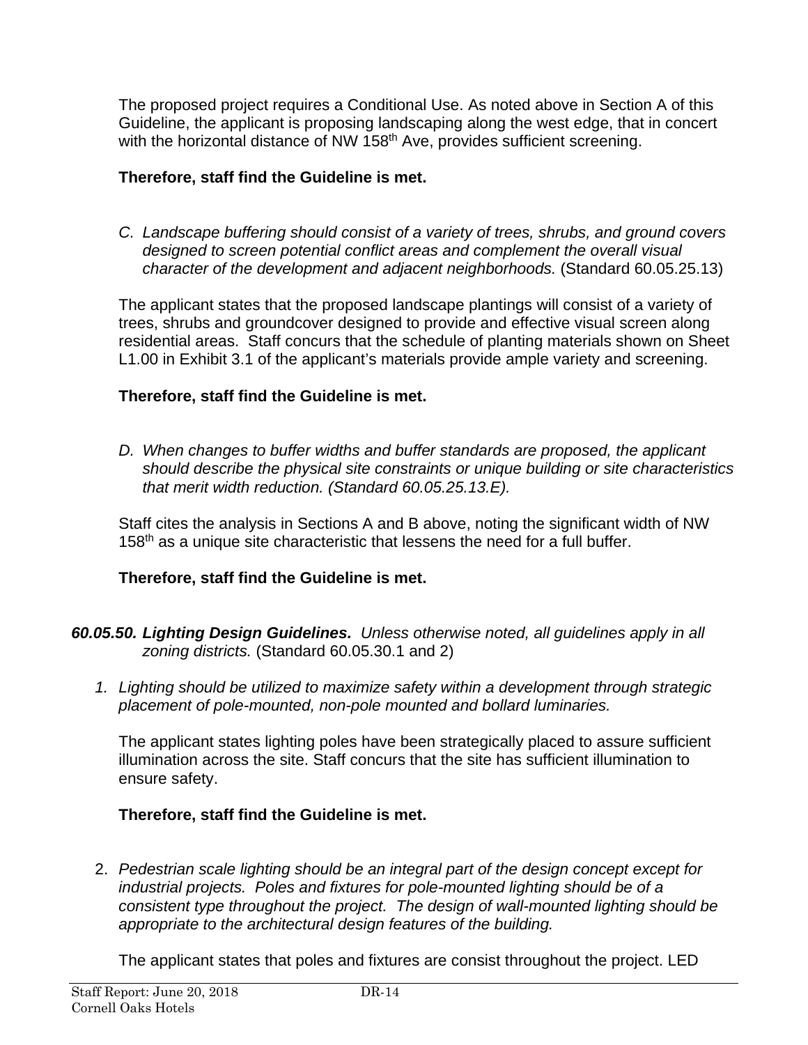The proposed project requires a Conditional Use. As noted above in Section A of this Guideline, the applicant is proposing landscaping along the west edge, that in concert with the horizontal distance of NW 158th Ave, provides sufficient screening.

**Therefore, staff find the Guideline is met.**

C. *Landscape buffering should consist of a variety of trees, shrubs, and ground covers designed to screen potential conflict areas and complement the overall visual character of the development and adjacent neighborhoods.* (Standard 60.05.25.13)

The applicant states that the proposed landscape plantings will consist of a variety of trees, shrubs and groundcover designed to provide and effective visual screen along residential areas. Staff concurs that the schedule of planting materials shown on Sheet L1.00 in Exhibit 3.1 of the applicant's materials provide ample variety and screening.

**Therefore, staff find the Guideline is met.**

D. *When changes to buffer widths and buffer standards are proposed, the applicant should describe the physical site constraints or unique building or site characteristics that merit width reduction. (Standard 60.05.25.13.E).*

Staff cites the analysis in Sections A and B above, noting the significant width of NW 158th as a unique site characteristic that lessens the need for a full buffer.

**Therefore, staff find the Guideline is met.**

***60.05.50. Lighting Design Guidelines.*** *Unless otherwise noted, all guidelines apply in all zoning districts.* (Standard 60.05.30.1 and 2)

1. *Lighting should be utilized to maximize safety within a development through strategic placement of pole-mounted, non-pole mounted and bollard luminaries.*

   The applicant states lighting poles have been strategically placed to assure sufficient illumination across the site. Staff concurs that the site has sufficient illumination to ensure safety.

   **Therefore, staff find the Guideline is met.**

2. *Pedestrian scale lighting should be an integral part of the design concept except for industrial projects. Poles and fixtures for pole-mounted lighting should be of a consistent type throughout the project. The design of wall-mounted lighting should be appropriate to the architectural design features of the building.*

   The applicant states that poles and fixtures are consist throughout the project. LED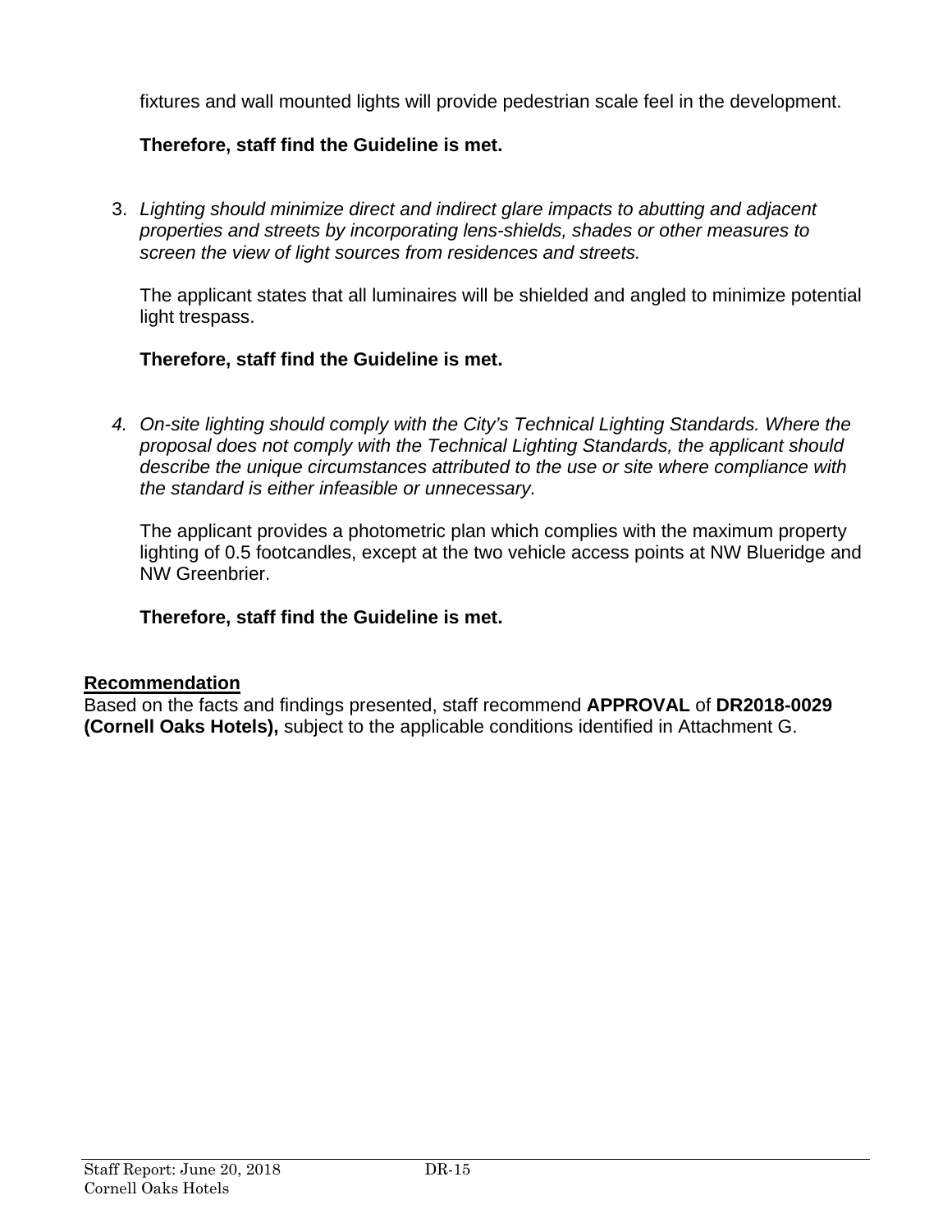fixtures and wall mounted lights will provide pedestrian scale feel in the development.

**Therefore, staff find the Guideline is met.**

3. *Lighting should minimize direct and indirect glare impacts to abutting and adjacent properties and streets by incorporating lens-shields, shades or other measures to screen the view of light sources from residences and streets.*

   The applicant states that all luminaires will be shielded and angled to minimize potential light trespass.

   **Therefore, staff find the Guideline is met.**

4. *On-site lighting should comply with the City's Technical Lighting Standards. Where the proposal does not comply with the Technical Lighting Standards, the applicant should describe the unique circumstances attributed to the use or site where compliance with the standard is either infeasible or unnecessary.*

   The applicant provides a photometric plan which complies with the maximum property lighting of 0.5 footcandles, except at the two vehicle access points at NW Blueridge and NW Greenbrier.

   **Therefore, staff find the Guideline is met.**

**Recommendation**

Based on the facts and findings presented, staff recommend **APPROVAL** of **DR2018-0029 (Cornell Oaks Hotels),** subject to the applicable conditions identified in Attachment G.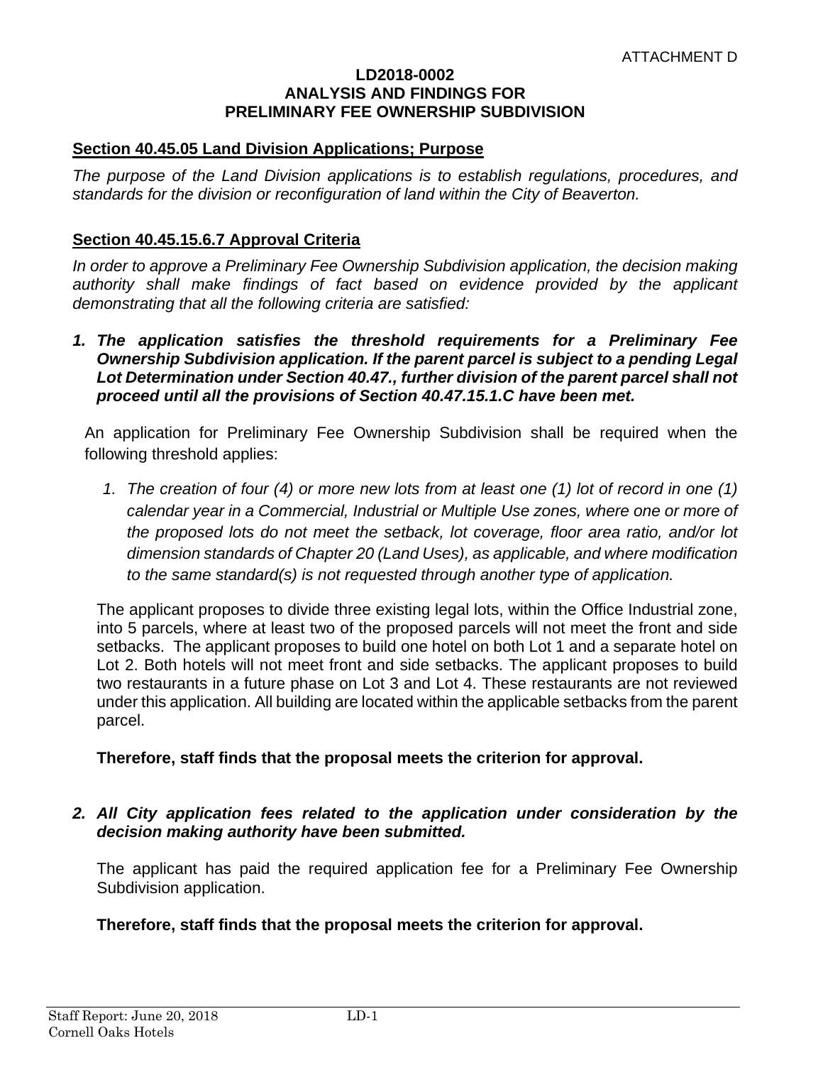ATTACHMENT D

**LD2018-0002**
**ANALYSIS AND FINDINGS FOR**
**PRELIMINARY FEE OWNERSHIP SUBDIVISION**

**Section 40.45.05 Land Division Applications; Purpose**

*The purpose of the Land Division applications is to establish regulations, procedures, and standards for the division or reconfiguration of land within the City of Beaverton.*

**Section 40.45.15.6.7 Approval Criteria**

*In order to approve a Preliminary Fee Ownership Subdivision application, the decision making authority shall make findings of fact based on evidence provided by the applicant demonstrating that all the following criteria are satisfied:*

1. ***The application satisfies the threshold requirements for a Preliminary Fee Ownership Subdivision application. If the parent parcel is subject to a pending Legal Lot Determination under Section 40.47., further division of the parent parcel shall not proceed until all the provisions of Section 40.47.15.1.C have been met.***

   An application for Preliminary Fee Ownership Subdivision shall be required when the following threshold applies:

   1. *The creation of four (4) or more new lots from at least one (1) lot of record in one (1) calendar year in a Commercial, Industrial or Multiple Use zones, where one or more of the proposed lots do not meet the setback, lot coverage, floor area ratio, and/or lot dimension standards of Chapter 20 (Land Uses), as applicable, and where modification to the same standard(s) is not requested through another type of application.*

   The applicant proposes to divide three existing legal lots, within the Office Industrial zone, into 5 parcels, where at least two of the proposed parcels will not meet the front and side setbacks. The applicant proposes to build one hotel on both Lot 1 and a separate hotel on Lot 2. Both hotels will not meet front and side setbacks. The applicant proposes to build two restaurants in a future phase on Lot 3 and Lot 4. These restaurants are not reviewed under this application. All building are located within the applicable setbacks from the parent parcel.

   **Therefore, staff finds that the proposal meets the criterion for approval.**

2. ***All City application fees related to the application under consideration by the decision making authority have been submitted.***

   The applicant has paid the required application fee for a Preliminary Fee Ownership Subdivision application.

   **Therefore, staff finds that the proposal meets the criterion for approval.**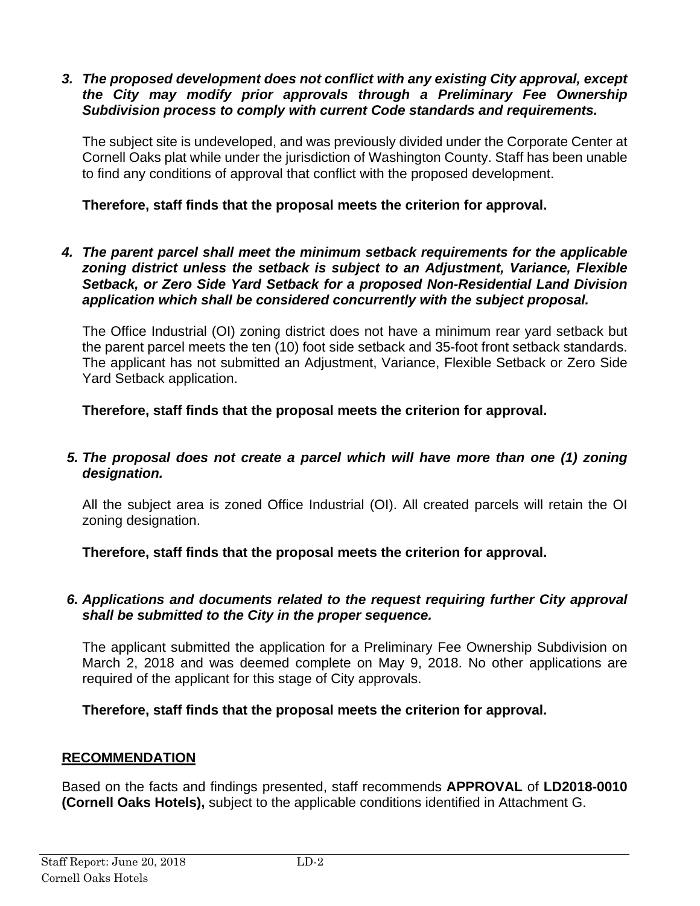*3. The proposed development does not conflict with any existing City approval, except the City may modify prior approvals through a Preliminary Fee Ownership Subdivision process to comply with current Code standards and requirements.*

The subject site is undeveloped, and was previously divided under the Corporate Center at Cornell Oaks plat while under the jurisdiction of Washington County. Staff has been unable to find any conditions of approval that conflict with the proposed development.

**Therefore, staff finds that the proposal meets the criterion for approval.**

*4. The parent parcel shall meet the minimum setback requirements for the applicable zoning district unless the setback is subject to an Adjustment, Variance, Flexible Setback, or Zero Side Yard Setback for a proposed Non-Residential Land Division application which shall be considered concurrently with the subject proposal.*

The Office Industrial (OI) zoning district does not have a minimum rear yard setback but the parent parcel meets the ten (10) foot side setback and 35-foot front setback standards. The applicant has not submitted an Adjustment, Variance, Flexible Setback or Zero Side Yard Setback application.

**Therefore, staff finds that the proposal meets the criterion for approval.**

*5. The proposal does not create a parcel which will have more than one (1) zoning designation.*

All the subject area is zoned Office Industrial (OI). All created parcels will retain the OI zoning designation.

**Therefore, staff finds that the proposal meets the criterion for approval.**

*6. Applications and documents related to the request requiring further City approval shall be submitted to the City in the proper sequence.*

The applicant submitted the application for a Preliminary Fee Ownership Subdivision on March 2, 2018 and was deemed complete on May 9, 2018. No other applications are required of the applicant for this stage of City approvals.

**Therefore, staff finds that the proposal meets the criterion for approval.**

## RECOMMENDATION

Based on the facts and findings presented, staff recommends **APPROVAL** of **LD2018-0010 (Cornell Oaks Hotels),** subject to the applicable conditions identified in Attachment G.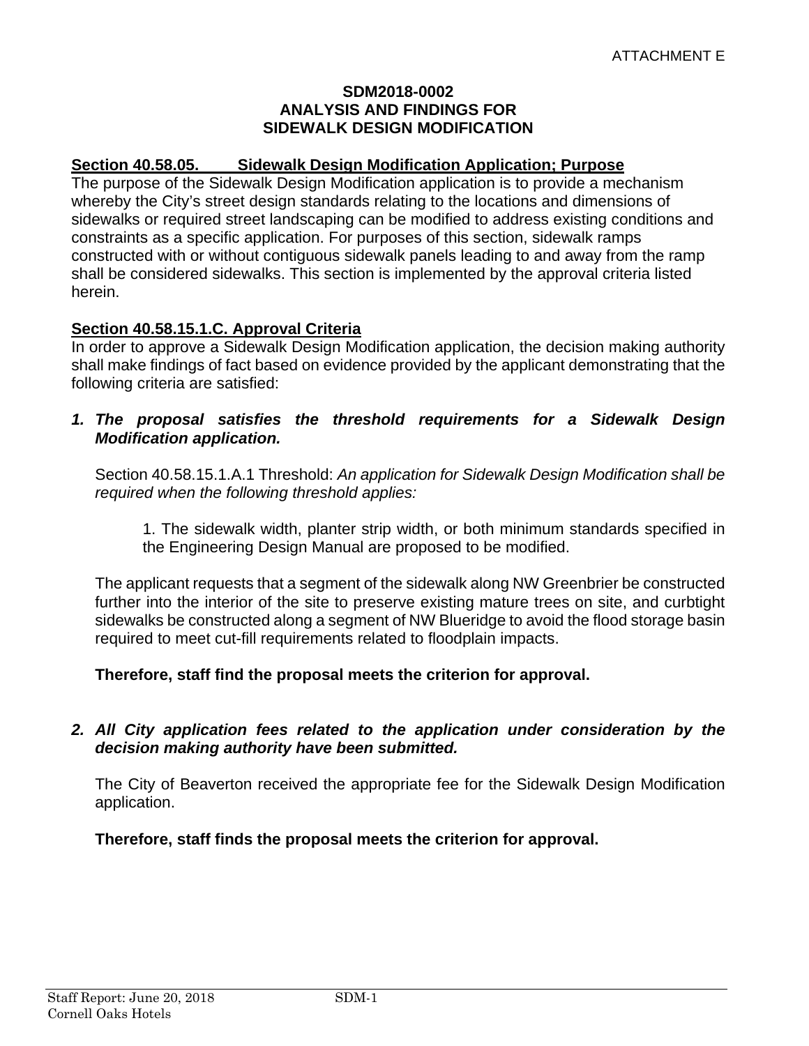ATTACHMENT E

**SDM2018-0002**
**ANALYSIS AND FINDINGS FOR**
**SIDEWALK DESIGN MODIFICATION**

**Section 40.58.05. Sidewalk Design Modification Application; Purpose**

The purpose of the Sidewalk Design Modification application is to provide a mechanism whereby the City's street design standards relating to the locations and dimensions of sidewalks or required street landscaping can be modified to address existing conditions and constraints as a specific application. For purposes of this section, sidewalk ramps constructed with or without contiguous sidewalk panels leading to and away from the ramp shall be considered sidewalks. This section is implemented by the approval criteria listed herein.

**Section 40.58.15.1.C. Approval Criteria**

In order to approve a Sidewalk Design Modification application, the decision making authority shall make findings of fact based on evidence provided by the applicant demonstrating that the following criteria are satisfied:

1. ***The proposal satisfies the threshold requirements for a Sidewalk Design Modification application.***

   Section 40.58.15.1.A.1 Threshold: *An application for Sidewalk Design Modification shall be required when the following threshold applies:*

   > 1. The sidewalk width, planter strip width, or both minimum standards specified in the Engineering Design Manual are proposed to be modified.

   The applicant requests that a segment of the sidewalk along NW Greenbrier be constructed further into the interior of the site to preserve existing mature trees on site, and curbtight sidewalks be constructed along a segment of NW Blueridge to avoid the flood storage basin required to meet cut-fill requirements related to floodplain impacts.

   **Therefore, staff find the proposal meets the criterion for approval.**

2. ***All City application fees related to the application under consideration by the decision making authority have been submitted.***

   The City of Beaverton received the appropriate fee for the Sidewalk Design Modification application.

   **Therefore, staff finds the proposal meets the criterion for approval.**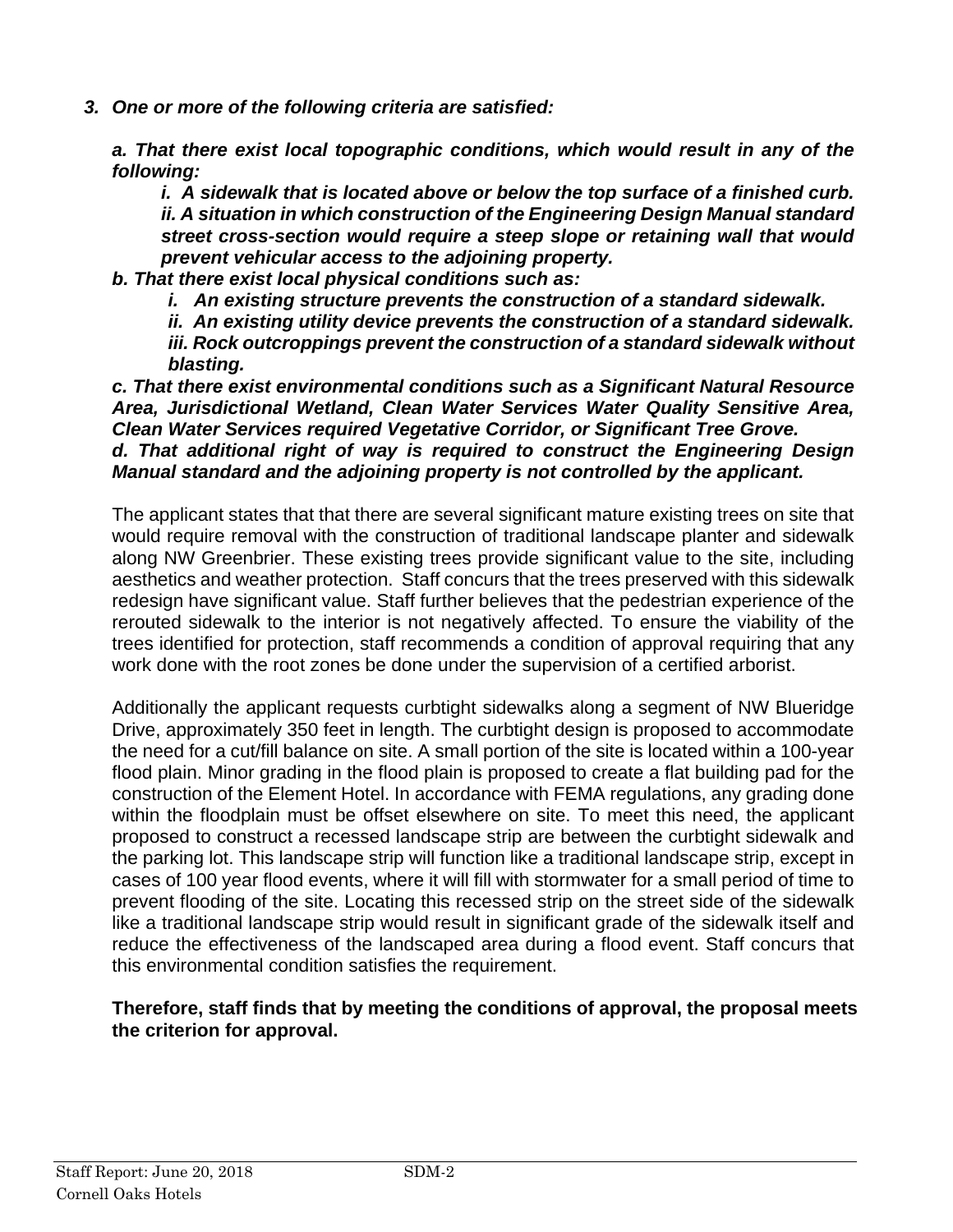3. ***One or more of the following criteria are satisfied:***

   ***a. That there exist local topographic conditions, which would result in any of the following:***

   ***i. A sidewalk that is located above or below the top surface of a finished curb.***
   ***ii. A situation in which construction of the Engineering Design Manual standard street cross-section would require a steep slope or retaining wall that would prevent vehicular access to the adjoining property.***

   ***b. That there exist local physical conditions such as:***

   ***i. An existing structure prevents the construction of a standard sidewalk.***
   ***ii. An existing utility device prevents the construction of a standard sidewalk.***
   ***iii. Rock outcroppings prevent the construction of a standard sidewalk without blasting.***

   ***c. That there exist environmental conditions such as a Significant Natural Resource Area, Jurisdictional Wetland, Clean Water Services Water Quality Sensitive Area, Clean Water Services required Vegetative Corridor, or Significant Tree Grove.***
   ***d. That additional right of way is required to construct the Engineering Design Manual standard and the adjoining property is not controlled by the applicant.***

   The applicant states that that there are several significant mature existing trees on site that would require removal with the construction of traditional landscape planter and sidewalk along NW Greenbrier. These existing trees provide significant value to the site, including aesthetics and weather protection. Staff concurs that the trees preserved with this sidewalk redesign have significant value. Staff further believes that the pedestrian experience of the rerouted sidewalk to the interior is not negatively affected. To ensure the viability of the trees identified for protection, staff recommends a condition of approval requiring that any work done with the root zones be done under the supervision of a certified arborist.

   Additionally the applicant requests curbtight sidewalks along a segment of NW Blueridge Drive, approximately 350 feet in length. The curbtight design is proposed to accommodate the need for a cut/fill balance on site. A small portion of the site is located within a 100-year flood plain. Minor grading in the flood plain is proposed to create a flat building pad for the construction of the Element Hotel. In accordance with FEMA regulations, any grading done within the floodplain must be offset elsewhere on site. To meet this need, the applicant proposed to construct a recessed landscape strip are between the curbtight sidewalk and the parking lot. This landscape strip will function like a traditional landscape strip, except in cases of 100 year flood events, where it will fill with stormwater for a small period of time to prevent flooding of the site. Locating this recessed strip on the street side of the sidewalk like a traditional landscape strip would result in significant grade of the sidewalk itself and reduce the effectiveness of the landscaped area during a flood event. Staff concurs that this environmental condition satisfies the requirement.

   **Therefore, staff finds that by meeting the conditions of approval, the proposal meets the criterion for approval.**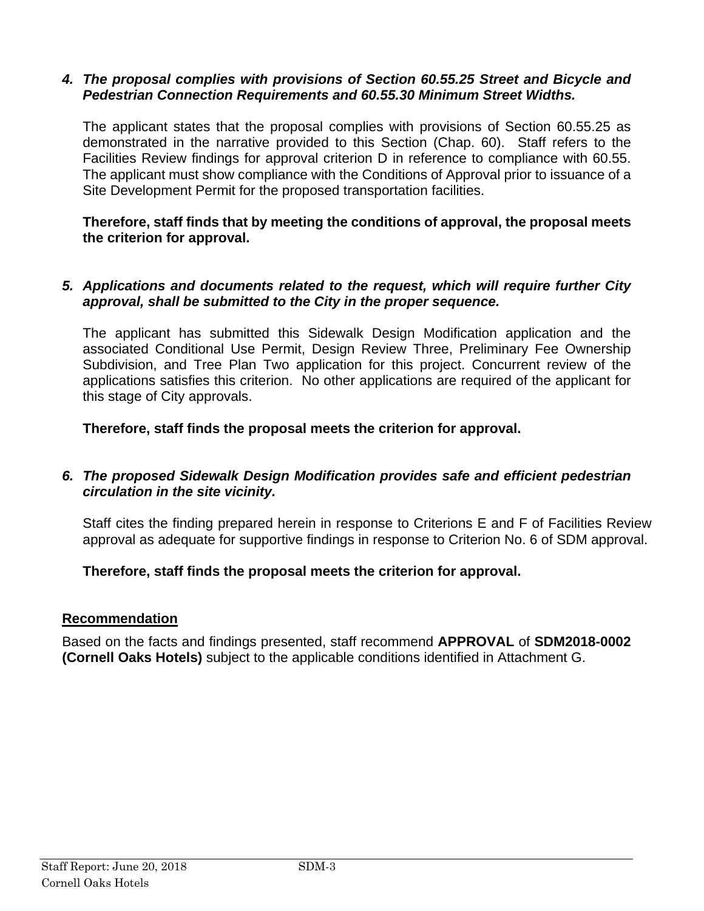4. ***The proposal complies with provisions of Section 60.55.25 Street and Bicycle and Pedestrian Connection Requirements and 60.55.30 Minimum Street Widths.***

   The applicant states that the proposal complies with provisions of Section 60.55.25 as demonstrated in the narrative provided to this Section (Chap. 60). Staff refers to the Facilities Review findings for approval criterion D in reference to compliance with 60.55. The applicant must show compliance with the Conditions of Approval prior to issuance of a Site Development Permit for the proposed transportation facilities.

   **Therefore, staff finds that by meeting the conditions of approval, the proposal meets the criterion for approval.**

5. ***Applications and documents related to the request, which will require further City approval, shall be submitted to the City in the proper sequence.***

   The applicant has submitted this Sidewalk Design Modification application and the associated Conditional Use Permit, Design Review Three, Preliminary Fee Ownership Subdivision, and Tree Plan Two application for this project. Concurrent review of the applications satisfies this criterion. No other applications are required of the applicant for this stage of City approvals.

   **Therefore, staff finds the proposal meets the criterion for approval.**

6. ***The proposed Sidewalk Design Modification provides safe and efficient pedestrian circulation in the site vicinity.***

   Staff cites the finding prepared herein in response to Criterions E and F of Facilities Review approval as adequate for supportive findings in response to Criterion No. 6 of SDM approval.

   **Therefore, staff finds the proposal meets the criterion for approval.**

## Recommendation

Based on the facts and findings presented, staff recommend **APPROVAL** of **SDM2018-0002 (Cornell Oaks Hotels)** subject to the applicable conditions identified in Attachment G.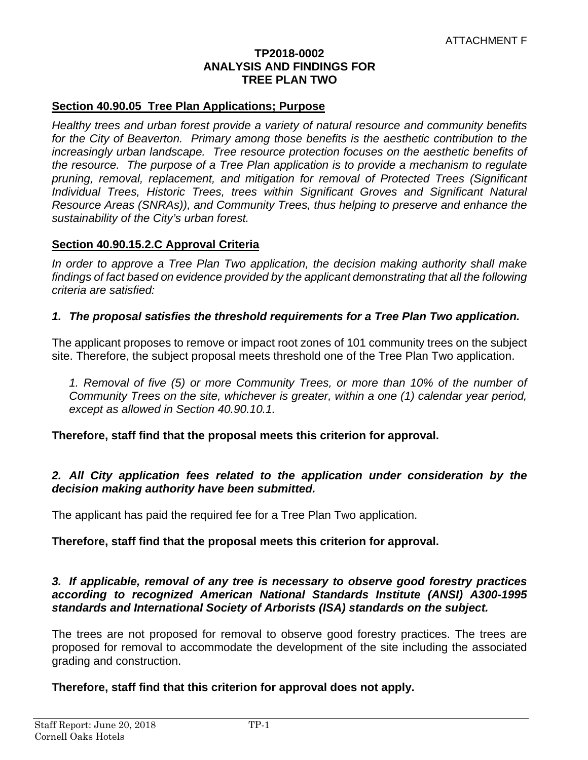ATTACHMENT F

**TP2018-0002**
**ANALYSIS AND FINDINGS FOR**
**TREE PLAN TWO**

## Section 40.90.05 Tree Plan Applications; Purpose

*Healthy trees and urban forest provide a variety of natural resource and community benefits for the City of Beaverton. Primary among those benefits is the aesthetic contribution to the increasingly urban landscape. Tree resource protection focuses on the aesthetic benefits of the resource. The purpose of a Tree Plan application is to provide a mechanism to regulate pruning, removal, replacement, and mitigation for removal of Protected Trees (Significant Individual Trees, Historic Trees, trees within Significant Groves and Significant Natural Resource Areas (SNRAs)), and Community Trees, thus helping to preserve and enhance the sustainability of the City's urban forest.*

## Section 40.90.15.2.C Approval Criteria

*In order to approve a Tree Plan Two application, the decision making authority shall make findings of fact based on evidence provided by the applicant demonstrating that all the following criteria are satisfied:*

***1. The proposal satisfies the threshold requirements for a Tree Plan Two application.***

The applicant proposes to remove or impact root zones of 101 community trees on the subject site. Therefore, the subject proposal meets threshold one of the Tree Plan Two application.

> *1. Removal of five (5) or more Community Trees, or more than 10% of the number of Community Trees on the site, whichever is greater, within a one (1) calendar year period, except as allowed in Section 40.90.10.1.*

**Therefore, staff find that the proposal meets this criterion for approval.**

***2. All City application fees related to the application under consideration by the decision making authority have been submitted.***

The applicant has paid the required fee for a Tree Plan Two application.

**Therefore, staff find that the proposal meets this criterion for approval.**

***3. If applicable, removal of any tree is necessary to observe good forestry practices according to recognized American National Standards Institute (ANSI) A300-1995 standards and International Society of Arborists (ISA) standards on the subject.***

The trees are not proposed for removal to observe good forestry practices. The trees are proposed for removal to accommodate the development of the site including the associated grading and construction.

**Therefore, staff find that this criterion for approval does not apply.**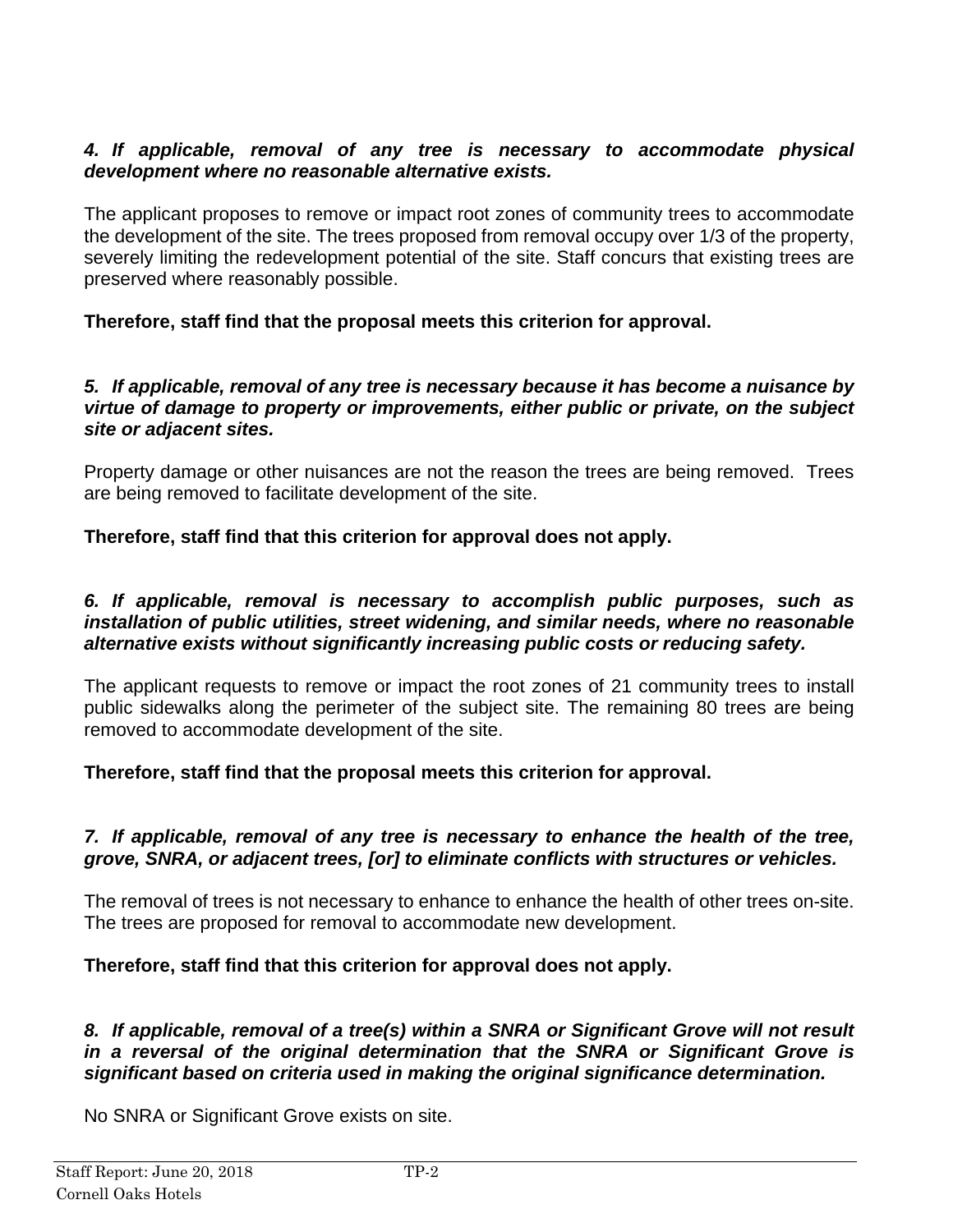***4. If applicable, removal of any tree is necessary to accommodate physical development where no reasonable alternative exists.***

The applicant proposes to remove or impact root zones of community trees to accommodate the development of the site. The trees proposed from removal occupy over 1/3 of the property, severely limiting the redevelopment potential of the site. Staff concurs that existing trees are preserved where reasonably possible.

**Therefore, staff find that the proposal meets this criterion for approval.**

***5. If applicable, removal of any tree is necessary because it has become a nuisance by virtue of damage to property or improvements, either public or private, on the subject site or adjacent sites.***

Property damage or other nuisances are not the reason the trees are being removed. Trees are being removed to facilitate development of the site.

**Therefore, staff find that this criterion for approval does not apply.**

***6. If applicable, removal is necessary to accomplish public purposes, such as installation of public utilities, street widening, and similar needs, where no reasonable alternative exists without significantly increasing public costs or reducing safety.***

The applicant requests to remove or impact the root zones of 21 community trees to install public sidewalks along the perimeter of the subject site. The remaining 80 trees are being removed to accommodate development of the site.

**Therefore, staff find that the proposal meets this criterion for approval.**

***7. If applicable, removal of any tree is necessary to enhance the health of the tree, grove, SNRA, or adjacent trees, [or] to eliminate conflicts with structures or vehicles.***

The removal of trees is not necessary to enhance to enhance the health of other trees on-site. The trees are proposed for removal to accommodate new development.

**Therefore, staff find that this criterion for approval does not apply.**

***8. If applicable, removal of a tree(s) within a SNRA or Significant Grove will not result in a reversal of the original determination that the SNRA or Significant Grove is significant based on criteria used in making the original significance determination.***

No SNRA or Significant Grove exists on site.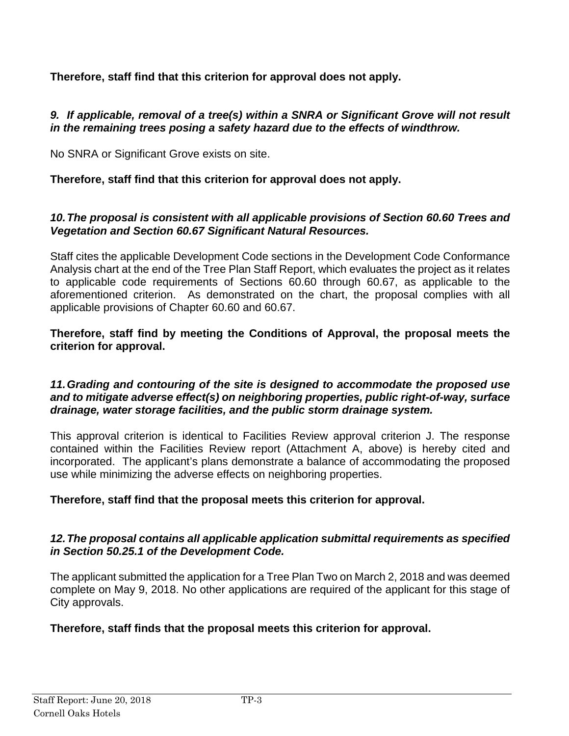**Therefore, staff find that this criterion for approval does not apply.**

***9. If applicable, removal of a tree(s) within a SNRA or Significant Grove will not result in the remaining trees posing a safety hazard due to the effects of windthrow.***

No SNRA or Significant Grove exists on site.

**Therefore, staff find that this criterion for approval does not apply.**

***10. The proposal is consistent with all applicable provisions of Section 60.60 Trees and Vegetation and Section 60.67 Significant Natural Resources.***

Staff cites the applicable Development Code sections in the Development Code Conformance Analysis chart at the end of the Tree Plan Staff Report, which evaluates the project as it relates to applicable code requirements of Sections 60.60 through 60.67, as applicable to the aforementioned criterion. As demonstrated on the chart, the proposal complies with all applicable provisions of Chapter 60.60 and 60.67.

**Therefore, staff find by meeting the Conditions of Approval, the proposal meets the criterion for approval.**

***11. Grading and contouring of the site is designed to accommodate the proposed use and to mitigate adverse effect(s) on neighboring properties, public right-of-way, surface drainage, water storage facilities, and the public storm drainage system.***

This approval criterion is identical to Facilities Review approval criterion J. The response contained within the Facilities Review report (Attachment A, above) is hereby cited and incorporated. The applicant's plans demonstrate a balance of accommodating the proposed use while minimizing the adverse effects on neighboring properties.

**Therefore, staff find that the proposal meets this criterion for approval.**

***12. The proposal contains all applicable application submittal requirements as specified in Section 50.25.1 of the Development Code.***

The applicant submitted the application for a Tree Plan Two on March 2, 2018 and was deemed complete on May 9, 2018. No other applications are required of the applicant for this stage of City approvals.

**Therefore, staff finds that the proposal meets this criterion for approval.**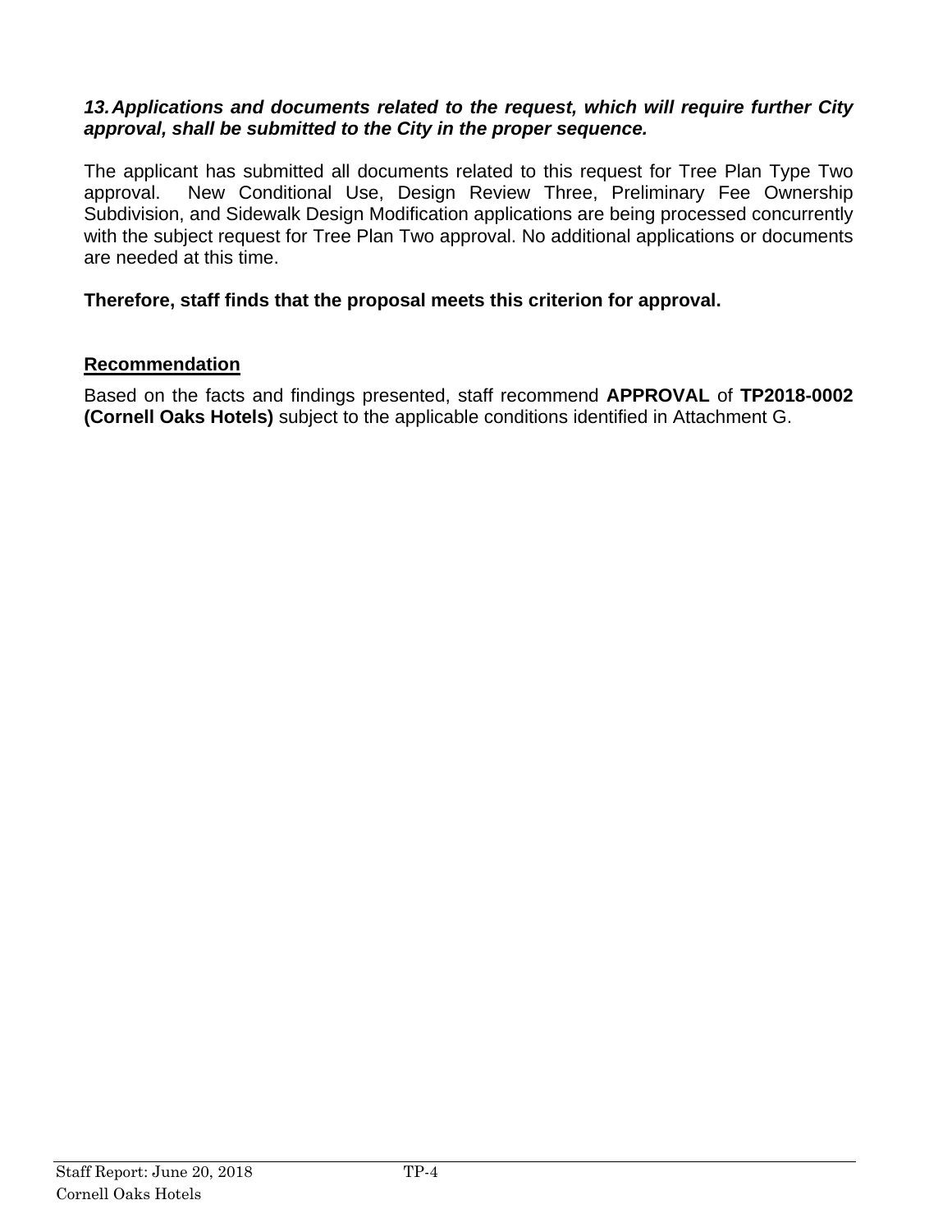***13. Applications and documents related to the request, which will require further City approval, shall be submitted to the City in the proper sequence.***

The applicant has submitted all documents related to this request for Tree Plan Type Two approval. New Conditional Use, Design Review Three, Preliminary Fee Ownership Subdivision, and Sidewalk Design Modification applications are being processed concurrently with the subject request for Tree Plan Two approval. No additional applications or documents are needed at this time.

**Therefore, staff finds that the proposal meets this criterion for approval.**

## Recommendation

Based on the facts and findings presented, staff recommend **APPROVAL** of **TP2018-0002 (Cornell Oaks Hotels)** subject to the applicable conditions identified in Attachment G.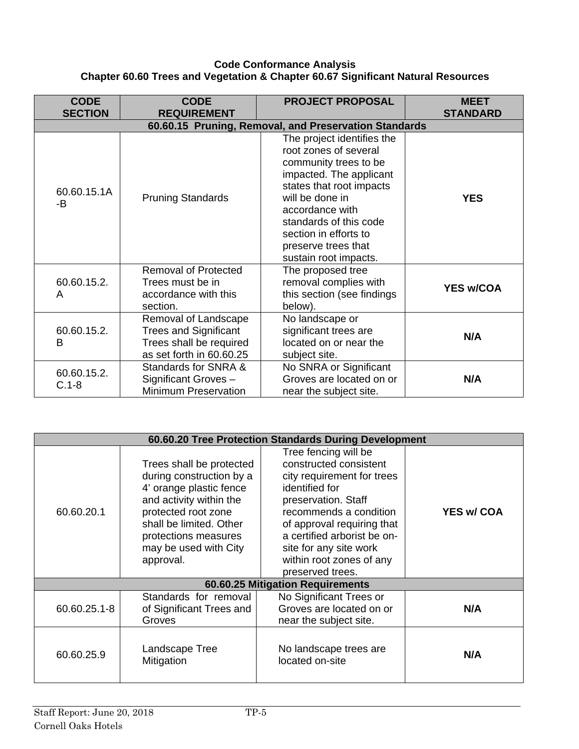**Code Conformance Analysis**
**Chapter 60.60 Trees and Vegetation & Chapter 60.67 Significant Natural Resources**

| CODE SECTION | CODE REQUIREMENT | PROJECT PROPOSAL | MEET STANDARD |
|---|---|---|---|
| **60.60.15 Pruning, Removal, and Preservation Standards** | | | |
| 60.60.15.1A-B | Pruning Standards | The project identifies the root zones of several community trees to be impacted. The applicant states that root impacts will be done in accordance with standards of this code section in efforts to preserve trees that sustain root impacts. | **YES** |
| 60.60.15.2.A | Removal of Protected Trees must be in accordance with this section. | The proposed tree removal complies with this section (see findings below). | **YES w/COA** |
| 60.60.15.2.B | Removal of Landscape Trees and Significant Trees shall be required as set forth in 60.60.25 | No landscape or significant trees are located on or near the subject site. | **N/A** |
| 60.60.15.2.C.1-8 | Standards for SNRA & Significant Groves – Minimum Preservation | No SNRA or Significant Groves are located on or near the subject site. | **N/A** |

| | | | |
|---|---|---|---|
| **60.60.20 Tree Protection Standards During Development** | | | |
| 60.60.20.1 | Trees shall be protected during construction by a 4' orange plastic fence and activity within the protected root zone shall be limited. Other protections measures may be used with City approval. | Tree fencing will be constructed consistent city requirement for trees identified for preservation. Staff recommends a condition of approval requiring that a certified arborist be on-site for any site work within root zones of any preserved trees. | **YES w/ COA** |
| **60.60.25 Mitigation Requirements** | | | |
| 60.60.25.1-8 | Standards for removal of Significant Trees and Groves | No Significant Trees or Groves are located on or near the subject site. | **N/A** |
| 60.60.25.9 | Landscape Tree Mitigation | No landscape trees are located on-site | **N/A** |

Staff Report: June 20, 2018 TP-5
Cornell Oaks Hotels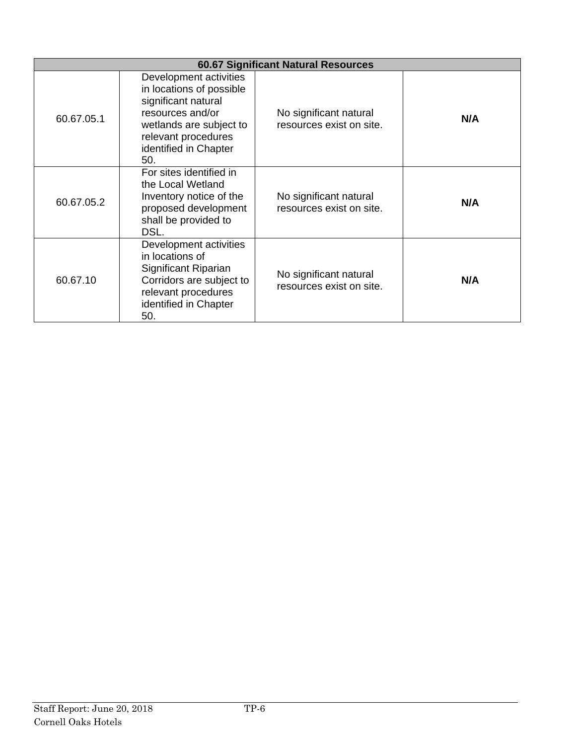| 60.67 Significant Natural Resources | | | |
|---|---|---|---|
| 60.67.05.1 | Development activities in locations of possible significant natural resources and/or wetlands are subject to relevant procedures identified in Chapter 50. | No significant natural resources exist on site. | **N/A** |
| 60.67.05.2 | For sites identified in the Local Wetland Inventory notice of the proposed development shall be provided to DSL. | No significant natural resources exist on site. | **N/A** |
| 60.67.10 | Development activities in locations of Significant Riparian Corridors are subject to relevant procedures identified in Chapter 50. | No significant natural resources exist on site. | **N/A** |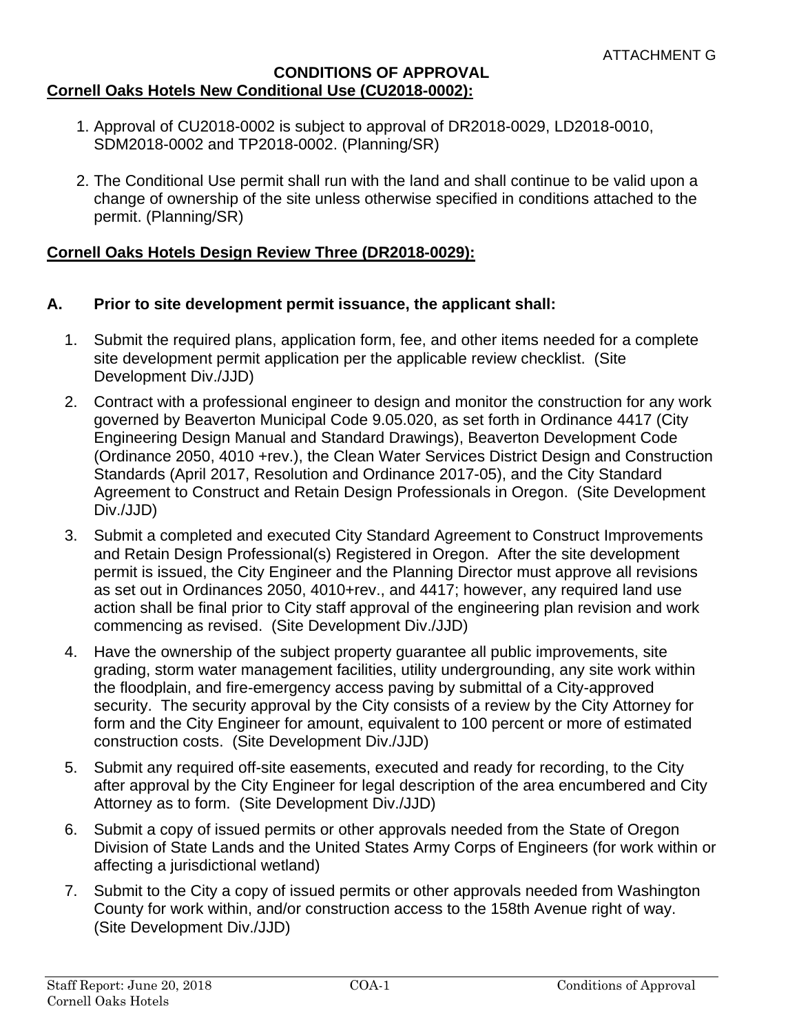ATTACHMENT G

# CONDITIONS OF APPROVAL

**Cornell Oaks Hotels New Conditional Use (CU2018-0002):**

1. Approval of CU2018-0002 is subject to approval of DR2018-0029, LD2018-0010, SDM2018-0002 and TP2018-0002. (Planning/SR)

2. The Conditional Use permit shall run with the land and shall continue to be valid upon a change of ownership of the site unless otherwise specified in conditions attached to the permit. (Planning/SR)

**Cornell Oaks Hotels Design Review Three (DR2018-0029):**

## A. Prior to site development permit issuance, the applicant shall:

1. Submit the required plans, application form, fee, and other items needed for a complete site development permit application per the applicable review checklist. (Site Development Div./JJD)
2. Contract with a professional engineer to design and monitor the construction for any work governed by Beaverton Municipal Code 9.05.020, as set forth in Ordinance 4417 (City Engineering Design Manual and Standard Drawings), Beaverton Development Code (Ordinance 2050, 4010 +rev.), the Clean Water Services District Design and Construction Standards (April 2017, Resolution and Ordinance 2017-05), and the City Standard Agreement to Construct and Retain Design Professionals in Oregon. (Site Development Div./JJD)
3. Submit a completed and executed City Standard Agreement to Construct Improvements and Retain Design Professional(s) Registered in Oregon. After the site development permit is issued, the City Engineer and the Planning Director must approve all revisions as set out in Ordinances 2050, 4010+rev., and 4417; however, any required land use action shall be final prior to City staff approval of the engineering plan revision and work commencing as revised. (Site Development Div./JJD)
4. Have the ownership of the subject property guarantee all public improvements, site grading, storm water management facilities, utility undergrounding, any site work within the floodplain, and fire-emergency access paving by submittal of a City-approved security. The security approval by the City consists of a review by the City Attorney for form and the City Engineer for amount, equivalent to 100 percent or more of estimated construction costs. (Site Development Div./JJD)
5. Submit any required off-site easements, executed and ready for recording, to the City after approval by the City Engineer for legal description of the area encumbered and City Attorney as to form. (Site Development Div./JJD)
6. Submit a copy of issued permits or other approvals needed from the State of Oregon Division of State Lands and the United States Army Corps of Engineers (for work within or affecting a jurisdictional wetland)
7. Submit to the City a copy of issued permits or other approvals needed from Washington County for work within, and/or construction access to the 158th Avenue right of way. (Site Development Div./JJD)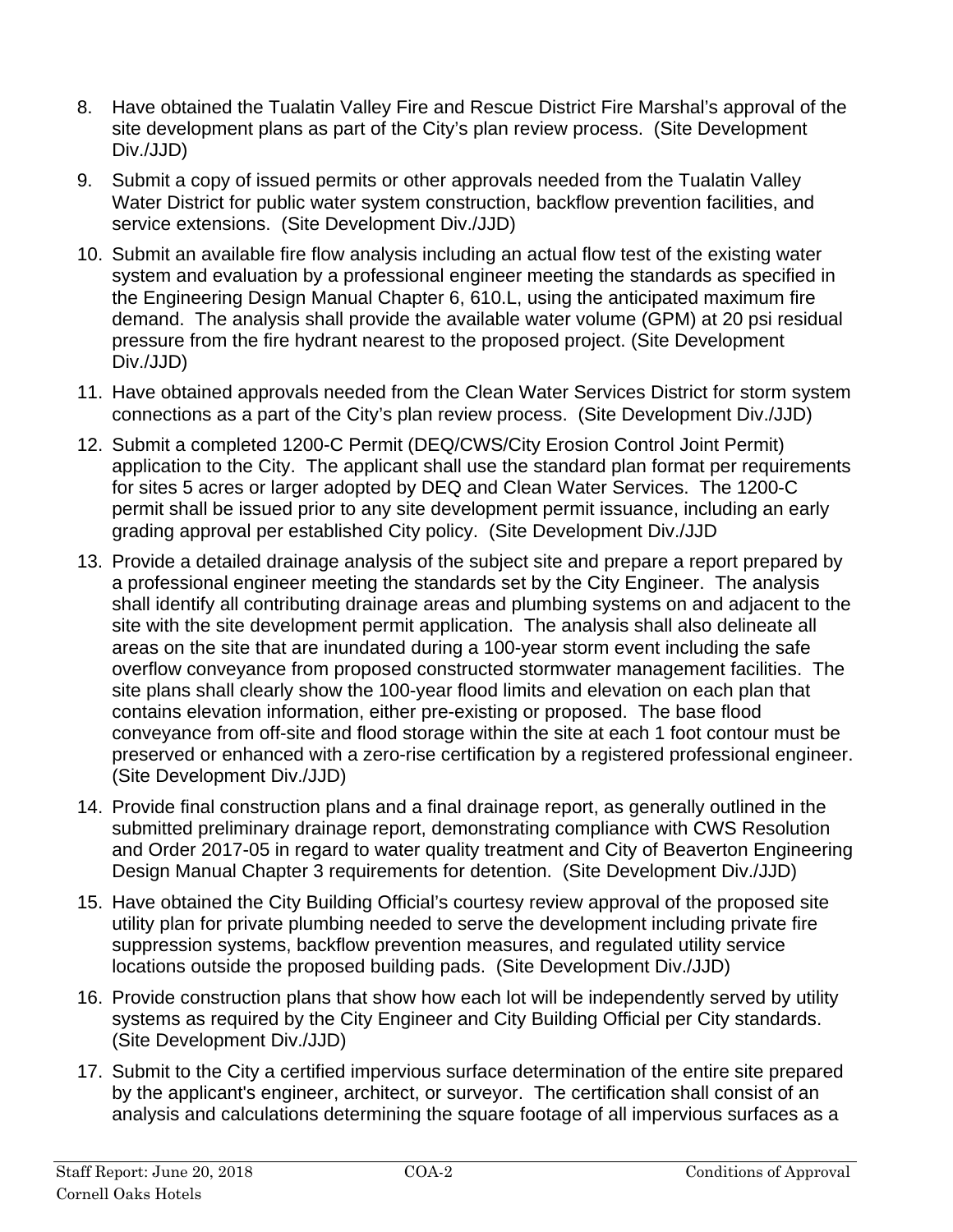8. Have obtained the Tualatin Valley Fire and Rescue District Fire Marshal's approval of the site development plans as part of the City's plan review process. (Site Development Div./JJD)

9. Submit a copy of issued permits or other approvals needed from the Tualatin Valley Water District for public water system construction, backflow prevention facilities, and service extensions. (Site Development Div./JJD)

10. Submit an available fire flow analysis including an actual flow test of the existing water system and evaluation by a professional engineer meeting the standards as specified in the Engineering Design Manual Chapter 6, 610.L, using the anticipated maximum fire demand. The analysis shall provide the available water volume (GPM) at 20 psi residual pressure from the fire hydrant nearest to the proposed project. (Site Development Div./JJD)

11. Have obtained approvals needed from the Clean Water Services District for storm system connections as a part of the City's plan review process. (Site Development Div./JJD)

12. Submit a completed 1200-C Permit (DEQ/CWS/City Erosion Control Joint Permit) application to the City. The applicant shall use the standard plan format per requirements for sites 5 acres or larger adopted by DEQ and Clean Water Services. The 1200-C permit shall be issued prior to any site development permit issuance, including an early grading approval per established City policy. (Site Development Div./JJD

13. Provide a detailed drainage analysis of the subject site and prepare a report prepared by a professional engineer meeting the standards set by the City Engineer. The analysis shall identify all contributing drainage areas and plumbing systems on and adjacent to the site with the site development permit application. The analysis shall also delineate all areas on the site that are inundated during a 100-year storm event including the safe overflow conveyance from proposed constructed stormwater management facilities. The site plans shall clearly show the 100-year flood limits and elevation on each plan that contains elevation information, either pre-existing or proposed. The base flood conveyance from off-site and flood storage within the site at each 1 foot contour must be preserved or enhanced with a zero-rise certification by a registered professional engineer. (Site Development Div./JJD)

14. Provide final construction plans and a final drainage report, as generally outlined in the submitted preliminary drainage report, demonstrating compliance with CWS Resolution and Order 2017-05 in regard to water quality treatment and City of Beaverton Engineering Design Manual Chapter 3 requirements for detention. (Site Development Div./JJD)

15. Have obtained the City Building Official's courtesy review approval of the proposed site utility plan for private plumbing needed to serve the development including private fire suppression systems, backflow prevention measures, and regulated utility service locations outside the proposed building pads. (Site Development Div./JJD)

16. Provide construction plans that show how each lot will be independently served by utility systems as required by the City Engineer and City Building Official per City standards. (Site Development Div./JJD)

17. Submit to the City a certified impervious surface determination of the entire site prepared by the applicant's engineer, architect, or surveyor. The certification shall consist of an analysis and calculations determining the square footage of all impervious surfaces as a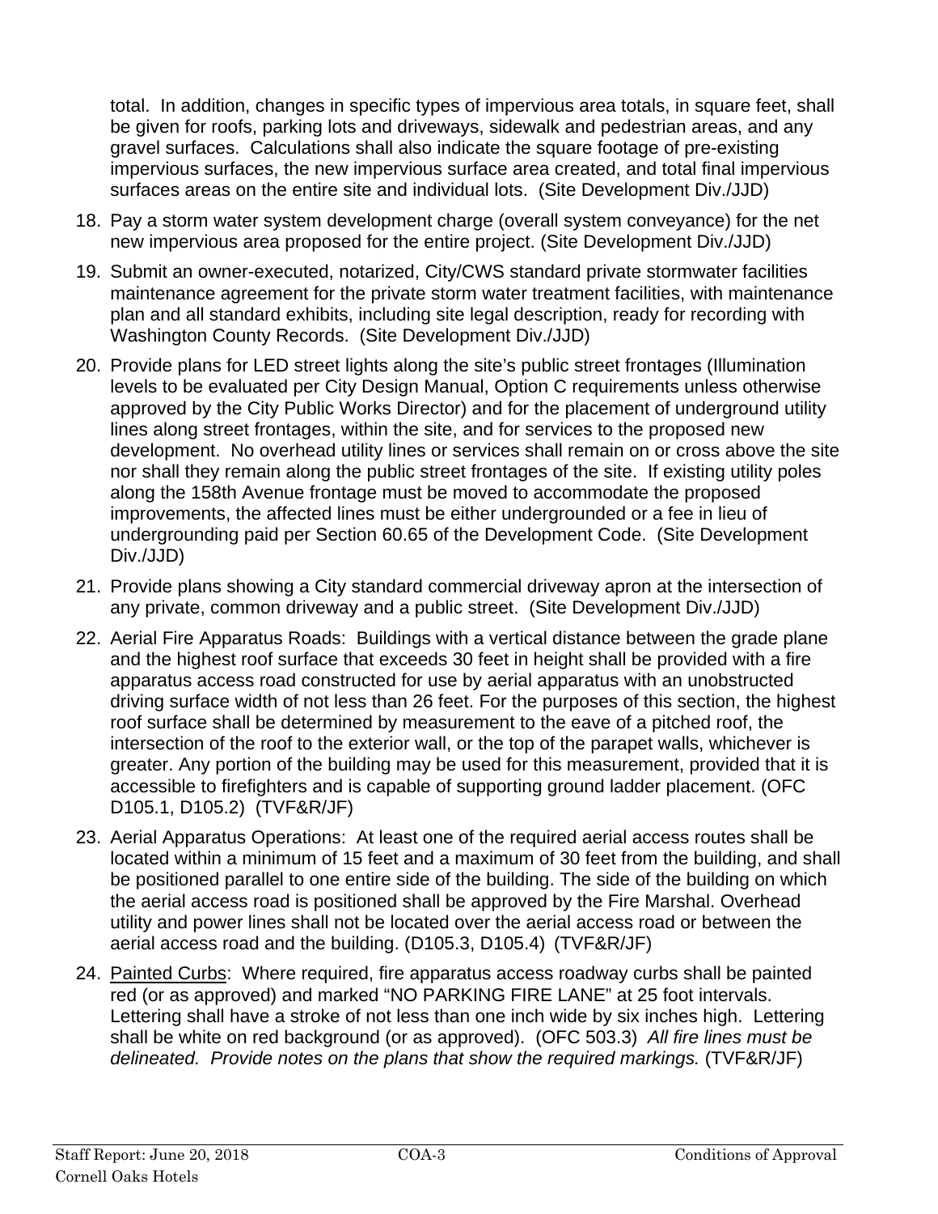total. In addition, changes in specific types of impervious area totals, in square feet, shall be given for roofs, parking lots and driveways, sidewalk and pedestrian areas, and any gravel surfaces. Calculations shall also indicate the square footage of pre-existing impervious surfaces, the new impervious surface area created, and total final impervious surfaces areas on the entire site and individual lots. (Site Development Div./JJD)

18. Pay a storm water system development charge (overall system conveyance) for the net new impervious area proposed for the entire project. (Site Development Div./JJD)
19. Submit an owner-executed, notarized, City/CWS standard private stormwater facilities maintenance agreement for the private storm water treatment facilities, with maintenance plan and all standard exhibits, including site legal description, ready for recording with Washington County Records. (Site Development Div./JJD)
20. Provide plans for LED street lights along the site's public street frontages (Illumination levels to be evaluated per City Design Manual, Option C requirements unless otherwise approved by the City Public Works Director) and for the placement of underground utility lines along street frontages, within the site, and for services to the proposed new development. No overhead utility lines or services shall remain on or cross above the site nor shall they remain along the public street frontages of the site. If existing utility poles along the 158th Avenue frontage must be moved to accommodate the proposed improvements, the affected lines must be either undergrounded or a fee in lieu of undergrounding paid per Section 60.65 of the Development Code. (Site Development Div./JJD)
21. Provide plans showing a City standard commercial driveway apron at the intersection of any private, common driveway and a public street. (Site Development Div./JJD)
22. Aerial Fire Apparatus Roads: Buildings with a vertical distance between the grade plane and the highest roof surface that exceeds 30 feet in height shall be provided with a fire apparatus access road constructed for use by aerial apparatus with an unobstructed driving surface width of not less than 26 feet. For the purposes of this section, the highest roof surface shall be determined by measurement to the eave of a pitched roof, the intersection of the roof to the exterior wall, or the top of the parapet walls, whichever is greater. Any portion of the building may be used for this measurement, provided that it is accessible to firefighters and is capable of supporting ground ladder placement. (OFC D105.1, D105.2) (TVF&R/JF)
23. Aerial Apparatus Operations: At least one of the required aerial access routes shall be located within a minimum of 15 feet and a maximum of 30 feet from the building, and shall be positioned parallel to one entire side of the building. The side of the building on which the aerial access road is positioned shall be approved by the Fire Marshal. Overhead utility and power lines shall not be located over the aerial access road or between the aerial access road and the building. (D105.3, D105.4) (TVF&R/JF)
24. <u>Painted Curbs</u>: Where required, fire apparatus access roadway curbs shall be painted red (or as approved) and marked "NO PARKING FIRE LANE" at 25 foot intervals. Lettering shall have a stroke of not less than one inch wide by six inches high. Lettering shall be white on red background (or as approved). (OFC 503.3) *All fire lines must be delineated. Provide notes on the plans that show the required markings.* (TVF&R/JF)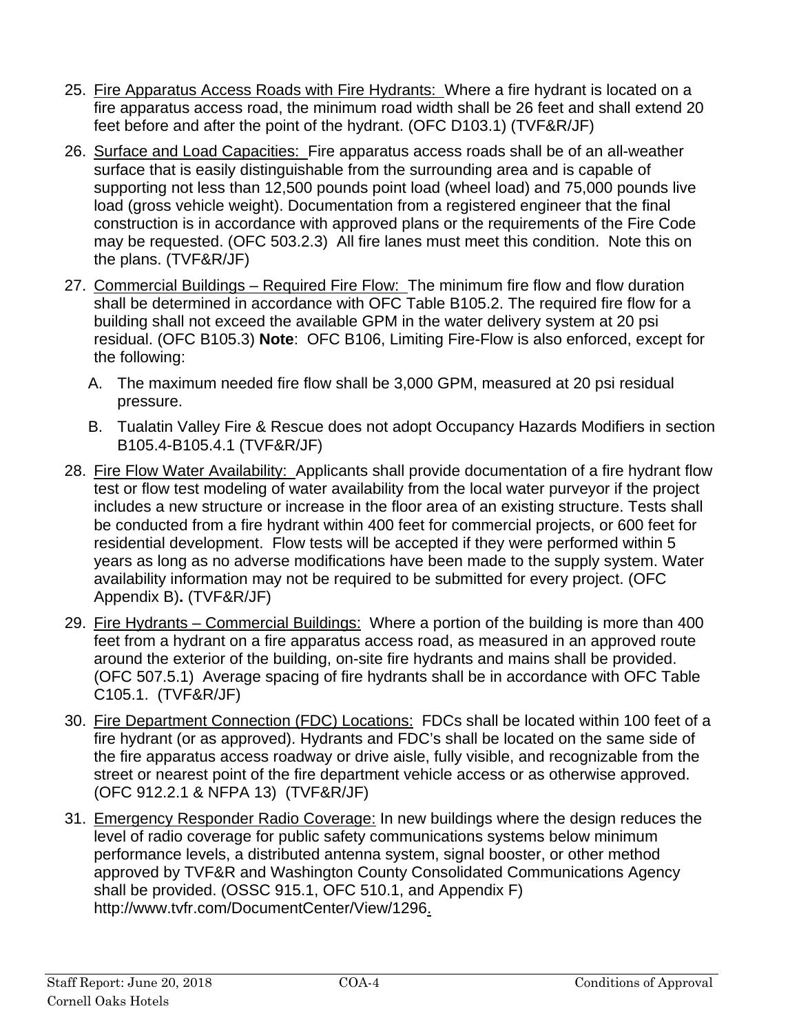25. Fire Apparatus Access Roads with Fire Hydrants: Where a fire hydrant is located on a fire apparatus access road, the minimum road width shall be 26 feet and shall extend 20 feet before and after the point of the hydrant. (OFC D103.1) (TVF&R/JF)

26. Surface and Load Capacities: Fire apparatus access roads shall be of an all-weather surface that is easily distinguishable from the surrounding area and is capable of supporting not less than 12,500 pounds point load (wheel load) and 75,000 pounds live load (gross vehicle weight). Documentation from a registered engineer that the final construction is in accordance with approved plans or the requirements of the Fire Code may be requested. (OFC 503.2.3) All fire lanes must meet this condition. Note this on the plans. (TVF&R/JF)

27. Commercial Buildings – Required Fire Flow: The minimum fire flow and flow duration shall be determined in accordance with OFC Table B105.2. The required fire flow for a building shall not exceed the available GPM in the water delivery system at 20 psi residual. (OFC B105.3) **Note**: OFC B106, Limiting Fire-Flow is also enforced, except for the following:

    A. The maximum needed fire flow shall be 3,000 GPM, measured at 20 psi residual pressure.

    B. Tualatin Valley Fire & Rescue does not adopt Occupancy Hazards Modifiers in section B105.4-B105.4.1 (TVF&R/JF)

28. Fire Flow Water Availability: Applicants shall provide documentation of a fire hydrant flow test or flow test modeling of water availability from the local water purveyor if the project includes a new structure or increase in the floor area of an existing structure. Tests shall be conducted from a fire hydrant within 400 feet for commercial projects, or 600 feet for residential development. Flow tests will be accepted if they were performed within 5 years as long as no adverse modifications have been made to the supply system. Water availability information may not be required to be submitted for every project. (OFC Appendix B)**.** (TVF&R/JF)

29. Fire Hydrants – Commercial Buildings: Where a portion of the building is more than 400 feet from a hydrant on a fire apparatus access road, as measured in an approved route around the exterior of the building, on-site fire hydrants and mains shall be provided. (OFC 507.5.1) Average spacing of fire hydrants shall be in accordance with OFC Table C105.1. (TVF&R/JF)

30. Fire Department Connection (FDC) Locations: FDCs shall be located within 100 feet of a fire hydrant (or as approved). Hydrants and FDC's shall be located on the same side of the fire apparatus access roadway or drive aisle, fully visible, and recognizable from the street or nearest point of the fire department vehicle access or as otherwise approved. (OFC 912.2.1 & NFPA 13) (TVF&R/JF)

31. Emergency Responder Radio Coverage: In new buildings where the design reduces the level of radio coverage for public safety communications systems below minimum performance levels, a distributed antenna system, signal booster, or other method approved by TVF&R and Washington County Consolidated Communications Agency shall be provided. (OSSC 915.1, OFC 510.1, and Appendix F) http://www.tvfr.com/DocumentCenter/View/1296.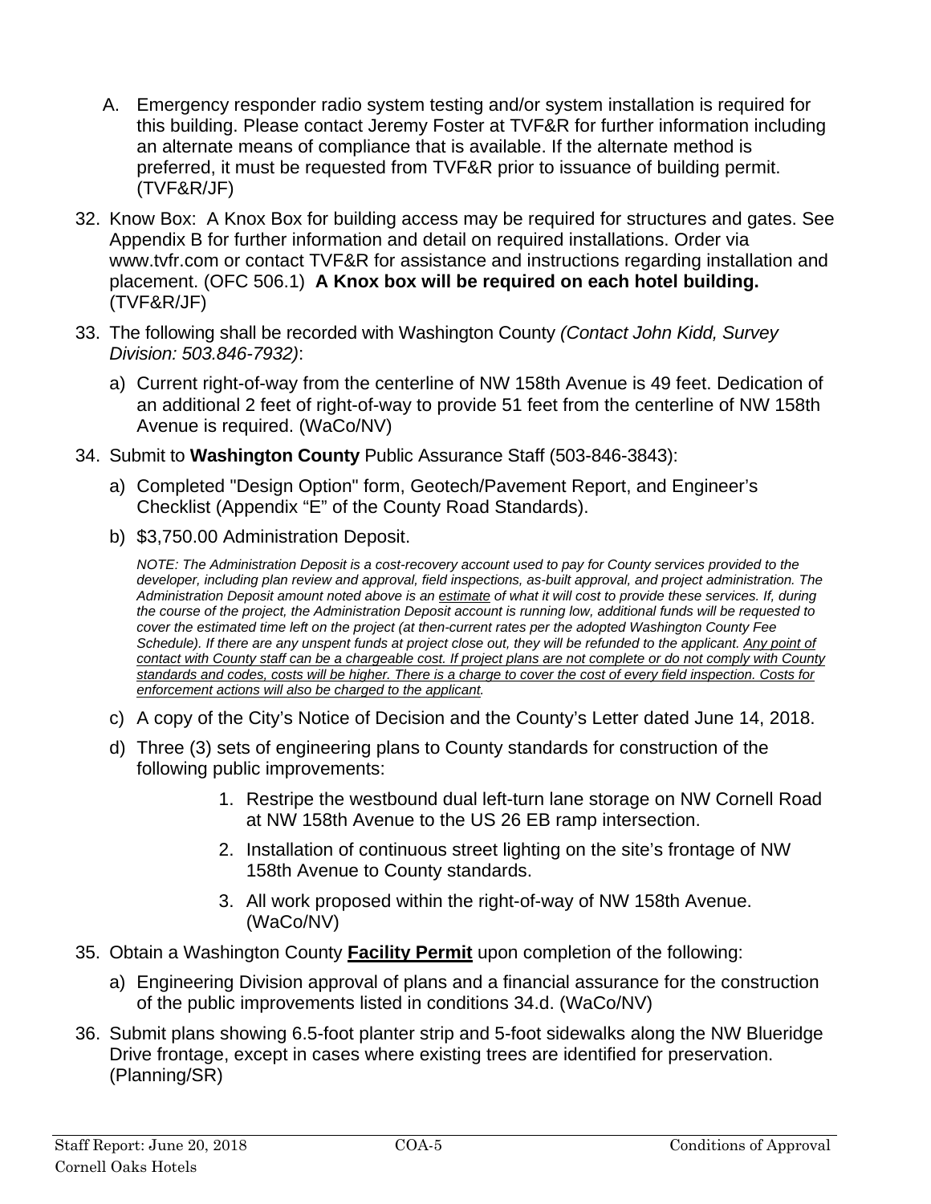A. Emergency responder radio system testing and/or system installation is required for this building. Please contact Jeremy Foster at TVF&R for further information including an alternate means of compliance that is available. If the alternate method is preferred, it must be requested from TVF&R prior to issuance of building permit. (TVF&R/JF)

32. Know Box: A Knox Box for building access may be required for structures and gates. See Appendix B for further information and detail on required installations. Order via www.tvfr.com or contact TVF&R for assistance and instructions regarding installation and placement. (OFC 506.1) **A Knox box will be required on each hotel building.** (TVF&R/JF)

33. The following shall be recorded with Washington County *(Contact John Kidd, Survey Division: 503.846-7932)*:

    a) Current right-of-way from the centerline of NW 158th Avenue is 49 feet. Dedication of an additional 2 feet of right-of-way to provide 51 feet from the centerline of NW 158th Avenue is required. (WaCo/NV)

34. Submit to **Washington County** Public Assurance Staff (503-846-3843):

    a) Completed "Design Option" form, Geotech/Pavement Report, and Engineer's Checklist (Appendix "E" of the County Road Standards).

    b) $3,750.00 Administration Deposit.

    *NOTE: The Administration Deposit is a cost-recovery account used to pay for County services provided to the developer, including plan review and approval, field inspections, as-built approval, and project administration. The Administration Deposit amount noted above is an <u>estimate</u> of what it will cost to provide these services. If, during the course of the project, the Administration Deposit account is running low, additional funds will be requested to cover the estimated time left on the project (at then-current rates per the adopted Washington County Fee Schedule). If there are any unspent funds at project close out, they will be refunded to the applicant. <u>Any point of contact with County staff can be a chargeable cost. If project plans are not complete or do not comply with County standards and codes, costs will be higher. There is a charge to cover the cost of every field inspection. Costs for enforcement actions will also be charged to the applicant</u>.*

    c) A copy of the City's Notice of Decision and the County's Letter dated June 14, 2018.

    d) Three (3) sets of engineering plans to County standards for construction of the following public improvements:

        1. Restripe the westbound dual left-turn lane storage on NW Cornell Road at NW 158th Avenue to the US 26 EB ramp intersection.
        2. Installation of continuous street lighting on the site's frontage of NW 158th Avenue to County standards.
        3. All work proposed within the right-of-way of NW 158th Avenue. (WaCo/NV)

35. Obtain a Washington County **<u>Facility Permit</u>** upon completion of the following:

    a) Engineering Division approval of plans and a financial assurance for the construction of the public improvements listed in conditions 34.d. (WaCo/NV)

36. Submit plans showing 6.5-foot planter strip and 5-foot sidewalks along the NW Blueridge Drive frontage, except in cases where existing trees are identified for preservation. (Planning/SR)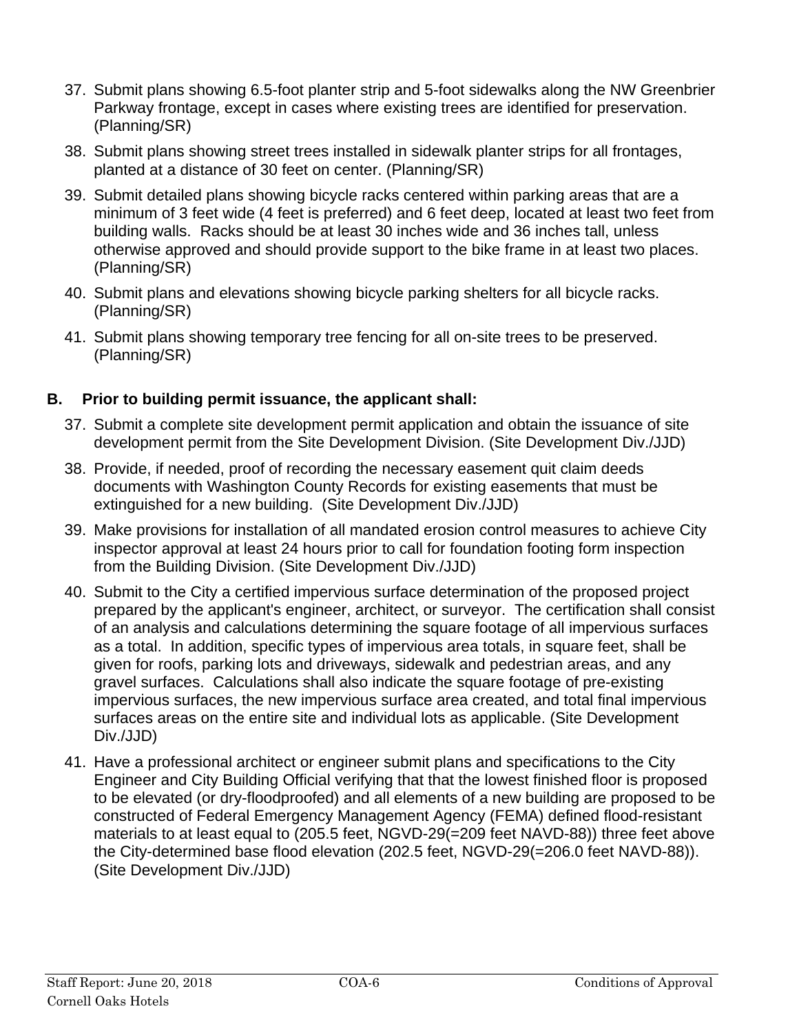37. Submit plans showing 6.5-foot planter strip and 5-foot sidewalks along the NW Greenbrier Parkway frontage, except in cases where existing trees are identified for preservation. (Planning/SR)

38. Submit plans showing street trees installed in sidewalk planter strips for all frontages, planted at a distance of 30 feet on center. (Planning/SR)

39. Submit detailed plans showing bicycle racks centered within parking areas that are a minimum of 3 feet wide (4 feet is preferred) and 6 feet deep, located at least two feet from building walls. Racks should be at least 30 inches wide and 36 inches tall, unless otherwise approved and should provide support to the bike frame in at least two places. (Planning/SR)

40. Submit plans and elevations showing bicycle parking shelters for all bicycle racks. (Planning/SR)

41. Submit plans showing temporary tree fencing for all on-site trees to be preserved. (Planning/SR)

## B. Prior to building permit issuance, the applicant shall:

37. Submit a complete site development permit application and obtain the issuance of site development permit from the Site Development Division. (Site Development Div./JJD)

38. Provide, if needed, proof of recording the necessary easement quit claim deeds documents with Washington County Records for existing easements that must be extinguished for a new building. (Site Development Div./JJD)

39. Make provisions for installation of all mandated erosion control measures to achieve City inspector approval at least 24 hours prior to call for foundation footing form inspection from the Building Division. (Site Development Div./JJD)

40. Submit to the City a certified impervious surface determination of the proposed project prepared by the applicant's engineer, architect, or surveyor. The certification shall consist of an analysis and calculations determining the square footage of all impervious surfaces as a total. In addition, specific types of impervious area totals, in square feet, shall be given for roofs, parking lots and driveways, sidewalk and pedestrian areas, and any gravel surfaces. Calculations shall also indicate the square footage of pre-existing impervious surfaces, the new impervious surface area created, and total final impervious surfaces areas on the entire site and individual lots as applicable. (Site Development Div./JJD)

41. Have a professional architect or engineer submit plans and specifications to the City Engineer and City Building Official verifying that that the lowest finished floor is proposed to be elevated (or dry-floodproofed) and all elements of a new building are proposed to be constructed of Federal Emergency Management Agency (FEMA) defined flood-resistant materials to at least equal to (205.5 feet, NGVD-29(=209 feet NAVD-88)) three feet above the City-determined base flood elevation (202.5 feet, NGVD-29(=206.0 feet NAVD-88)). (Site Development Div./JJD)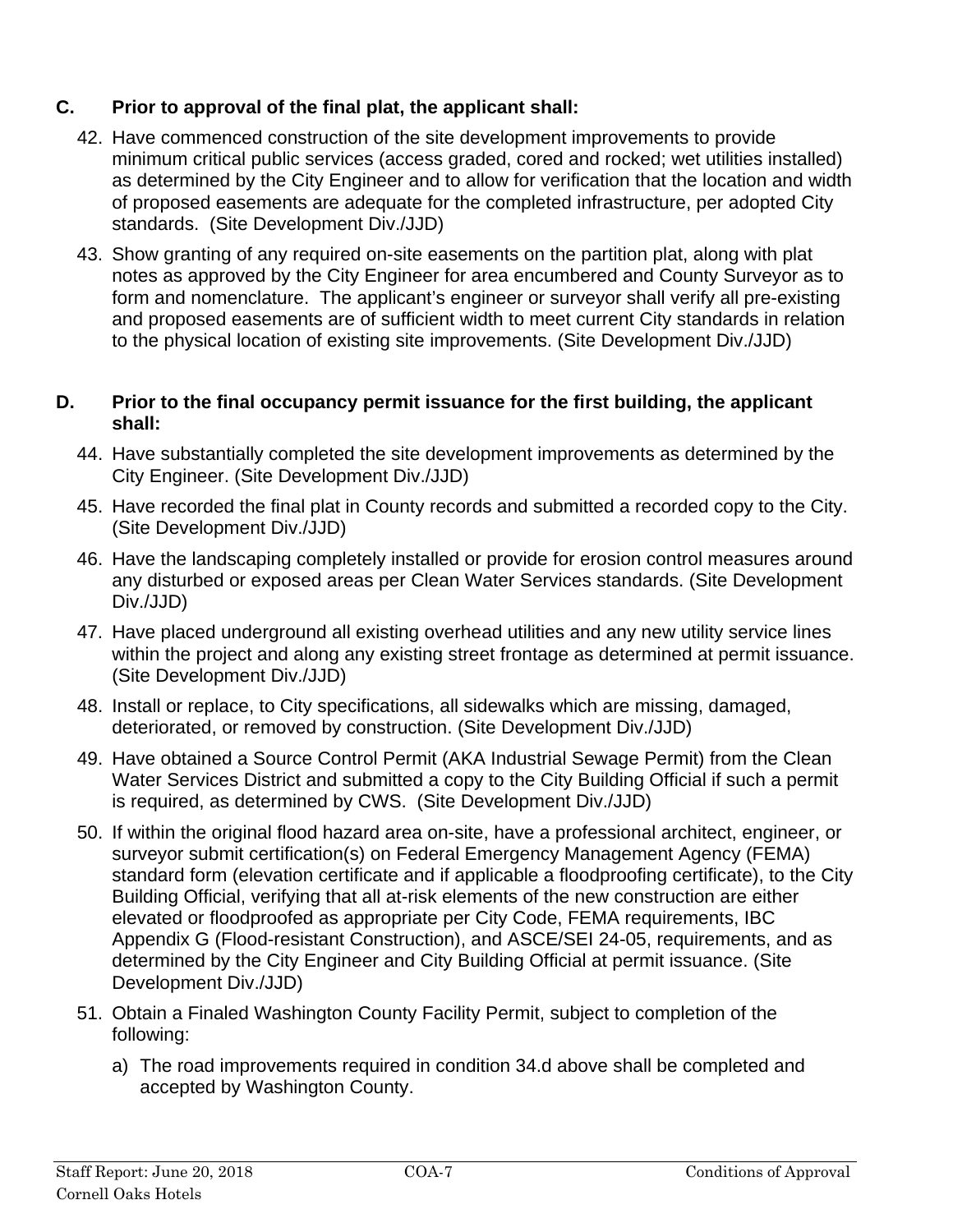**C. Prior to approval of the final plat, the applicant shall:**

42. Have commenced construction of the site development improvements to provide minimum critical public services (access graded, cored and rocked; wet utilities installed) as determined by the City Engineer and to allow for verification that the location and width of proposed easements are adequate for the completed infrastructure, per adopted City standards. (Site Development Div./JJD)

43. Show granting of any required on-site easements on the partition plat, along with plat notes as approved by the City Engineer for area encumbered and County Surveyor as to form and nomenclature. The applicant's engineer or surveyor shall verify all pre-existing and proposed easements are of sufficient width to meet current City standards in relation to the physical location of existing site improvements. (Site Development Div./JJD)

**D. Prior to the final occupancy permit issuance for the first building, the applicant shall:**

44. Have substantially completed the site development improvements as determined by the City Engineer. (Site Development Div./JJD)

45. Have recorded the final plat in County records and submitted a recorded copy to the City. (Site Development Div./JJD)

46. Have the landscaping completely installed or provide for erosion control measures around any disturbed or exposed areas per Clean Water Services standards. (Site Development Div./JJD)

47. Have placed underground all existing overhead utilities and any new utility service lines within the project and along any existing street frontage as determined at permit issuance. (Site Development Div./JJD)

48. Install or replace, to City specifications, all sidewalks which are missing, damaged, deteriorated, or removed by construction. (Site Development Div./JJD)

49. Have obtained a Source Control Permit (AKA Industrial Sewage Permit) from the Clean Water Services District and submitted a copy to the City Building Official if such a permit is required, as determined by CWS. (Site Development Div./JJD)

50. If within the original flood hazard area on-site, have a professional architect, engineer, or surveyor submit certification(s) on Federal Emergency Management Agency (FEMA) standard form (elevation certificate and if applicable a floodproofing certificate), to the City Building Official, verifying that all at-risk elements of the new construction are either elevated or floodproofed as appropriate per City Code, FEMA requirements, IBC Appendix G (Flood-resistant Construction), and ASCE/SEI 24-05, requirements, and as determined by the City Engineer and City Building Official at permit issuance. (Site Development Div./JJD)

51. Obtain a Finaled Washington County Facility Permit, subject to completion of the following:

    a) The road improvements required in condition 34.d above shall be completed and accepted by Washington County.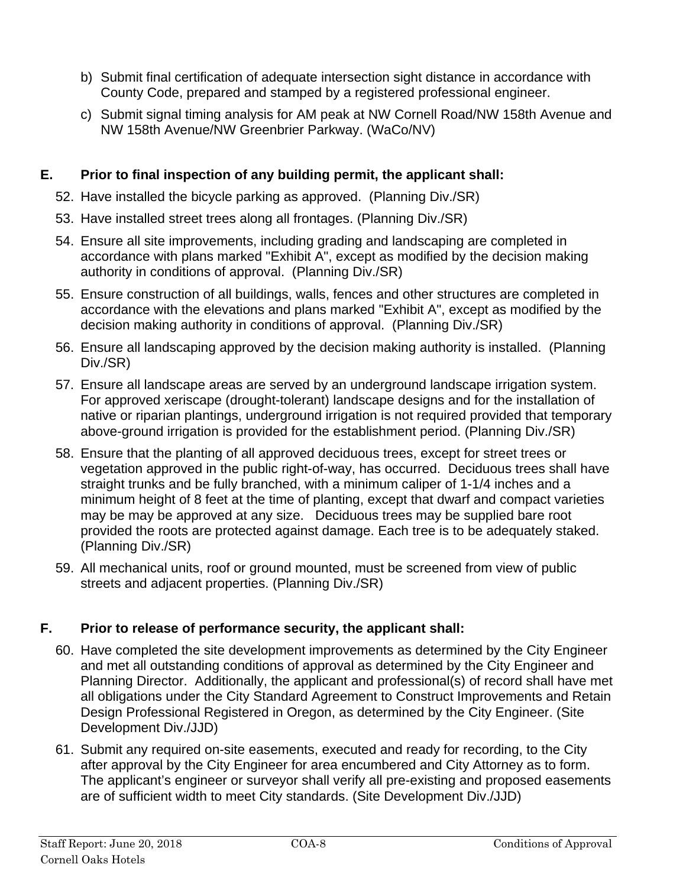b) Submit final certification of adequate intersection sight distance in accordance with County Code, prepared and stamped by a registered professional engineer.

c) Submit signal timing analysis for AM peak at NW Cornell Road/NW 158th Avenue and NW 158th Avenue/NW Greenbrier Parkway. (WaCo/NV)

**E. Prior to final inspection of any building permit, the applicant shall:**

52. Have installed the bicycle parking as approved. (Planning Div./SR)
53. Have installed street trees along all frontages. (Planning Div./SR)
54. Ensure all site improvements, including grading and landscaping are completed in accordance with plans marked "Exhibit A", except as modified by the decision making authority in conditions of approval. (Planning Div./SR)
55. Ensure construction of all buildings, walls, fences and other structures are completed in accordance with the elevations and plans marked "Exhibit A", except as modified by the decision making authority in conditions of approval. (Planning Div./SR)
56. Ensure all landscaping approved by the decision making authority is installed. (Planning Div./SR)
57. Ensure all landscape areas are served by an underground landscape irrigation system. For approved xeriscape (drought-tolerant) landscape designs and for the installation of native or riparian plantings, underground irrigation is not required provided that temporary above-ground irrigation is provided for the establishment period. (Planning Div./SR)
58. Ensure that the planting of all approved deciduous trees, except for street trees or vegetation approved in the public right-of-way, has occurred. Deciduous trees shall have straight trunks and be fully branched, with a minimum caliper of 1-1/4 inches and a minimum height of 8 feet at the time of planting, except that dwarf and compact varieties may be may be approved at any size. Deciduous trees may be supplied bare root provided the roots are protected against damage. Each tree is to be adequately staked. (Planning Div./SR)
59. All mechanical units, roof or ground mounted, must be screened from view of public streets and adjacent properties. (Planning Div./SR)

**F. Prior to release of performance security, the applicant shall:**

60. Have completed the site development improvements as determined by the City Engineer and met all outstanding conditions of approval as determined by the City Engineer and Planning Director. Additionally, the applicant and professional(s) of record shall have met all obligations under the City Standard Agreement to Construct Improvements and Retain Design Professional Registered in Oregon, as determined by the City Engineer. (Site Development Div./JJD)
61. Submit any required on-site easements, executed and ready for recording, to the City after approval by the City Engineer for area encumbered and City Attorney as to form. The applicant's engineer or surveyor shall verify all pre-existing and proposed easements are of sufficient width to meet City standards. (Site Development Div./JJD)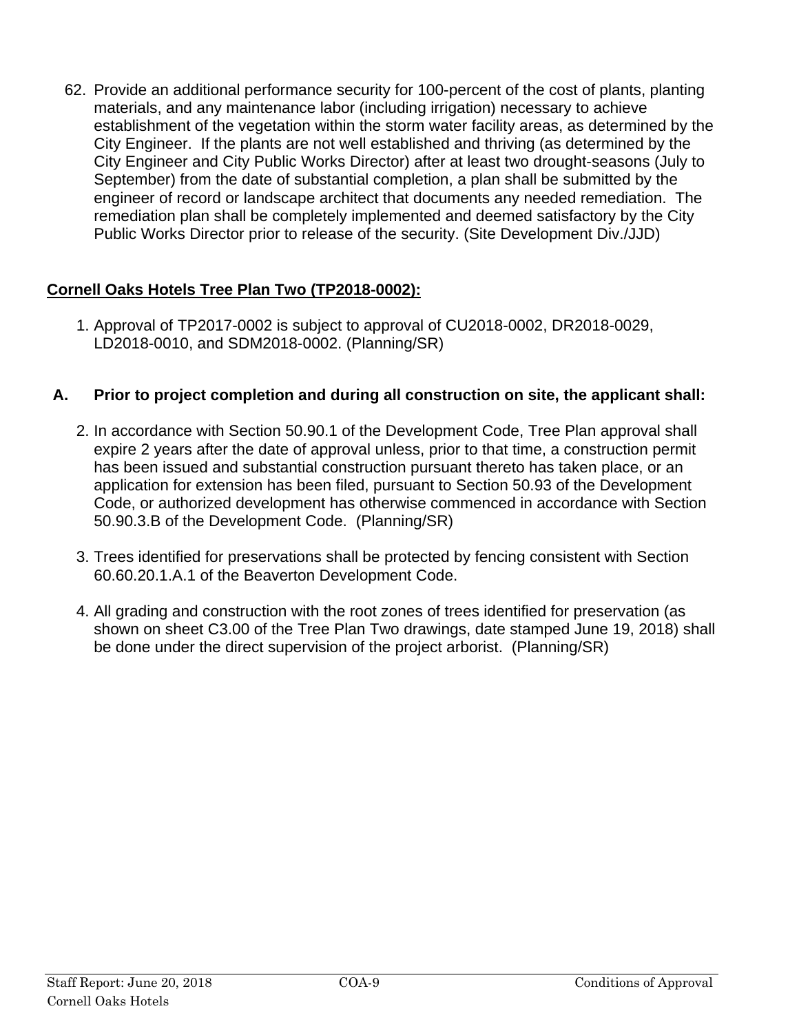62. Provide an additional performance security for 100-percent of the cost of plants, planting materials, and any maintenance labor (including irrigation) necessary to achieve establishment of the vegetation within the storm water facility areas, as determined by the City Engineer. If the plants are not well established and thriving (as determined by the City Engineer and City Public Works Director) after at least two drought-seasons (July to September) from the date of substantial completion, a plan shall be submitted by the engineer of record or landscape architect that documents any needed remediation. The remediation plan shall be completely implemented and deemed satisfactory by the City Public Works Director prior to release of the security. (Site Development Div./JJD)

**Cornell Oaks Hotels Tree Plan Two (TP2018-0002):**

1. Approval of TP2017-0002 is subject to approval of CU2018-0002, DR2018-0029, LD2018-0010, and SDM2018-0002. (Planning/SR)

**A. Prior to project completion and during all construction on site, the applicant shall:**

2. In accordance with Section 50.90.1 of the Development Code, Tree Plan approval shall expire 2 years after the date of approval unless, prior to that time, a construction permit has been issued and substantial construction pursuant thereto has taken place, or an application for extension has been filed, pursuant to Section 50.93 of the Development Code, or authorized development has otherwise commenced in accordance with Section 50.90.3.B of the Development Code. (Planning/SR)

3. Trees identified for preservations shall be protected by fencing consistent with Section 60.60.20.1.A.1 of the Beaverton Development Code.

4. All grading and construction with the root zones of trees identified for preservation (as shown on sheet C3.00 of the Tree Plan Two drawings, date stamped June 19, 2018) shall be done under the direct supervision of the project arborist. (Planning/SR)